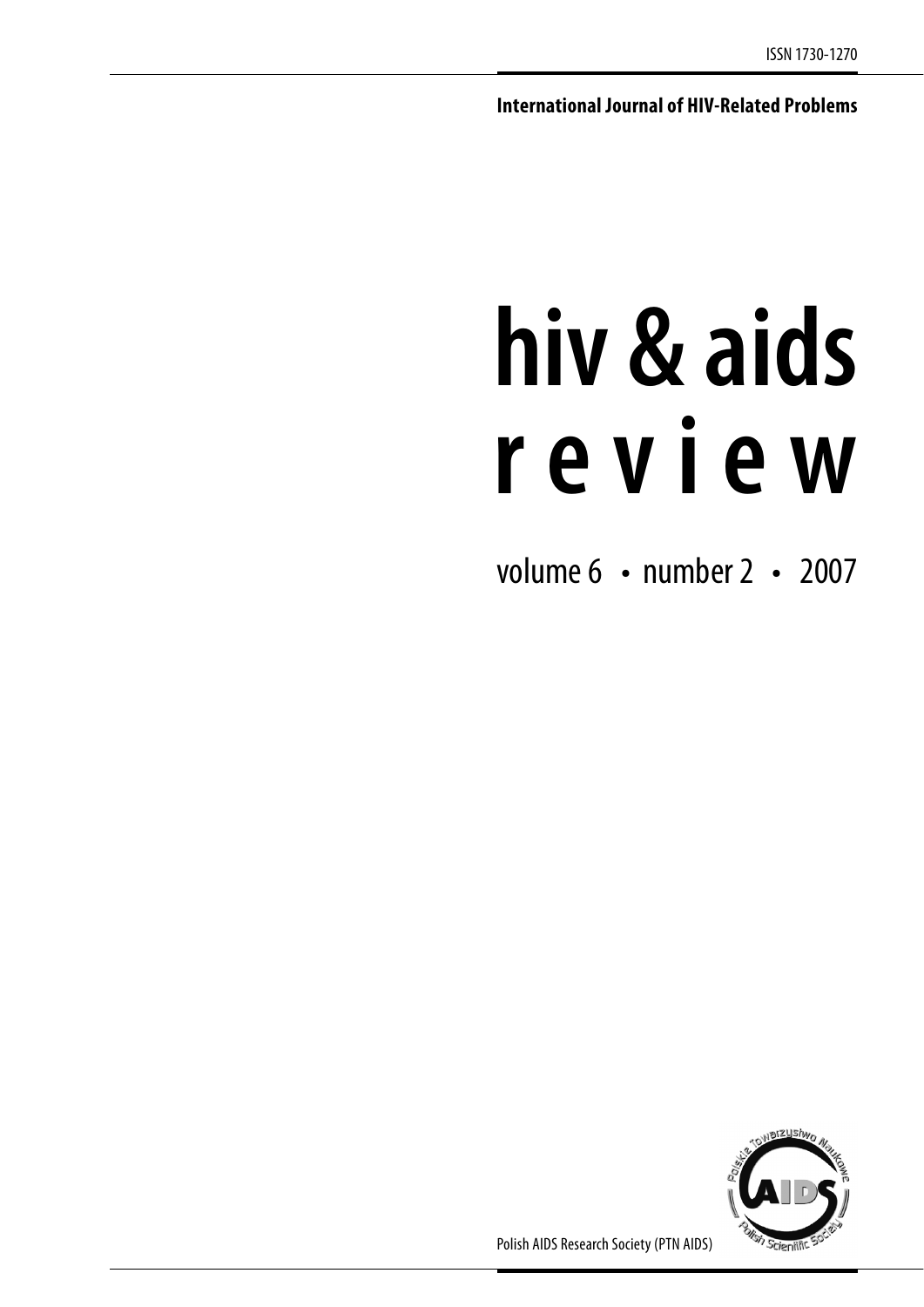ISSN 1730-1270

**International Journal of HIV-Related Problems**

# hiv & aids
# r e v i e w

volume 6 • number 2 • 2007

Polish AIDS Research Society (PTN AIDS)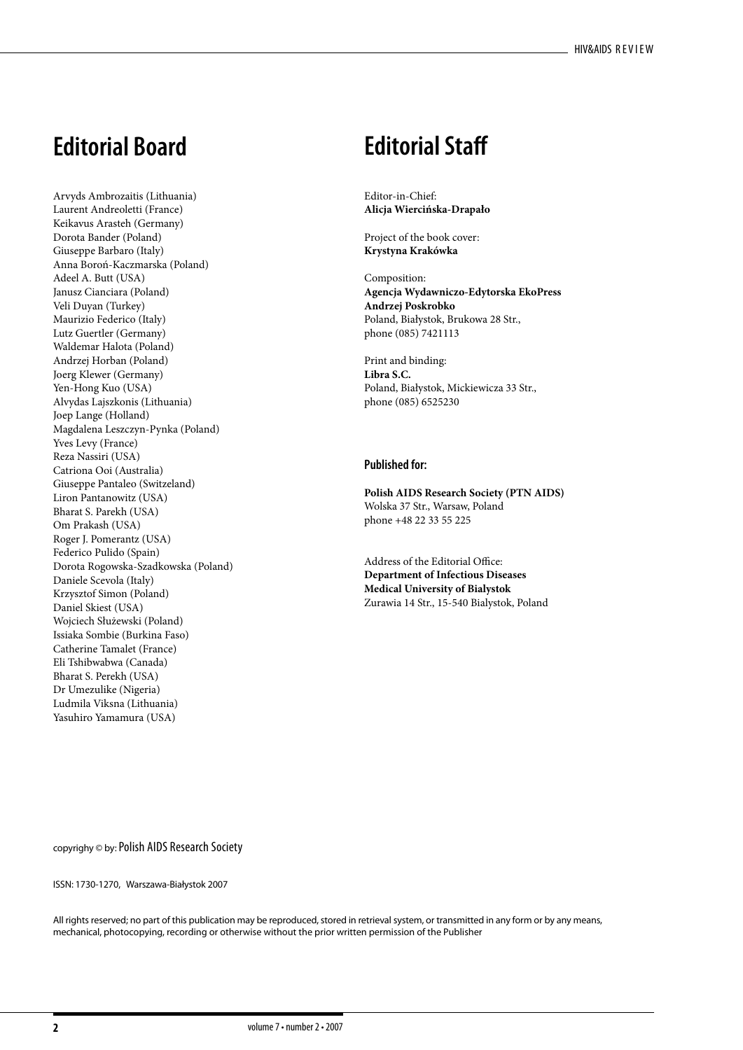## Editorial Board

Arvyds Ambrozaitis (Lithuania)
Laurent Andreoletti (France)
Keikavus Arasteh (Germany)
Dorota Bander (Poland)
Giuseppe Barbaro (Italy)
Anna Boroń-Kaczmarska (Poland)
Adeel A. Butt (USA)
Janusz Cianciara (Poland)
Veli Duyan (Turkey)
Maurizio Federico (Italy)
Lutz Guertler (Germany)
Waldemar Halota (Poland)
Andrzej Horban (Poland)
Joerg Klewer (Germany)
Yen-Hong Kuo (USA)
Alvydas Lajszkonis (Lithuania)
Joep Lange (Holland)
Magdalena Leszczyn-Pynka (Poland)
Yves Levy (France)
Reza Nassiri (USA)
Catriona Ooi (Australia)
Giuseppe Pantaleo (Switzeland)
Liron Pantanowitz (USA)
Bharat S. Parekh (USA)
Om Prakash (USA)
Roger J. Pomerantz (USA)
Federico Pulido (Spain)
Dorota Rogowska-Szadkowska (Poland)
Daniele Scevola (Italy)
Krzysztof Simon (Poland)
Daniel Skiest (USA)
Wojciech Służewski (Poland)
Issiaka Sombie (Burkina Faso)
Catherine Tamalet (France)
Eli Tshibwabwa (Canada)
Bharat S. Perekh (USA)
Dr Umezulike (Nigeria)
Ludmila Viksna (Lithuania)
Yasuhiro Yamamura (USA)

## Editorial Staff

Editor-in-Chief:
**Alicja Wiercińska-Drapało**

Project of the book cover:
**Krystyna Krakówka**

Composition:
**Agencja Wydawniczo-Edytorska EkoPress**
**Andrzej Poskrobko**
Poland, Białystok, Brukowa 28 Str.,
phone (085) 7421113

Print and binding:
**Libra S.C.**
Poland, Białystok, Mickiewicza 33 Str.,
phone (085) 6525230

**Published for:**

**Polish AIDS Research Society (PTN AIDS)**
Wolska 37 Str., Warsaw, Poland
phone +48 22 33 55 225

Address of the Editorial Office:
**Department of Infectious Diseases**
**Medical University of Bialystok**
Zurawia 14 Str., 15-540 Bialystok, Poland

copyrighy © by: Polish AIDS Research Society

ISSN: 1730-1270, Warszawa-Białystok 2007

All rights reserved; no part of this publication may be reproduced, stored in retrieval system, or transmitted in any form or by any means, mechanical, photocopying, recording or otherwise without the prior written permission of the Publisher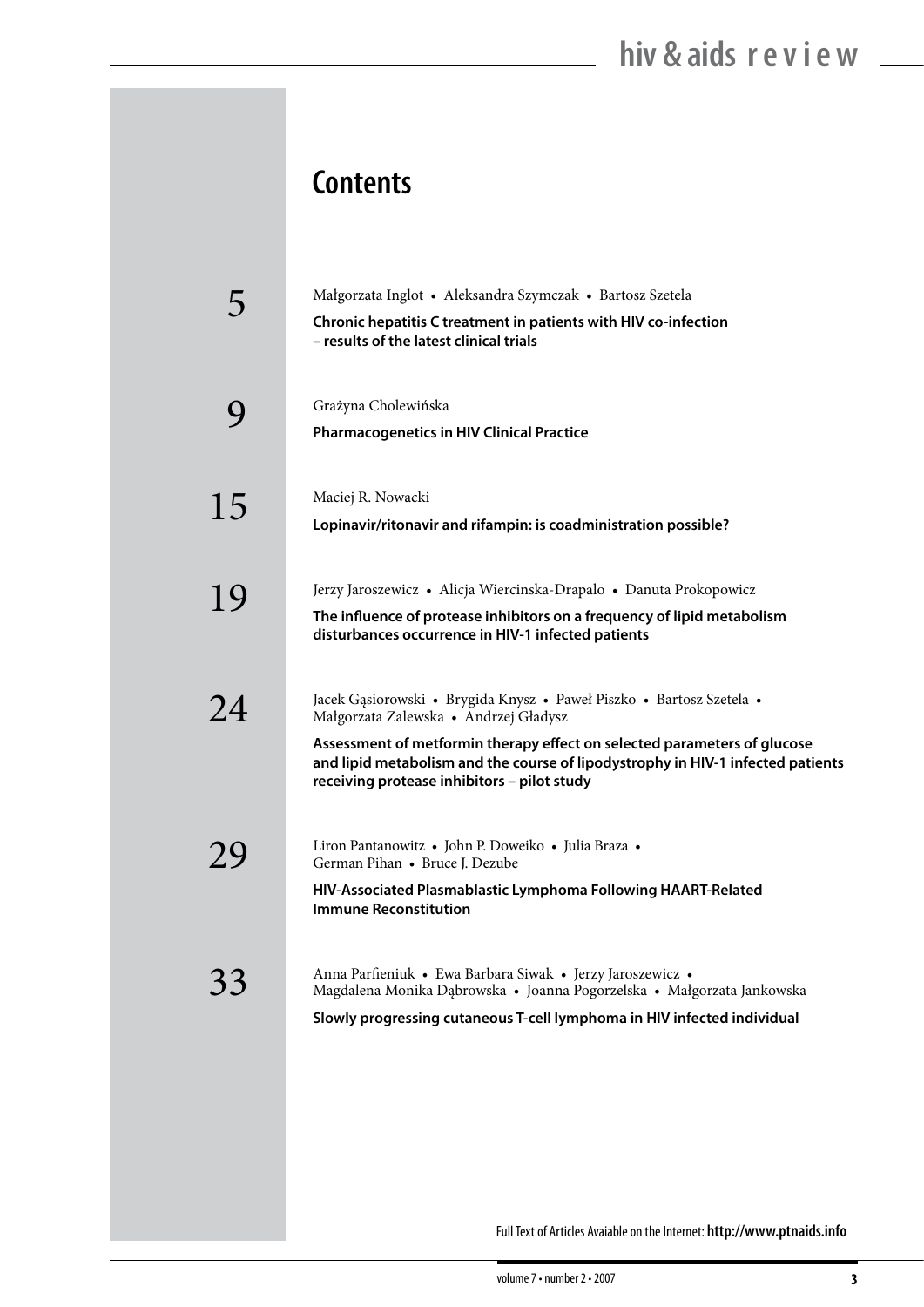# Contents

5

Małgorzata Inglot • Aleksandra Szymczak • Bartosz Szetela

**Chronic hepatitis C treatment in patients with HIV co-infection – results of the latest clinical trials**

9

Grażyna Cholewińska

**Pharmacogenetics in HIV Clinical Practice**

15

Maciej R. Nowacki

**Lopinavir/ritonavir and rifampin: is coadministration possible?**

19

Jerzy Jaroszewicz • Alicja Wiercinska-Drapalo • Danuta Prokopowicz

**The influence of protease inhibitors on a frequency of lipid metabolism disturbances occurrence in HIV-1 infected patients**

24

Jacek Gąsiorowski • Brygida Knysz • Paweł Piszko • Bartosz Szetela • Małgorzata Zalewska • Andrzej Gładysz

**Assessment of metformin therapy effect on selected parameters of glucose and lipid metabolism and the course of lipodystrophy in HIV-1 infected patients receiving protease inhibitors – pilot study**

29

Liron Pantanowitz • John P. Doweiko • Julia Braza • German Pihan • Bruce J. Dezube

**HIV-Associated Plasmablastic Lymphoma Following HAART-Related Immune Reconstitution**

33

Anna Parfieniuk • Ewa Barbara Siwak • Jerzy Jaroszewicz • Magdalena Monika Dąbrowska • Joanna Pogorzelska • Małgorzata Jankowska

**Slowly progressing cutaneous T-cell lymphoma in HIV infected individual**

Full Text of Articles Avaiable on the Internet: **http://www.ptnaids.info**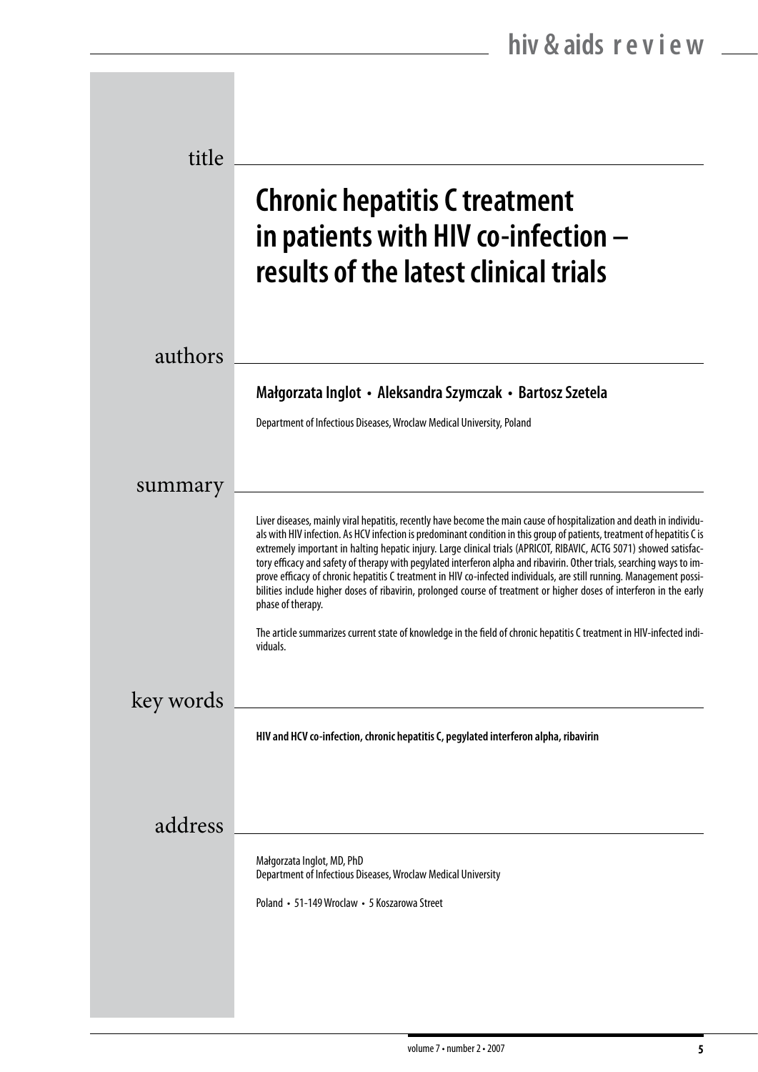## title

# Chronic hepatitis C treatment in patients with HIV co-infection – results of the latest clinical trials

## authors

**Małgorzata Inglot • Aleksandra Szymczak • Bartosz Szetela**

Department of Infectious Diseases, Wroclaw Medical University, Poland

## summary

Liver diseases, mainly viral hepatitis, recently have become the main cause of hospitalization and death in individuals with HIV infection. As HCV infection is predominant condition in this group of patients, treatment of hepatitis C is extremely important in halting hepatic injury. Large clinical trials (APRICOT, RIBAVIC, ACTG 5071) showed satisfactory efficacy and safety of therapy with pegylated interferon alpha and ribavirin. Other trials, searching ways to improve efficacy of chronic hepatitis C treatment in HIV co-infected individuals, are still running. Management possibilities include higher doses of ribavirin, prolonged course of treatment or higher doses of interferon in the early phase of therapy.

The article summarizes current state of knowledge in the field of chronic hepatitis C treatment in HIV-infected individuals.

## key words

**HIV and HCV co-infection, chronic hepatitis C, pegylated interferon alpha, ribavirin**

## address

Małgorzata Inglot, MD, PhD
Department of Infectious Diseases, Wroclaw Medical University

Poland • 51-149 Wroclaw • 5 Koszarowa Street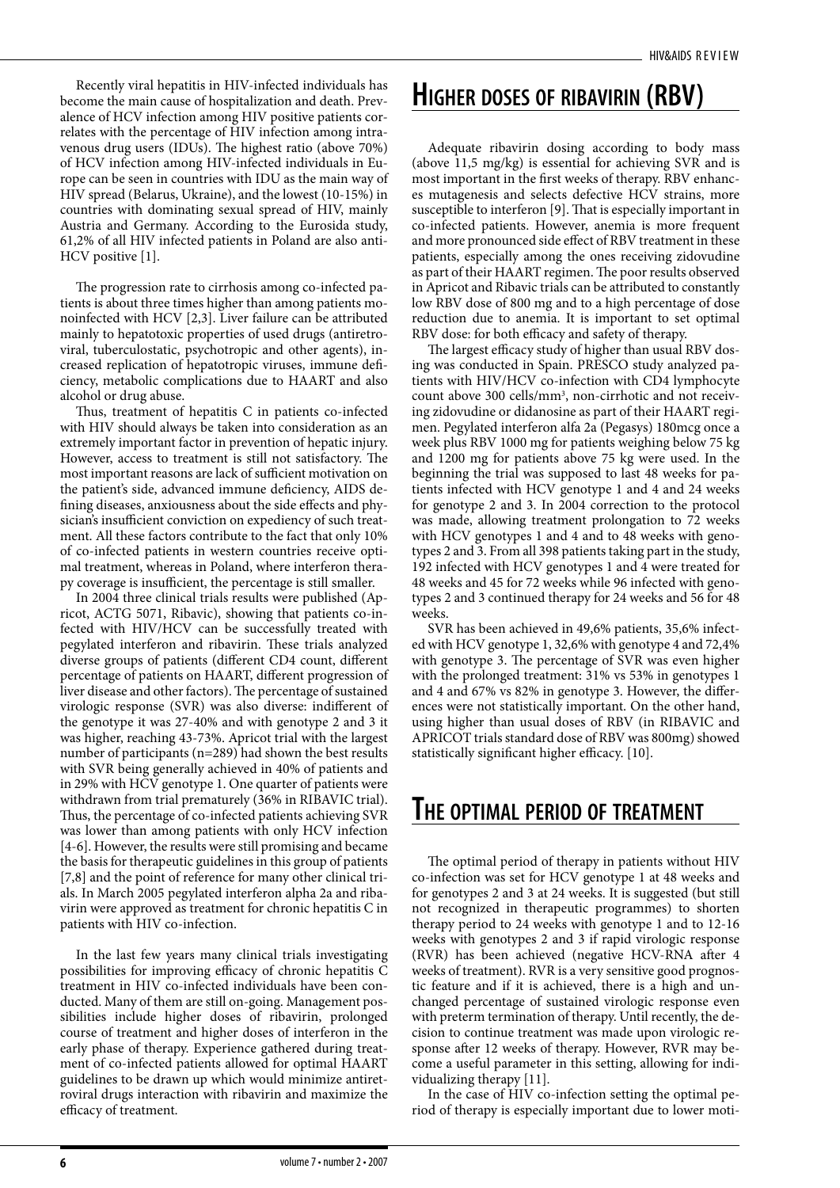Recently viral hepatitis in HIV-infected individuals has become the main cause of hospitalization and death. Prevalence of HCV infection among HIV positive patients correlates with the percentage of HIV infection among intravenous drug users (IDUs). The highest ratio (above 70%) of HCV infection among HIV-infected individuals in Europe can be seen in countries with IDU as the main way of HIV spread (Belarus, Ukraine), and the lowest (10-15%) in countries with dominating sexual spread of HIV, mainly Austria and Germany. According to the Eurosida study, 61,2% of all HIV infected patients in Poland are also anti-HCV positive [1].

The progression rate to cirrhosis among co-infected patients is about three times higher than among patients monoinfected with HCV [2,3]. Liver failure can be attributed mainly to hepatotoxic properties of used drugs (antiretroviral, tuberculostatic, psychotropic and other agents), increased replication of hepatotropic viruses, immune deficiency, metabolic complications due to HAART and also alcohol or drug abuse.

Thus, treatment of hepatitis C in patients co-infected with HIV should always be taken into consideration as an extremely important factor in prevention of hepatic injury. However, access to treatment is still not satisfactory. The most important reasons are lack of sufficient motivation on the patient's side, advanced immune deficiency, AIDS defining diseases, anxiousness about the side effects and physician's insufficient conviction on expediency of such treatment. All these factors contribute to the fact that only 10% of co-infected patients in western countries receive optimal treatment, whereas in Poland, where interferon therapy coverage is insufficient, the percentage is still smaller.

In 2004 three clinical trials results were published (Apricot, ACTG 5071, Ribavic), showing that patients co-infected with HIV/HCV can be successfully treated with pegylated interferon and ribavirin. These trials analyzed diverse groups of patients (different CD4 count, different percentage of patients on HAART, different progression of liver disease and other factors). The percentage of sustained virologic response (SVR) was also diverse: indifferent of the genotype it was 27-40% and with genotype 2 and 3 it was higher, reaching 43-73%. Apricot trial with the largest number of participants (n=289) had shown the best results with SVR being generally achieved in 40% of patients and in 29% with HCV genotype 1. One quarter of patients were withdrawn from trial prematurely (36% in RIBAVIC trial). Thus, the percentage of co-infected patients achieving SVR was lower than among patients with only HCV infection [4-6]. However, the results were still promising and became the basis for therapeutic guidelines in this group of patients [7,8] and the point of reference for many other clinical trials. In March 2005 pegylated interferon alpha 2a and ribavirin were approved as treatment for chronic hepatitis C in patients with HIV co-infection.

In the last few years many clinical trials investigating possibilities for improving efficacy of chronic hepatitis C treatment in HIV co-infected individuals have been conducted. Many of them are still on-going. Management possibilities include higher doses of ribavirin, prolonged course of treatment and higher doses of interferon in the early phase of therapy. Experience gathered during treatment of co-infected patients allowed for optimal HAART guidelines to be drawn up which would minimize antiretroviral drugs interaction with ribavirin and maximize the efficacy of treatment.

## Higher doses of ribavirin (RBV)

Adequate ribavirin dosing according to body mass (above 11,5 mg/kg) is essential for achieving SVR and is most important in the first weeks of therapy. RBV enhances mutagenesis and selects defective HCV strains, more susceptible to interferon [9]. That is especially important in co-infected patients. However, anemia is more frequent and more pronounced side effect of RBV treatment in these patients, especially among the ones receiving zidovudine as part of their HAART regimen. The poor results observed in Apricot and Ribavic trials can be attributed to constantly low RBV dose of 800 mg and to a high percentage of dose reduction due to anemia. It is important to set optimal RBV dose: for both efficacy and safety of therapy.

The largest efficacy study of higher than usual RBV dosing was conducted in Spain. PRESCO study analyzed patients with HIV/HCV co-infection with CD4 lymphocyte count above 300 cells/mm$^3$, non-cirrhotic and not receiving zidovudine or didanosine as part of their HAART regimen. Pegylated interferon alfa 2a (Pegasys) 180mcg once a week plus RBV 1000 mg for patients weighing below 75 kg and 1200 mg for patients above 75 kg were used. In the beginning the trial was supposed to last 48 weeks for patients infected with HCV genotype 1 and 4 and 24 weeks for genotype 2 and 3. In 2004 correction to the protocol was made, allowing treatment prolongation to 72 weeks with HCV genotypes 1 and 4 and to 48 weeks with genotypes 2 and 3. From all 398 patients taking part in the study, 192 infected with HCV genotypes 1 and 4 were treated for 48 weeks and 45 for 72 weeks while 96 infected with genotypes 2 and 3 continued therapy for 24 weeks and 56 for 48 weeks.

SVR has been achieved in 49,6% patients, 35,6% infected with HCV genotype 1, 32,6% with genotype 4 and 72,4% with genotype 3. The percentage of SVR was even higher with the prolonged treatment: 31% vs 53% in genotypes 1 and 4 and 67% vs 82% in genotype 3. However, the differences were not statistically important. On the other hand, using higher than usual doses of RBV (in RIBAVIC and APRICOT trials standard dose of RBV was 800mg) showed statistically significant higher efficacy. [10].

## The optimal period of treatment

The optimal period of therapy in patients without HIV co-infection was set for HCV genotype 1 at 48 weeks and for genotypes 2 and 3 at 24 weeks. It is suggested (but still not recognized in therapeutic programmes) to shorten therapy period to 24 weeks with genotype 1 and to 12-16 weeks with genotypes 2 and 3 if rapid virologic response (RVR) has been achieved (negative HCV-RNA after 4 weeks of treatment). RVR is a very sensitive good prognostic feature and if it is achieved, there is a high and unchanged percentage of sustained virologic response even with preterm termination of therapy. Until recently, the decision to continue treatment was made upon virologic response after 12 weeks of therapy. However, RVR may become a useful parameter in this setting, allowing for individualizing therapy [11].

In the case of HIV co-infection setting the optimal period of therapy is especially important due to lower moti-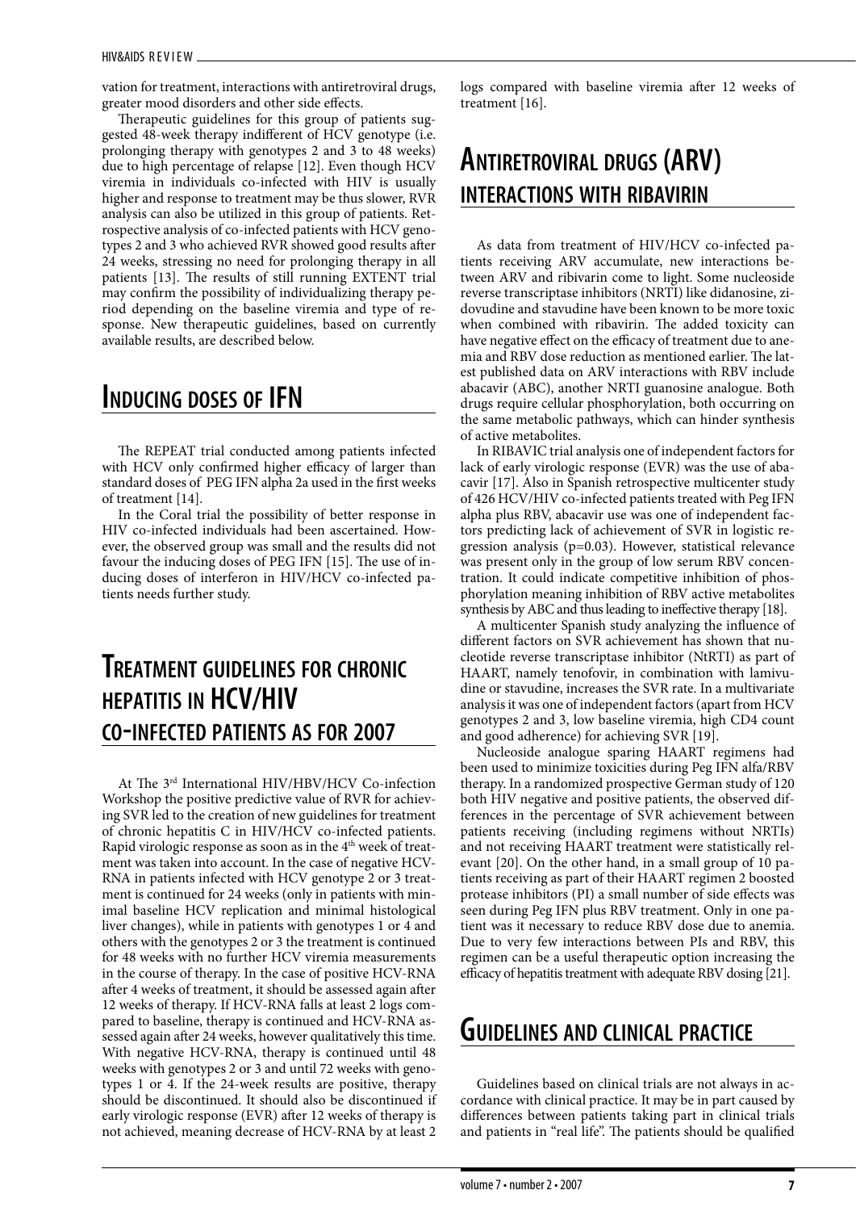vation for treatment, interactions with antiretroviral drugs, greater mood disorders and other side effects.

Therapeutic guidelines for this group of patients suggested 48-week therapy indifferent of HCV genotype (i.e. prolonging therapy with genotypes 2 and 3 to 48 weeks) due to high percentage of relapse [12]. Even though HCV viremia in individuals co-infected with HIV is usually higher and response to treatment may be thus slower, RVR analysis can also be utilized in this group of patients. Retrospective analysis of co-infected patients with HCV genotypes 2 and 3 who achieved RVR showed good results after 24 weeks, stressing no need for prolonging therapy in all patients [13]. The results of still running EXTENT trial may confirm the possibility of individualizing therapy period depending on the baseline viremia and type of response. New therapeutic guidelines, based on currently available results, are described below.

## Inducing doses of IFN

The REPEAT trial conducted among patients infected with HCV only confirmed higher efficacy of larger than standard doses of PEG IFN alpha 2a used in the first weeks of treatment [14].

In the Coral trial the possibility of better response in HIV co-infected individuals had been ascertained. However, the observed group was small and the results did not favour the inducing doses of PEG IFN [15]. The use of inducing doses of interferon in HIV/HCV co-infected patients needs further study.

## Treatment guidelines for chronic hepatitis in HCV/HIV co-infected patients as for 2007

At The 3rd International HIV/HBV/HCV Co-infection Workshop the positive predictive value of RVR for achieving SVR led to the creation of new guidelines for treatment of chronic hepatitis C in HIV/HCV co-infected patients. Rapid virologic response as soon as in the 4th week of treatment was taken into account. In the case of negative HCV-RNA in patients infected with HCV genotype 2 or 3 treatment is continued for 24 weeks (only in patients with minimal baseline HCV replication and minimal histological liver changes), while in patients with genotypes 1 or 4 and others with the genotypes 2 or 3 the treatment is continued for 48 weeks with no further HCV viremia measurements in the course of therapy. In the case of positive HCV-RNA after 4 weeks of treatment, it should be assessed again after 12 weeks of therapy. If HCV-RNA falls at least 2 logs compared to baseline, therapy is continued and HCV-RNA assessed again after 24 weeks, however qualitatively this time. With negative HCV-RNA, therapy is continued until 48 weeks with genotypes 2 or 3 and until 72 weeks with genotypes 1 or 4. If the 24-week results are positive, therapy should be discontinued. It should also be discontinued if early virologic response (EVR) after 12 weeks of therapy is not achieved, meaning decrease of HCV-RNA by at least 2 logs compared with baseline viremia after 12 weeks of treatment [16].

## Antiretroviral drugs (ARV) interactions with ribavirin

As data from treatment of HIV/HCV co-infected patients receiving ARV accumulate, new interactions between ARV and ribivarin come to light. Some nucleoside reverse transcriptase inhibitors (NRTI) like didanosine, zidovudine and stavudine have been known to be more toxic when combined with ribavirin. The added toxicity can have negative effect on the efficacy of treatment due to anemia and RBV dose reduction as mentioned earlier. The latest published data on ARV interactions with RBV include abacavir (ABC), another NRTI guanosine analogue. Both drugs require cellular phosphorylation, both occurring on the same metabolic pathways, which can hinder synthesis of active metabolites.

In RIBAVIC trial analysis one of independent factors for lack of early virologic response (EVR) was the use of abacavir [17]. Also in Spanish retrospective multicenter study of 426 HCV/HIV co-infected patients treated with Peg IFN alpha plus RBV, abacavir use was one of independent factors predicting lack of achievement of SVR in logistic regression analysis ($p=0.03$). However, statistical relevance was present only in the group of low serum RBV concentration. It could indicate competitive inhibition of phosphorylation meaning inhibition of RBV active metabolites synthesis by ABC and thus leading to ineffective therapy [18].

A multicenter Spanish study analyzing the influence of different factors on SVR achievement has shown that nucleotide reverse transcriptase inhibitor (NtRTI) as part of HAART, namely tenofovir, in combination with lamivudine or stavudine, increases the SVR rate. In a multivariate analysis it was one of independent factors (apart from HCV genotypes 2 and 3, low baseline viremia, high CD4 count and good adherence) for achieving SVR [19].

Nucleoside analogue sparing HAART regimens had been used to minimize toxicities during Peg IFN alfa/RBV therapy. In a randomized prospective German study of 120 both HIV negative and positive patients, the observed differences in the percentage of SVR achievement between patients receiving (including regimens without NRTIs) and not receiving HAART treatment were statistically relevant [20]. On the other hand, in a small group of 10 patients receiving as part of their HAART regimen 2 boosted protease inhibitors (PI) a small number of side effects was seen during Peg IFN plus RBV treatment. Only in one patient was it necessary to reduce RBV dose due to anemia. Due to very few interactions between PIs and RBV, this regimen can be a useful therapeutic option increasing the efficacy of hepatitis treatment with adequate RBV dosing [21].

## Guidelines and clinical practice

Guidelines based on clinical trials are not always in accordance with clinical practice. It may be in part caused by differences between patients taking part in clinical trials and patients in "real life". The patients should be qualified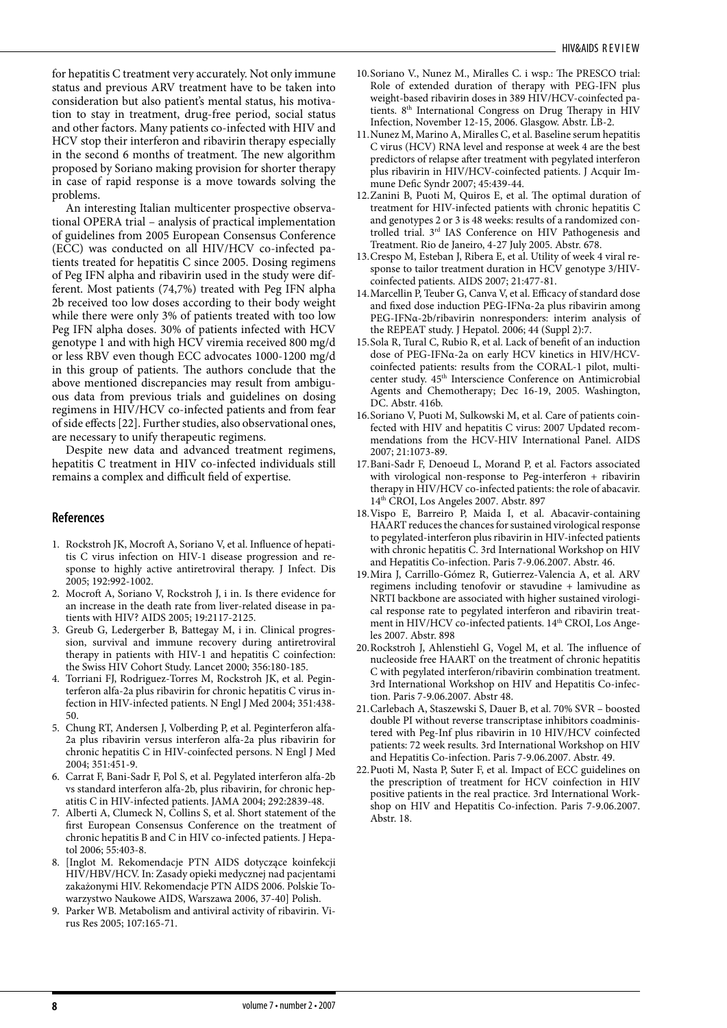for hepatitis C treatment very accurately. Not only immune status and previous ARV treatment have to be taken into consideration but also patient's mental status, his motivation to stay in treatment, drug-free period, social status and other factors. Many patients co-infected with HIV and HCV stop their interferon and ribavirin therapy especially in the second 6 months of treatment. The new algorithm proposed by Soriano making provision for shorter therapy in case of rapid response is a move towards solving the problems.

An interesting Italian multicenter prospective observational OPERA trial – analysis of practical implementation of guidelines from 2005 European Consensus Conference (ECC) was conducted on all HIV/HCV co-infected patients treated for hepatitis C since 2005. Dosing regimens of Peg IFN alpha and ribavirin used in the study were different. Most patients (74,7%) treated with Peg IFN alpha 2b received too low doses according to their body weight while there were only 3% of patients treated with too low Peg IFN alpha doses. 30% of patients infected with HCV genotype 1 and with high HCV viremia received 800 mg/d or less RBV even though ECC advocates 1000-1200 mg/d in this group of patients. The authors conclude that the above mentioned discrepancies may result from ambiguous data from previous trials and guidelines on dosing regimens in HIV/HCV co-infected patients and from fear of side effects [22]. Further studies, also observational ones, are necessary to unify therapeutic regimens.

Despite new data and advanced treatment regimens, hepatitis C treatment in HIV co-infected individuals still remains a complex and difficult field of expertise.

## References

1. Rockstroh JK, Mocroft A, Soriano V, et al. Influence of hepatitis C virus infection on HIV-1 disease progression and response to highly active antiretroviral therapy. J Infect. Dis 2005; 192:992-1002.
2. Mocroft A, Soriano V, Rockstroh J, i in. Is there evidence for an increase in the death rate from liver-related disease in patients with HIV? AIDS 2005; 19:2117-2125.
3. Greub G, Ledergerber B, Battegay M, i in. Clinical progression, survival and immune recovery during antiretroviral therapy in patients with HIV-1 and hepatitis C coinfection: the Swiss HIV Cohort Study. Lancet 2000; 356:180-185.
4. Torriani FJ, Rodriguez-Torres M, Rockstroh JK, et al. Peginterferon alfa-2a plus ribavirin for chronic hepatitis C virus infection in HIV-infected patients. N Engl J Med 2004; 351:438-50.
5. Chung RT, Andersen J, Volberding P, et al. Peginterferon alfa-2a plus ribavirin versus interferon alfa-2a plus ribavirin for chronic hepatitis C in HIV-coinfected persons. N Engl J Med 2004; 351:451-9.
6. Carrat F, Bani-Sadr F, Pol S, et al. Pegylated interferon alfa-2b vs standard interferon alfa-2b, plus ribavirin, for chronic hepatitis C in HIV-infected patients. JAMA 2004; 292:2839-48.
7. Alberti A, Clumeck N, Collins S, et al. Short statement of the first European Consensus Conference on the treatment of chronic hepatitis B and C in HIV co-infected patients. J Hepatol 2006; 55:403-8.
8. [Inglot M. Rekomendacje PTN AIDS dotyczące koinfekcji HIV/HBV/HCV. In: Zasady opieki medycznej nad pacjentami zakażonymi HIV. Rekomendacje PTN AIDS 2006. Polskie Towarzystwo Naukowe AIDS, Warszawa 2006, 37-40] Polish.
9. Parker WB. Metabolism and antiviral activity of ribavirin. Virus Res 2005; 107:165-71.
10. Soriano V., Nunez M., Miralles C. i wsp.: The PRESCO trial: Role of extended duration of therapy with PEG-IFN plus weight-based ribavirin doses in 389 HIV/HCV-coinfected patients. 8th International Congress on Drug Therapy in HIV Infection, November 12-15, 2006. Glasgow. Abstr. LB-2.
11. Nunez M, Marino A, Miralles C, et al. Baseline serum hepatitis C virus (HCV) RNA level and response at week 4 are the best predictors of relapse after treatment with pegylated interferon plus ribavirin in HIV/HCV-coinfected patients. J Acquir Immune Defic Syndr 2007; 45:439-44.
12. Zanini B, Puoti M, Quiros E, et al. The optimal duration of treatment for HIV-infected patients with chronic hepatitis C and genotypes 2 or 3 is 48 weeks: results of a randomized controlled trial. 3rd IAS Conference on HIV Pathogenesis and Treatment. Rio de Janeiro, 4-27 July 2005. Abstr. 678.
13. Crespo M, Esteban J, Ribera E, et al. Utility of week 4 viral response to tailor treatment duration in HCV genotype 3/HIV-coinfected patients. AIDS 2007; 21:477-81.
14. Marcellin P, Teuber G, Canva V, et al. Efficacy of standard dose and fixed dose induction PEG-IFNα-2a plus ribavirin among PEG-IFNα-2b/ribavirin nonresponders: interim analysis of the REPEAT study. J Hepatol. 2006; 44 (Suppl 2):7.
15. Sola R, Tural C, Rubio R, et al. Lack of benefit of an induction dose of PEG-IFNα-2a on early HCV kinetics in HIV/HCV-coinfected patients: results from the CORAL-1 pilot, multicenter study. 45th Interscience Conference on Antimicrobial Agents and Chemotherapy; Dec 16-19, 2005. Washington, DC. Abstr. 416b.
16. Soriano V, Puoti M, Sulkowski M, et al. Care of patients coinfected with HIV and hepatitis C virus: 2007 Updated recommendations from the HCV-HIV International Panel. AIDS 2007; 21:1073-89.
17. Bani-Sadr F, Denoeud L, Morand P, et al. Factors associated with virological non-response to Peg-interferon + ribavirin therapy in HIV/HCV co-infected patients: the role of abacavir. 14th CROI, Los Angeles 2007. Abstr. 897
18. Vispo E, Barreiro P, Maida I, et al. Abacavir-containing HAART reduces the chances for sustained virological response to pegylated-interferon plus ribavirin in HIV-infected patients with chronic hepatitis C. 3rd International Workshop on HIV and Hepatitis Co-infection. Paris 7-9.06.2007. Abstr. 46.
19. Mira J, Carrillo-Gómez R, Gutierrez-Valencia A, et al. ARV regimens including tenofovir or stavudine + lamivudine as NRTI backbone are associated with higher sustained virological response rate to pegylated interferon and ribavirin treatment in HIV/HCV co-infected patients. 14th CROI, Los Angeles 2007. Abstr. 898
20. Rockstroh J, Ahlenstiehl G, Vogel M, et al. The influence of nucleoside free HAART on the treatment of chronic hepatitis C with pegylated interferon/ribavirin combination treatment. 3rd International Workshop on HIV and Hepatitis Co-infection. Paris 7-9.06.2007. Abstr 48.
21. Carlebach A, Staszewski S, Dauer B, et al. 70% SVR – boosted double PI without reverse transcriptase inhibitors coadministered with Peg-Inf plus ribavirin in 10 HIV/HCV coinfected patients: 72 week results. 3rd International Workshop on HIV and Hepatitis Co-infection. Paris 7-9.06.2007. Abstr. 49.
22. Puoti M, Nasta P, Suter F, et al. Impact of ECC guidelines on the prescription of treatment for HCV coinfection in HIV positive patients in the real practice. 3rd International Workshop on HIV and Hepatitis Co-infection. Paris 7-9.06.2007. Abstr. 18.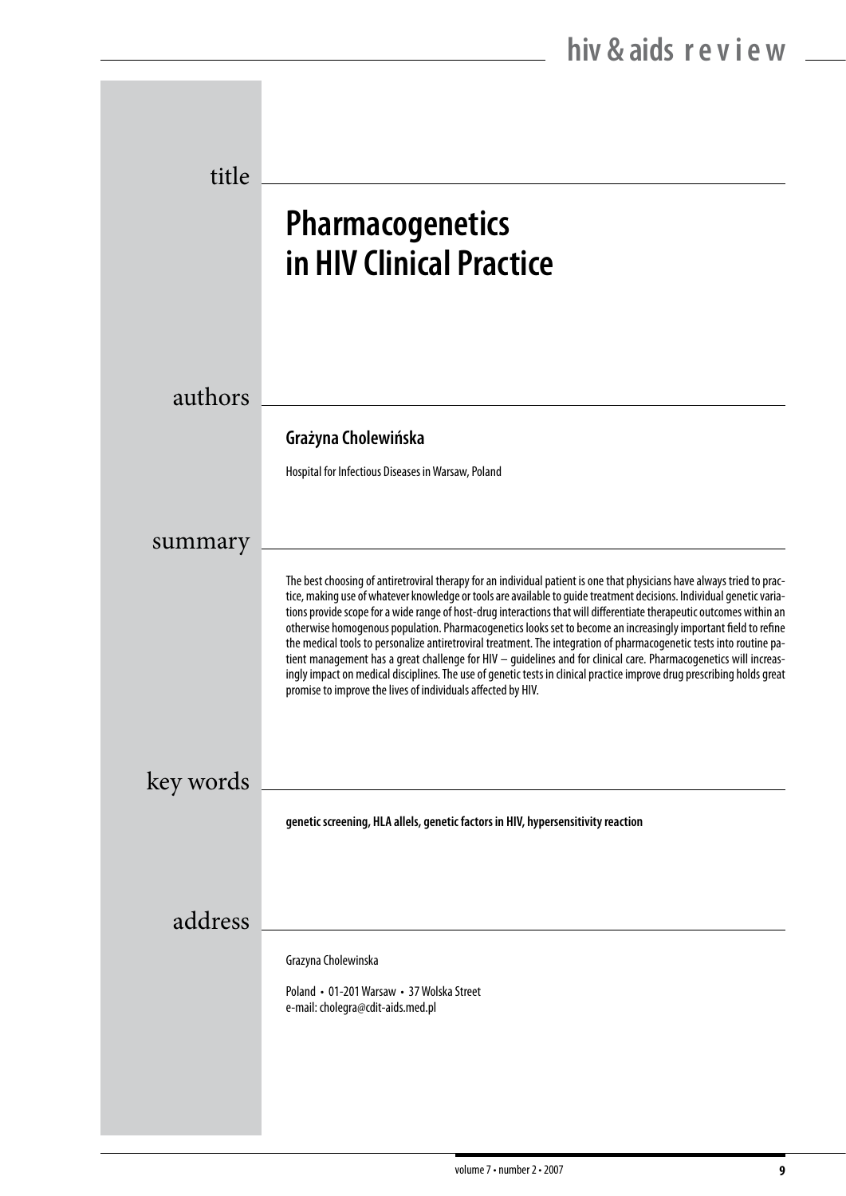## title

# Pharmacogenetics in HIV Clinical Practice

## authors

**Grażyna Cholewińska**

Hospital for Infectious Diseases in Warsaw, Poland

## summary

The best choosing of antiretroviral therapy for an individual patient is one that physicians have always tried to practice, making use of whatever knowledge or tools are available to guide treatment decisions. Individual genetic variations provide scope for a wide range of host-drug interactions that will differentiate therapeutic outcomes within an otherwise homogenous population. Pharmacogenetics looks set to become an increasingly important field to refine the medical tools to personalize antiretroviral treatment. The integration of pharmacogenetic tests into routine patient management has a great challenge for HIV – guidelines and for clinical care. Pharmacogenetics will increasingly impact on medical disciplines. The use of genetic tests in clinical practice improve drug prescribing holds great promise to improve the lives of individuals affected by HIV.

## key words

**genetic screening, HLA allels, genetic factors in HIV, hypersensitivity reaction**

## address

Grazyna Cholewinska

Poland • 01-201 Warsaw • 37 Wolska Street
e-mail: cholegra@cdit-aids.med.pl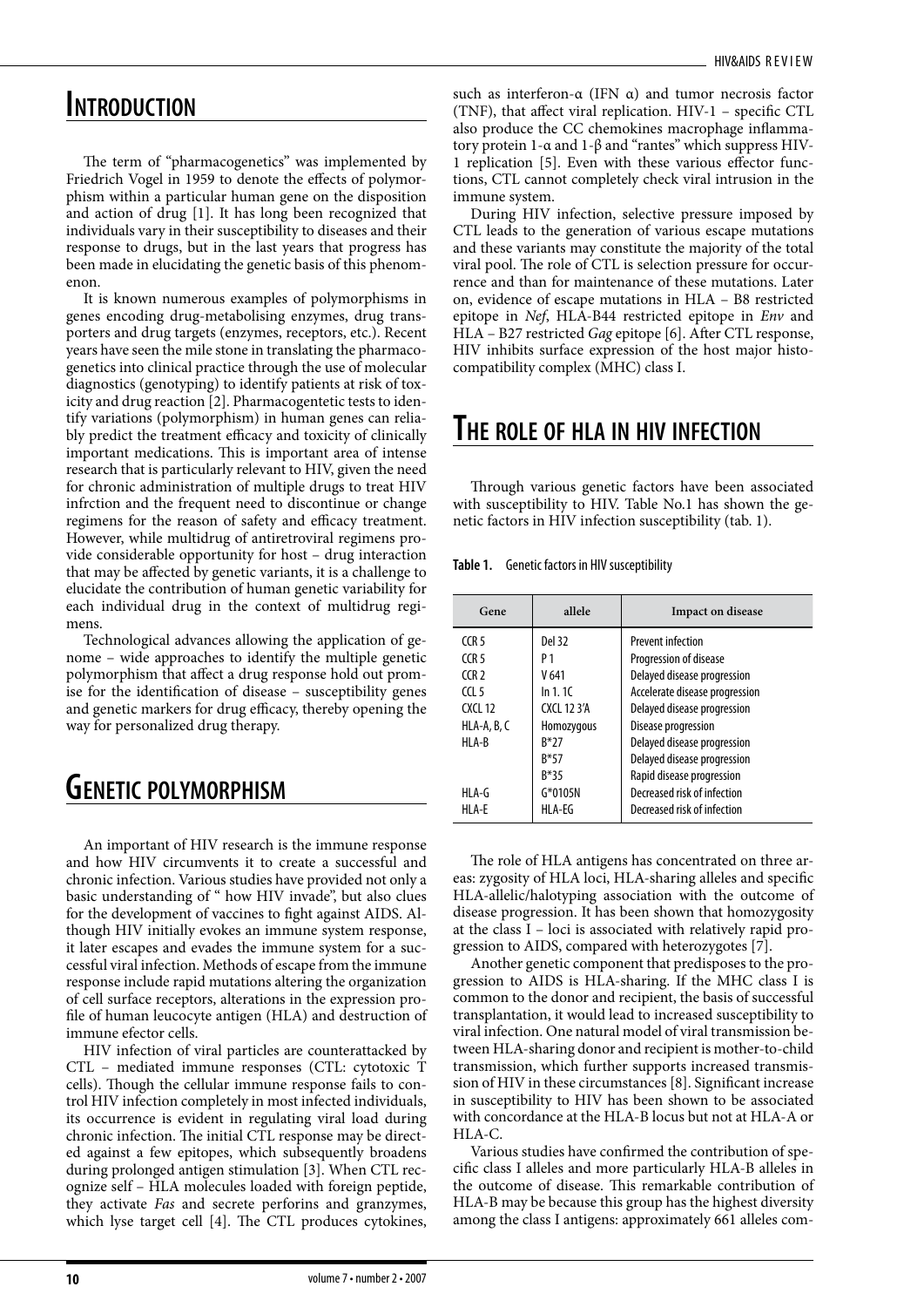# Introduction

The term of "pharmacogenetics" was implemented by Friedrich Vogel in 1959 to denote the effects of polymorphism within a particular human gene on the disposition and action of drug [1]. It has long been recognized that individuals vary in their susceptibility to diseases and their response to drugs, but in the last years that progress has been made in elucidating the genetic basis of this phenomenon.

It is known numerous examples of polymorphisms in genes encoding drug-metabolising enzymes, drug transporters and drug targets (enzymes, receptors, etc.). Recent years have seen the mile stone in translating the pharmacogenetics into clinical practice through the use of molecular diagnostics (genotyping) to identify patients at risk of toxicity and drug reaction [2]. Pharmacogentetic tests to identify variations (polymorphism) in human genes can reliably predict the treatment efficacy and toxicity of clinically important medications. This is important area of intense research that is particularly relevant to HIV, given the need for chronic administration of multiple drugs to treat HIV infrction and the frequent need to discontinue or change regimens for the reason of safety and efficacy treatment. However, while multidrug of antiretroviral regimens provide considerable opportunity for host – drug interaction that may be affected by genetic variants, it is a challenge to elucidate the contribution of human genetic variability for each individual drug in the context of multidrug regimens.

Technological advances allowing the application of genome – wide approaches to identify the multiple genetic polymorphism that affect a drug response hold out promise for the identification of disease – susceptibility genes and genetic markers for drug efficacy, thereby opening the way for personalized drug therapy.

# Genetic polymorphism

An important of HIV research is the immune response and how HIV circumvents it to create a successful and chronic infection. Various studies have provided not only a basic understanding of " how HIV invade", but also clues for the development of vaccines to fight against AIDS. Although HIV initially evokes an immune system response, it later escapes and evades the immune system for a successful viral infection. Methods of escape from the immune response include rapid mutations altering the organization of cell surface receptors, alterations in the expression profile of human leucocyte antigen (HLA) and destruction of immune efector cells.

HIV infection of viral particles are counterattacked by CTL – mediated immune responses (CTL: cytotoxic T cells). Though the cellular immune response fails to control HIV infection completely in most infected individuals, its occurrence is evident in regulating viral load during chronic infection. The initial CTL response may be directed against a few epitopes, which subsequently broadens during prolonged antigen stimulation [3]. When CTL recognize self – HLA molecules loaded with foreign peptide, they activate *Fas* and secrete perforins and granzymes, which lyse target cell [4]. The CTL produces cytokines, such as interferon-α (IFN α) and tumor necrosis factor (TNF), that affect viral replication. HIV-1 – specific CTL also produce the CC chemokines macrophage inflammatory protein 1-α and 1-β and "rantes" which suppress HIV-1 replication [5]. Even with these various effector functions, CTL cannot completely check viral intrusion in the immune system.

During HIV infection, selective pressure imposed by CTL leads to the generation of various escape mutations and these variants may constitute the majority of the total viral pool. The role of CTL is selection pressure for occurrence and than for maintenance of these mutations. Later on, evidence of escape mutations in HLA – B8 restricted epitope in *Nef*, HLA-B44 restricted epitope in *Env* and HLA – B27 restricted *Gag* epitope [6]. After CTL response, HIV inhibits surface expression of the host major histocompatibility complex (MHC) class I.

# The role of HLA in HIV infection

Through various genetic factors have been associated with susceptibility to HIV. Table No.1 has shown the genetic factors in HIV infection susceptibility (tab. 1).

**Table 1.** Genetic factors in HIV susceptibility

| Gene | allele | Impact on disease |
|---|---|---|
| CCR 5 | Del 32 | Prevent infection |
| CCR 5 | P 1 | Progression of disease |
| CCR 2 | V 641 | Delayed disease progression |
| CCL 5 | In 1. 1C | Accelerate disease progression |
| CXCL 12 | CXCL 12 3'A | Delayed disease progression |
| HLA-A, B, C | Homozygous | Disease progression |
| HLA-B | B*27 | Delayed disease progression |
| | B*57 | Delayed disease progression |
| | B*35 | Rapid disease progression |
| HLA-G | G*0105N | Decreased risk of infection |
| HLA-E | HLA-EG | Decreased risk of infection |

The role of HLA antigens has concentrated on three areas: zygosity of HLA loci, HLA-sharing alleles and specific HLA-allelic/halotyping association with the outcome of disease progression. It has been shown that homozygosity at the class I – loci is associated with relatively rapid progression to AIDS, compared with heterozygotes [7].

Another genetic component that predisposes to the progression to AIDS is HLA-sharing. If the MHC class I is common to the donor and recipient, the basis of successful transplantation, it would lead to increased susceptibility to viral infection. One natural model of viral transmission between HLA-sharing donor and recipient is mother-to-child transmission, which further supports increased transmission of HIV in these circumstances [8]. Significant increase in susceptibility to HIV has been shown to be associated with concordance at the HLA-B locus but not at HLA-A or HLA-C.

Various studies have confirmed the contribution of specific class I alleles and more particularly HLA-B alleles in the outcome of disease. This remarkable contribution of HLA-B may be because this group has the highest diversity among the class I antigens: approximately 661 alleles com-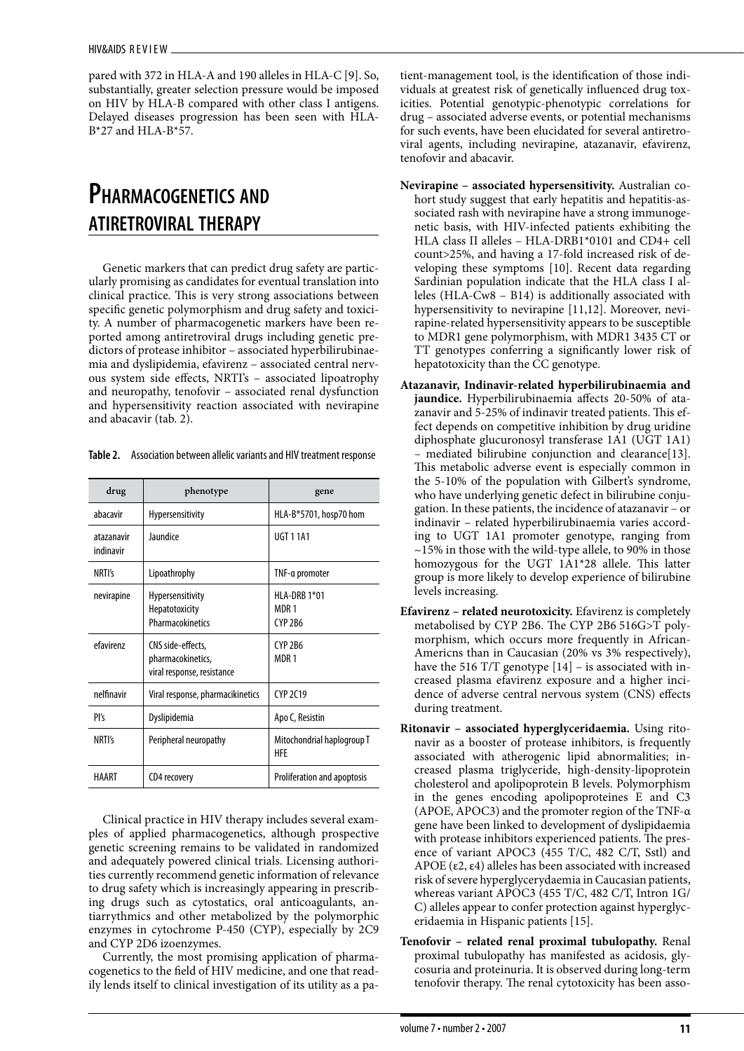pared with 372 in HLA-A and 190 alleles in HLA-C [9]. So, substantially, greater selection pressure would be imposed on HIV by HLA-B compared with other class I antigens. Delayed diseases progression has been seen with HLA-B*27 and HLA-B*57.

## Pharmacogenetics and atiretroviral therapy

Genetic markers that can predict drug safety are particularly promising as candidates for eventual translation into clinical practice. This is very strong associations between specific genetic polymorphism and drug safety and toxicity. A number of pharmacogenetic markers have been reported among antiretroviral drugs including genetic predictors of protease inhibitor – associated hyperbilirubinaemia and dyslipidemia, efavirenz – associated central nervous system side effects, NRTI's – associated lipoatrophy and neuropathy, tenofovir – associated renal dysfunction and hypersensitivity reaction associated with nevirapine and abacavir (tab. 2).

**Table 2.** Association between allelic variants and HIV treatment response

| drug | phenotype | gene |
|---|---|---|
| abacavir | Hypersensitivity | HLA-B*5701, hosp70 hom |
| atazanavir indinavir | Jaundice | UGT 1 1A1 |
| NRTI's | Lipoathropy | TNF-α promoter |
| nevirapine | Hypersensitivity<br>Hepatotoxicity<br>Pharmacokinetics | HLA-DRB 1*01<br>MDR 1<br>CYP 2B6 |
| efavirenz | CNS side-effects,<br>pharmacokinetics,<br>viral response, resistance | CYP 2B6<br>MDR 1 |
| nelfinavir | Viral response, pharmacikinetics | CYP 2C19 |
| PI's | Dyslipidemia | Apo C, Resistin |
| NRTI's | Peripheral neuropathy | Mitochondrial haplogroup T<br>HFE |
| HAART | CD4 recovery | Proliferation and apoptosis |

Clinical practice in HIV therapy includes several examples of applied pharmacogenetics, although prospective genetic screening remains to be validated in randomized and adequately powered clinical trials. Licensing authorities currently recommend genetic information of relevance to drug safety which is increasingly appearing in prescribing drugs such as cytostatics, oral anticoagulants, antiarrythmics and other metabolized by the polymorphic enzymes in cytochrome P-450 (CYP), especially by 2C9 and CYP 2D6 izoenzymes.

Currently, the most promising application of pharmacogenetics to the field of HIV medicine, and one that readily lends itself to clinical investigation of its utility as a patient-management tool, is the identification of those individuals at greatest risk of genetically influenced drug toxicities. Potential genotypic-phenotypic correlations for drug – associated adverse events, or potential mechanisms for such events, have been elucidated for several antiretroviral agents, including nevirapine, atazanavir, efavirenz, tenofovir and abacavir.

- **Nevirapine – associated hypersensitivity.** Australian cohort study suggest that early hepatitis and hepatitis-associated rash with nevirapine have a strong immunogenetic basis, with HIV-infected patients exhibiting the HLA class II alleles – HLA-DRB1*0101 and CD4+ cell count>25%, and having a 17-fold increased risk of developing these symptoms [10]. Recent data regarding Sardinian population indicate that the HLA class I alleles (HLA-Cw8 – B14) is additionally associated with hypersensitivity to nevirapine [11,12]. Moreover, nevirapine-related hypersensitivity appears to be susceptible to MDR1 gene polymorphism, with MDR1 3435 CT or TT genotypes conferring a significantly lower risk of hepatotoxicity than the CC genotype.
- **Atazanavir, Indinavir-related hyperbilirubinaemia and jaundice.** Hyperbilirubinaemia affects 20-50% of atazanavir and 5-25% of indinavir treated patients. This effect depends on competitive inhibition by drug uridine diphosphate glucuronosyl transferase 1A1 (UGT 1A1) – mediated bilirubine conjunction and clearance[13]. This metabolic adverse event is especially common in the 5-10% of the population with Gilbert's syndrome, who have underlying genetic defect in bilirubine conjugation. In these patients, the incidence of atazanavir – or indinavir – related hyperbilirubinaemia varies according to UGT 1A1 promoter genotype, ranging from ~15% in those with the wild-type allele, to 90% in those homozygous for the UGT 1A1*28 allele. This latter group is more likely to develop experience of bilirubine levels increasing.
- **Efavirenz – related neurotoxicity.** Efavirenz is completely metabolised by CYP 2B6. The CYP 2B6 516G>T polymorphism, which occurs more frequently in African-Americns than in Caucasian (20% vs 3% respectively), have the 516 T/T genotype [14] – is associated with increased plasma efavirenz exposure and a higher incidence of adverse central nervous system (CNS) effects during treatment.
- **Ritonavir – associated hyperglyceridaemia.** Using ritonavir as a booster of protease inhibitors, is frequently associated with atherogenic lipid abnormalities; increased plasma triglyceride, high-density-lipoprotein cholesterol and apolipoprotein B levels. Polymorphism in the genes encoding apolipoproteines E and C3 (APOE, APOC3) and the promoter region of the TNF-α gene have been linked to development of dyslipidaemia with protease inhibitors experienced patients. The presence of variant APOC3 (455 T/C, 482 C/T, SstI) and APOE (ε2, ε4) alleles has been associated with increased risk of severe hyperglycerydaemia in Caucasian patients, whereas variant APOC3 (455 T/C, 482 C/T, Intron 1G/C) alleles appear to confer protection against hyperglyceridaemia in Hispanic patients [15].
- **Tenofovir – related renal proximal tubulopathy.** Renal proximal tubulopathy has manifested as acidosis, glycosuria and proteinuria. It is observed during long-term tenofovir therapy. The renal cytotoxicity has been asso-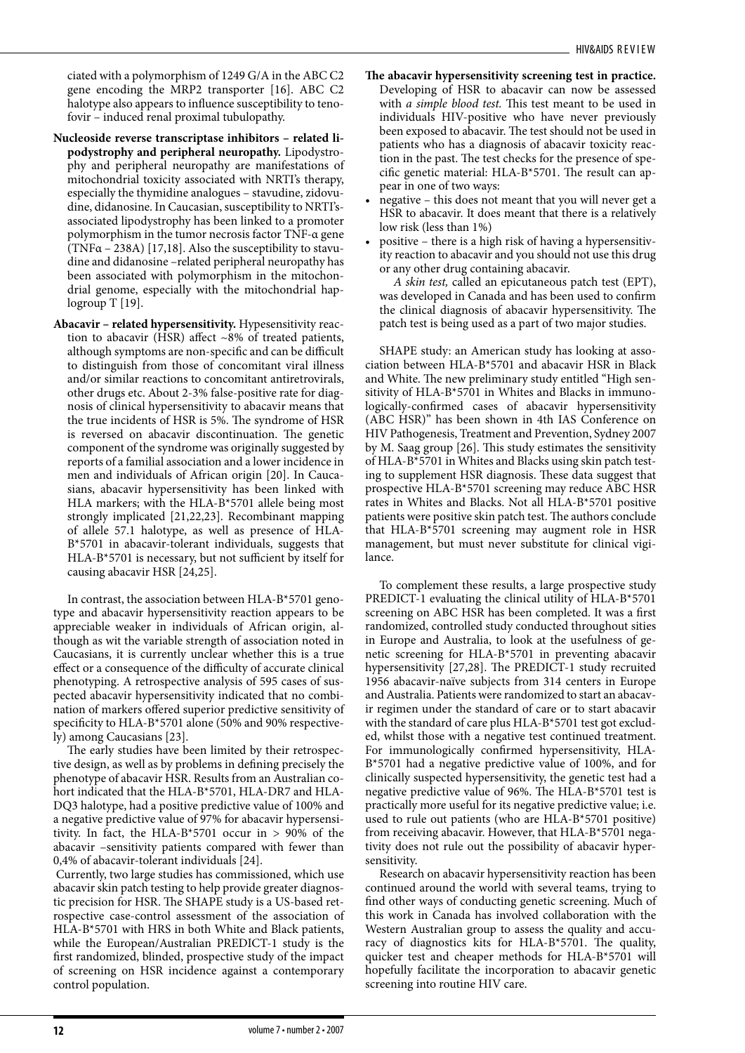ciated with a polymorphism of 1249 G/A in the ABC C2 gene encoding the MRP2 transporter [16]. ABC C2 halotype also appears to influence susceptibility to tenofovir – induced renal proximal tubulopathy.

**Nucleoside reverse transcriptase inhibitors – related lipodystrophy and peripheral neuropathy.** Lipodystrophy and peripheral neuropathy are manifestations of mitochondrial toxicity associated with NRTI's therapy, especially the thymidine analogues – stavudine, zidovudine, didanosine. In Caucasian, susceptibility to NRTI's-associated lipodystrophy has been linked to a promoter polymorphism in the tumor necrosis factor TNF-α gene (TNFα – 238A) [17,18]. Also the susceptibility to stavudine and didanosine –related peripheral neuropathy has been associated with polymorphism in the mitochondrial genome, especially with the mitochondrial haplogroup T [19].

**Abacavir – related hypersensitivity.** Hypesensitivity reaction to abacavir (HSR) affect ~8% of treated patients, although symptoms are non-specific and can be difficult to distinguish from those of concomitant viral illness and/or similar reactions to concomitant antiretrovirals, other drugs etc. About 2-3% false-positive rate for diagnosis of clinical hypersensitivity to abacavir means that the true incidents of HSR is 5%. The syndrome of HSR is reversed on abacavir discontinuation. The genetic component of the syndrome was originally suggested by reports of a familial association and a lower incidence in men and individuals of African origin [20]. In Caucasians, abacavir hypersensitivity has been linked with HLA markers; with the HLA-B*5701 allele being most strongly implicated [21,22,23]. Recombinant mapping of allele 57.1 halotype, as well as presence of HLA-B*5701 in abacavir-tolerant individuals, suggests that HLA-B*5701 is necessary, but not sufficient by itself for causing abacavir HSR [24,25].

In contrast, the association between HLA-B*5701 genotype and abacavir hypersensitivity reaction appears to be appreciable weaker in individuals of African origin, although as wit the variable strength of association noted in Caucasians, it is currently unclear whether this is a true effect or a consequence of the difficulty of accurate clinical phenotyping. A retrospective analysis of 595 cases of suspected abacavir hypersensitivity indicated that no combination of markers offered superior predictive sensitivity of specificity to HLA-B*5701 alone (50% and 90% respectively) among Caucasians [23].

The early studies have been limited by their retrospective design, as well as by problems in defining precisely the phenotype of abacavir HSR. Results from an Australian cohort indicated that the HLA-B*5701, HLA-DR7 and HLA-DQ3 halotype, had a positive predictive value of 100% and a negative predictive value of 97% for abacavir hypersensitivity. In fact, the HLA-B*5701 occur in > 90% of the abacavir –sensitivity patients compared with fewer than 0,4% of abacavir-tolerant individuals [24].

Currently, two large studies has commissioned, which use abacavir skin patch testing to help provide greater diagnostic precision for HSR. The SHAPE study is a US-based retrospective case-control assessment of the association of HLA-B*5701 with HRS in both White and Black patients, while the European/Australian PREDICT-1 study is the first randomized, blinded, prospective study of the impact of screening on HSR incidence against a contemporary control population.

**The abacavir hypersensitivity screening test in practice.** Developing of HSR to abacavir can now be assessed with *a simple blood test.* This test meant to be used in individuals HIV-positive who have never previously been exposed to abacavir. The test should not be used in patients who has a diagnosis of abacavir toxicity reaction in the past. The test checks for the presence of specific genetic material: HLA-B*5701. The result can appear in one of two ways:

- negative – this does not meant that you will never get a HSR to abacavir. It does meant that there is a relatively low risk (less than 1%)
- positive – there is a high risk of having a hypersensitivity reaction to abacavir and you should not use this drug or any other drug containing abacavir.

*A skin test,* called an epicutaneous patch test (EPT), was developed in Canada and has been used to confirm the clinical diagnosis of abacavir hypersensitivity. The patch test is being used as a part of two major studies.

SHAPE study: an American study has looking at association between HLA-B*5701 and abacavir HSR in Black and White. The new preliminary study entitled "High sensitivity of HLA-B*5701 in Whites and Blacks in immunologically-confirmed cases of abacavir hypersensitivity (ABC HSR)" has been shown in 4th IAS Conference on HIV Pathogenesis, Treatment and Prevention, Sydney 2007 by M. Saag group [26]. This study estimates the sensitivity of HLA-B*5701 in Whites and Blacks using skin patch testing to supplement HSR diagnosis. These data suggest that prospective HLA-B*5701 screening may reduce ABC HSR rates in Whites and Blacks. Not all HLA-B*5701 positive patients were positive skin patch test. The authors conclude that HLA-B*5701 screening may augment role in HSR management, but must never substitute for clinical vigilance.

To complement these results, a large prospective study PREDICT-1 evaluating the clinical utility of HLA-B*5701 screening on ABC HSR has been completed. It was a first randomized, controlled study conducted throughout sities in Europe and Australia, to look at the usefulness of genetic screening for HLA-B*5701 in preventing abacavir hypersensitivity [27,28]. The PREDICT-1 study recruited 1956 abacavir-naïve subjects from 314 centers in Europe and Australia. Patients were randomized to start an abacavir regimen under the standard of care or to start abacavir with the standard of care plus HLA-B*5701 test got excluded, whilst those with a negative test continued treatment. For immunologically confirmed hypersensitivity, HLA-B*5701 had a negative predictive value of 100%, and for clinically suspected hypersensitivity, the genetic test had a negative predictive value of 96%. The HLA-B*5701 test is practically more useful for its negative predictive value; i.e. used to rule out patients (who are HLA-B*5701 positive) from receiving abacavir. However, that HLA-B*5701 negativity does not rule out the possibility of abacavir hypersensitivity.

Research on abacavir hypersensitivity reaction has been continued around the world with several teams, trying to find other ways of conducting genetic screening. Much of this work in Canada has involved collaboration with the Western Australian group to assess the quality and accuracy of diagnostics kits for HLA-B*5701. The quality, quicker test and cheaper methods for HLA-B*5701 will hopefully facilitate the incorporation to abacavir genetic screening into routine HIV care.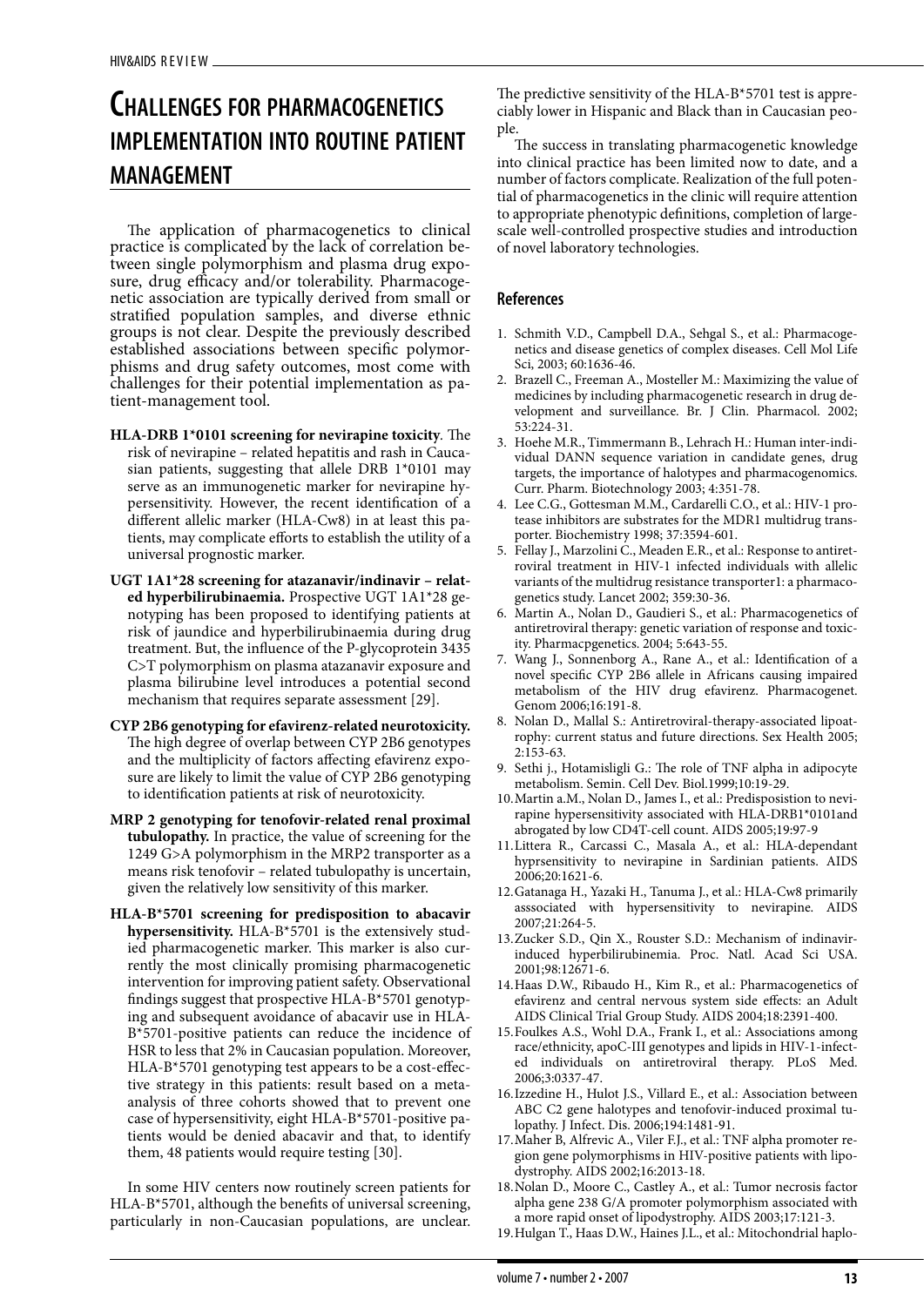# Challenges for pharmacogenetics implementation into routine patient management

The application of pharmacogenetics to clinical practice is complicated by the lack of correlation between single polymorphism and plasma drug exposure, drug efficacy and/or tolerability. Pharmacogenetic association are typically derived from small or stratified population samples, and diverse ethnic groups is not clear. Despite the previously described established associations between specific polymorphisms and drug safety outcomes, most come with challenges for their potential implementation as patient-management tool.

- **HLA-DRB 1*0101 screening for nevirapine toxicity**. The risk of nevirapine – related hepatitis and rash in Caucasian patients, suggesting that allele DRB 1*0101 may serve as an immunogenetic marker for nevirapine hypersensitivity. However, the recent identification of a different allelic marker (HLA-Cw8) in at least this patients, may complicate efforts to establish the utility of a universal prognostic marker.
- **UGT 1A1*28 screening for atazanavir/indinavir – related hyperbilirubinaemia.** Prospective UGT 1A1*28 genotyping has been proposed to identifying patients at risk of jaundice and hyperbilirubinaemia during drug treatment. But, the influence of the P-glycoprotein 3435 C>T polymorphism on plasma atazanavir exposure and plasma bilirubine level introduces a potential second mechanism that requires separate assessment [29].
- **CYP 2B6 genotyping for efavirenz-related neurotoxicity.** The high degree of overlap between CYP 2B6 genotypes and the multiplicity of factors affecting efavirenz exposure are likely to limit the value of CYP 2B6 genotyping to identification patients at risk of neurotoxicity.
- **MRP 2 genotyping for tenofovir-related renal proximal tubulopathy.** In practice, the value of screening for the 1249 G>A polymorphism in the MRP2 transporter as a means risk tenofovir – related tubulopathy is uncertain, given the relatively low sensitivity of this marker.
- **HLA-B*5701 screening for predisposition to abacavir hypersensitivity.** HLA-B*5701 is the extensively studied pharmacogenetic marker. This marker is also currently the most clinically promising pharmacogenetic intervention for improving patient safety. Observational findings suggest that prospective HLA-B*5701 genotyping and subsequent avoidance of abacavir use in HLA-B*5701-positive patients can reduce the incidence of HSR to less that 2% in Caucasian population. Moreover, HLA-B*5701 genotyping test appears to be a cost-effective strategy in this patients: result based on a meta-analysis of three cohorts showed that to prevent one case of hypersensitivity, eight HLA-B*5701-positive patients would be denied abacavir and that, to identify them, 48 patients would require testing [30].

In some HIV centers now routinely screen patients for HLA-B*5701, although the benefits of universal screening, particularly in non-Caucasian populations, are unclear. The predictive sensitivity of the HLA-B*5701 test is appreciably lower in Hispanic and Black than in Caucasian people.

The success in translating pharmacogenetic knowledge into clinical practice has been limited now to date, and a number of factors complicate. Realization of the full potential of pharmacogenetics in the clinic will require attention to appropriate phenotypic definitions, completion of large-scale well-controlled prospective studies and introduction of novel laboratory technologies.

## References

1. Schmith V.D., Campbell D.A., Sehgal S., et al.: Pharmacogenetics and disease genetics of complex diseases. Cell Mol Life Sci, 2003; 60:1636-46.
2. Brazell C., Freeman A., Mosteller M.: Maximizing the value of medicines by including pharmacogenetic research in drug development and surveillance. Br. J Clin. Pharmacol. 2002; 53:224-31.
3. Hoehe M.R., Timmermann B., Lehrach H.: Human inter-individual DANN sequence variation in candidate genes, drug targets, the importance of halotypes and pharmacogenomics. Curr. Pharm. Biotechnology 2003; 4:351-78.
4. Lee C.G., Gottesman M.M., Cardarelli C.O., et al.: HIV-1 protease inhibitors are substrates for the MDR1 multidrug transporter. Biochemistry 1998; 37:3594-601.
5. Fellay J., Marzolini C., Meaden E.R., et al.: Response to antiretroviral treatment in HIV-1 infected individuals with allelic variants of the multidrug resistance transporter1: a pharmacogenetics study. Lancet 2002; 359:30-36.
6. Martin A., Nolan D., Gaudieri S., et al.: Pharmacogenetics of antiretroviral therapy: genetic variation of response and toxicity. Pharmacpgenetics. 2004; 5:643-55.
7. Wang J., Sonnenborg A., Rane A., et al.: Identification of a novel specific CYP 2B6 allele in Africans causing impaired metabolism of the HIV drug efavirenz. Pharmacogenet. Genom 2006;16:191-8.
8. Nolan D., Mallal S.: Antiretroviral-therapy-associated lipoatrophy: current status and future directions. Sex Health 2005; 2:153-63.
9. Sethi j., Hotamisligli G.: The role of TNF alpha in adipocyte metabolism. Semin. Cell Dev. Biol.1999;10:19-29.
10. Martin a.M., Nolan D., James I., et al.: Predisposistion to nevirapine hypersensitivity associated with HLA-DRB1*0101and abrogated by low CD4T-cell count. AIDS 2005;19:97-9
11. Littera R., Carcassi C., Masala A., et al.: HLA-dependant hyprsensitivity to nevirapine in Sardinian patients. AIDS 2006;20:1621-6.
12. Gatanaga H., Yazaki H., Tanuma J., et al.: HLA-Cw8 primarily asssociated with hypersensitivity to nevirapine. AIDS 2007;21:264-5.
13. Zucker S.D., Qin X., Rouster S.D.: Mechanism of indinavir-induced hyperbilirubinemia. Proc. Natl. Acad Sci USA. 2001;98:12671-6.
14. Haas D.W., Ribaudo H., Kim R., et al.: Pharmacogenetics of efavirenz and central nervous system side effects: an Adult AIDS Clinical Trial Group Study. AIDS 2004;18:2391-400.
15. Foulkes A.S., Wohl D.A., Frank I., et al.: Associations among race/ethnicity, apoC-III genotypes and lipids in HIV-1-infected individuals on antiretroviral therapy. PLoS Med. 2006;3:0337-47.
16. Izzedine H., Hulot J.S., Villard E., et al.: Association between ABC C2 gene halotypes and tenofovir-induced proximal tulopathy. J Infect. Dis. 2006;194:1481-91.
17. Maher B, Alfrevic A., Viler F.J., et al.: TNF alpha promoter region gene polymorphisms in HIV-positive patients with lipodystrophy. AIDS 2002;16:2013-18.
18. Nolan D., Moore C., Castley A., et al.: Tumor necrosis factor alpha gene 238 G/A promoter polymorphism associated with a more rapid onset of lipodystrophy. AIDS 2003;17:121-3.
19. Hulgan T., Haas D.W., Haines J.L., et al.: Mitochondrial haplo-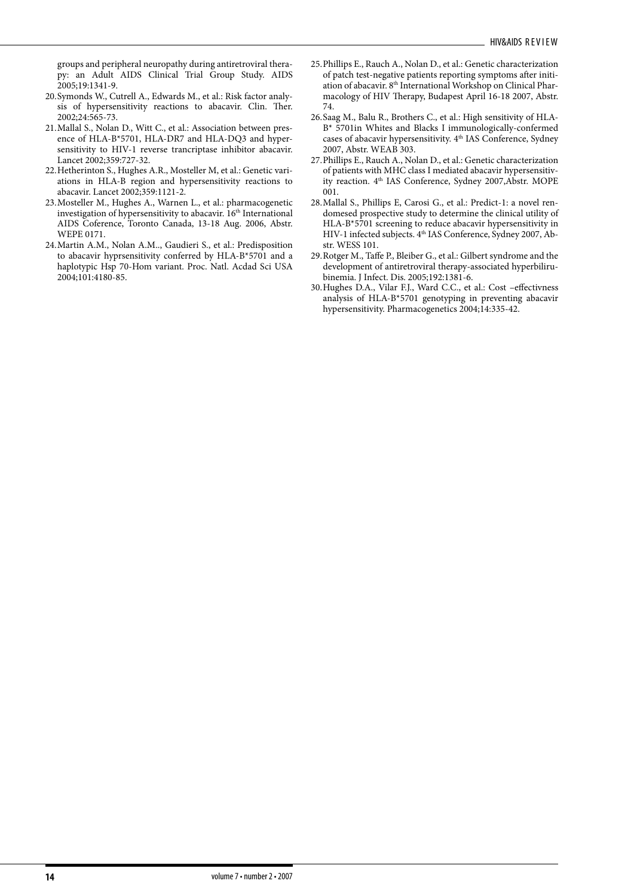groups and peripheral neuropathy during antiretroviral therapy: an Adult AIDS Clinical Trial Group Study. AIDS 2005;19:1341-9.

20. Symonds W., Cutrell A., Edwards M., et al.: Risk factor analysis of hypersensitivity reactions to abacavir. Clin. Ther. 2002;24:565-73.
21. Mallal S., Nolan D., Witt C., et al.: Association between presence of HLA-B*5701, HLA-DR7 and HLA-DQ3 and hypersensitivity to HIV-1 reverse trancriptase inhibitor abacavir. Lancet 2002;359:727-32.
22. Hetherinton S., Hughes A.R., Mosteller M, et al.: Genetic variations in HLA-B region and hypersensitivity reactions to abacavir. Lancet 2002;359:1121-2.
23. Mosteller M., Hughes A., Warnen L., et al.: pharmacogenetic investigation of hypersensitivity to abacavir. 16th International AIDS Coference, Toronto Canada, 13-18 Aug. 2006, Abstr. WEPE 0171.
24. Martin A.M., Nolan A.M.., Gaudieri S., et al.: Predisposition to abacavir hyprsensitivity conferred by HLA-B*5701 and a haplotypic Hsp 70-Hom variant. Proc. Natl. Acdad Sci USA 2004;101:4180-85.
25. Phillips E., Rauch A., Nolan D., et al.: Genetic characterization of patch test-negative patients reporting symptoms after initiation of abacavir. 8th International Workshop on Clinical Pharmacology of HIV Therapy, Budapest April 16-18 2007, Abstr. 74.
26. Saag M., Balu R., Brothers C., et al.: High sensitivity of HLA-B* 5701in Whites and Blacks I immunologically-confermed cases of abacavir hypersensitivity. 4th IAS Conference, Sydney 2007, Abstr. WEAB 303.
27. Phillips E., Rauch A., Nolan D., et al.: Genetic characterization of patients with MHC class I mediated abacavir hypersensitivity reaction. 4th IAS Conference, Sydney 2007,Abstr. MOPE 001.
28. Mallal S., Phillips E, Carosi G., et al.: Predict-1: a novel rendomesed prospective study to determine the clinical utility of HLA-B*5701 screening to reduce abacavir hypersensitivity in HIV-1 infected subjects. 4th IAS Conference, Sydney 2007, Abstr. WESS 101.
29. Rotger M., Taffe P., Bleiber G., et al.: Gilbert syndrome and the development of antiretroviral therapy-associated hyperbilirubinemia. J Infect. Dis. 2005;192:1381-6.
30. Hughes D.A., Vilar F.J., Ward C.C., et al.: Cost –effectivness analysis of HLA-B*5701 genotyping in preventing abacavir hypersensitivity. Pharmacogenetics 2004;14:335-42.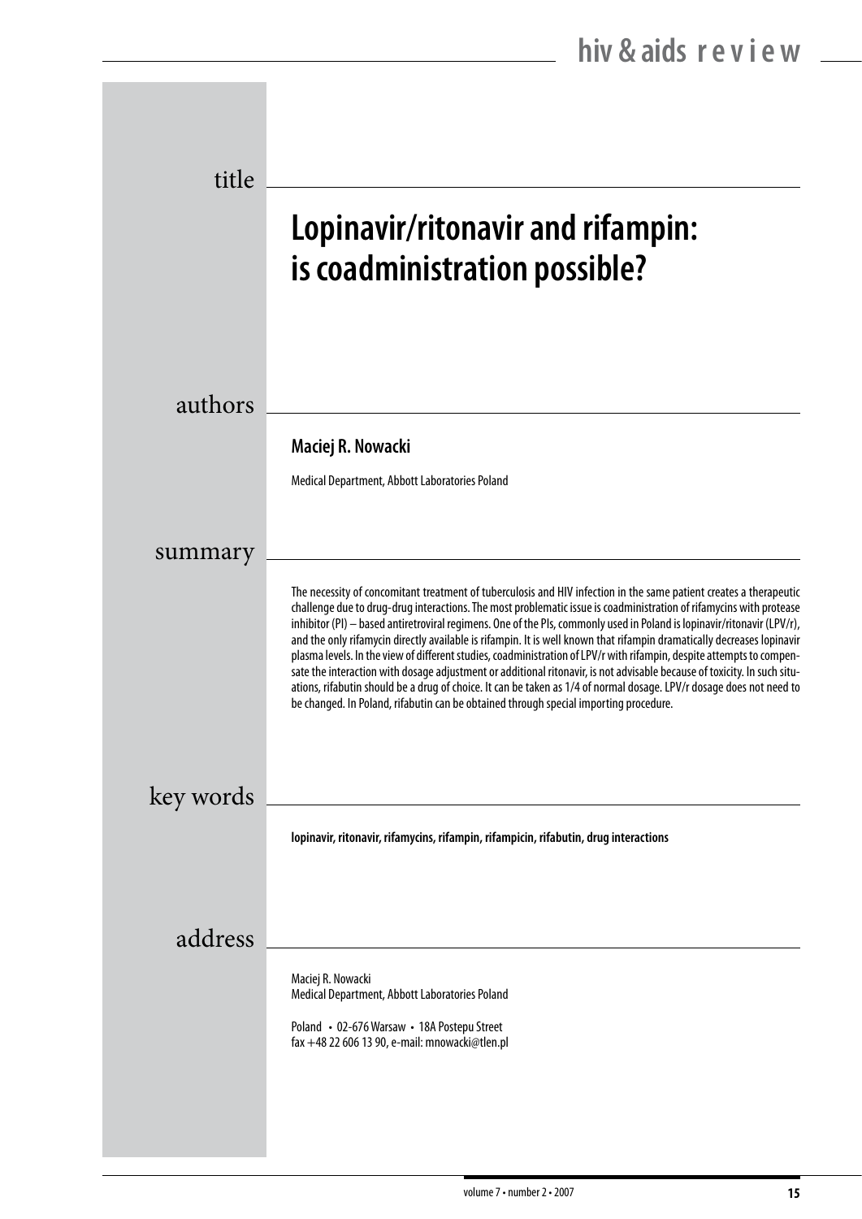## title

# Lopinavir/ritonavir and rifampin: is coadministration possible?

## authors

**Maciej R. Nowacki**

Medical Department, Abbott Laboratories Poland

## summary

The necessity of concomitant treatment of tuberculosis and HIV infection in the same patient creates a therapeutic challenge due to drug-drug interactions. The most problematic issue is coadministration of rifamycins with protease inhibitor (PI) – based antiretroviral regimens. One of the PIs, commonly used in Poland is lopinavir/ritonavir (LPV/r), and the only rifamycin directly available is rifampin. It is well known that rifampin dramatically decreases lopinavir plasma levels. In the view of different studies, coadministration of LPV/r with rifampin, despite attempts to compensate the interaction with dosage adjustment or additional ritonavir, is not advisable because of toxicity. In such situations, rifabutin should be a drug of choice. It can be taken as 1/4 of normal dosage. LPV/r dosage does not need to be changed. In Poland, rifabutin can be obtained through special importing procedure.

## key words

**lopinavir, ritonavir, rifamycins, rifampin, rifampicin, rifabutin, drug interactions**

## address

Maciej R. Nowacki
Medical Department, Abbott Laboratories Poland

Poland • 02-676 Warsaw • 18A Postepu Street
fax +48 22 606 13 90, e-mail: mnowacki@tlen.pl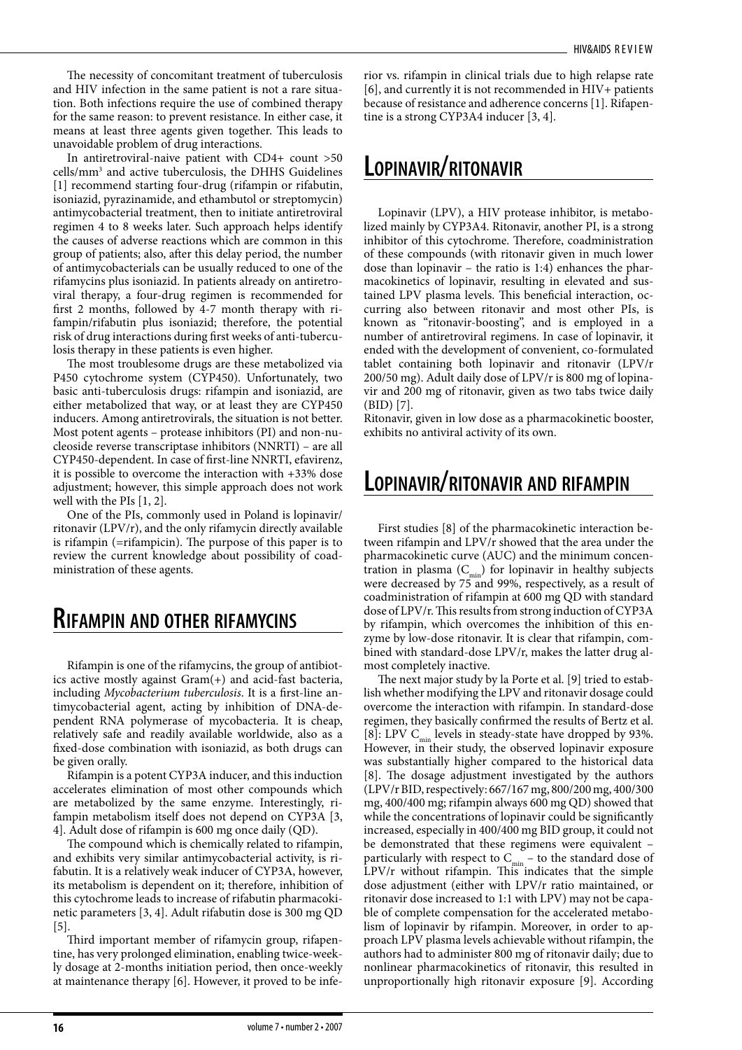The necessity of concomitant treatment of tuberculosis and HIV infection in the same patient is not a rare situation. Both infections require the use of combined therapy for the same reason: to prevent resistance. In either case, it means at least three agents given together. This leads to unavoidable problem of drug interactions.

In antiretroviral-naive patient with CD4+ count >50 cells/mm$^3$ and active tuberculosis, the DHHS Guidelines [1] recommend starting four-drug (rifampin or rifabutin, isoniazid, pyrazinamide, and ethambutol or streptomycin) antimycobacterial treatment, then to initiate antiretroviral regimen 4 to 8 weeks later. Such approach helps identify the causes of adverse reactions which are common in this group of patients; also, after this delay period, the number of antimycobacterials can be usually reduced to one of the rifamycins plus isoniazid. In patients already on antiretroviral therapy, a four-drug regimen is recommended for first 2 months, followed by 4-7 month therapy with rifampin/rifabutin plus isoniazid; therefore, the potential risk of drug interactions during first weeks of anti-tuberculosis therapy in these patients is even higher.

The most troublesome drugs are these metabolized via P450 cytochrome system (CYP450). Unfortunately, two basic anti-tuberculosis drugs: rifampin and isoniazid, are either metabolized that way, or at least they are CYP450 inducers. Among antiretrovirals, the situation is not better. Most potent agents – protease inhibitors (PI) and non-nucleoside reverse transcriptase inhibitors (NNRTI) – are all CYP450-dependent. In case of first-line NNRTI, efavirenz, it is possible to overcome the interaction with +33% dose adjustment; however, this simple approach does not work well with the PIs [1, 2].

One of the PIs, commonly used in Poland is lopinavir/ritonavir (LPV/r), and the only rifamycin directly available is rifampin (=rifampicin). The purpose of this paper is to review the current knowledge about possibility of coadministration of these agents.

# Rifampin and other rifamycins

Rifampin is one of the rifamycins, the group of antibiotics active mostly against Gram(+) and acid-fast bacteria, including *Mycobacterium tuberculosis*. It is a first-line antimycobacterial agent, acting by inhibition of DNA-dependent RNA polymerase of mycobacteria. It is cheap, relatively safe and readily available worldwide, also as a fixed-dose combination with isoniazid, as both drugs can be given orally.

Rifampin is a potent CYP3A inducer, and this induction accelerates elimination of most other compounds which are metabolized by the same enzyme. Interestingly, rifampin metabolism itself does not depend on CYP3A [3, 4]. Adult dose of rifampin is 600 mg once daily (QD).

The compound which is chemically related to rifampin, and exhibits very similar antimycobacterial activity, is rifabutin. It is a relatively weak inducer of CYP3A, however, its metabolism is dependent on it; therefore, inhibition of this cytochrome leads to increase of rifabutin pharmacokinetic parameters [3, 4]. Adult rifabutin dose is 300 mg QD [5].

Third important member of rifamycin group, rifapentine, has very prolonged elimination, enabling twice-weekly dosage at 2-months initiation period, then once-weekly at maintenance therapy [6]. However, it proved to be inferior vs. rifampin in clinical trials due to high relapse rate [6], and currently it is not recommended in HIV+ patients because of resistance and adherence concerns [1]. Rifapentine is a strong CYP3A4 inducer [3, 4].

# Lopinavir/ritonavir

Lopinavir (LPV), a HIV protease inhibitor, is metabolized mainly by CYP3A4. Ritonavir, another PI, is a strong inhibitor of this cytochrome. Therefore, coadministration of these compounds (with ritonavir given in much lower dose than lopinavir – the ratio is 1:4) enhances the pharmacokinetics of lopinavir, resulting in elevated and sustained LPV plasma levels. This beneficial interaction, occurring also between ritonavir and most other PIs, is known as "ritonavir-boosting", and is employed in a number of antiretroviral regimens. In case of lopinavir, it ended with the development of convenient, co-formulated tablet containing both lopinavir and ritonavir (LPV/r 200/50 mg). Adult daily dose of LPV/r is 800 mg of lopinavir and 200 mg of ritonavir, given as two tabs twice daily (BID) [7].

Ritonavir, given in low dose as a pharmacokinetic booster, exhibits no antiviral activity of its own.

# Lopinavir/ritonavir and rifampin

First studies [8] of the pharmacokinetic interaction between rifampin and LPV/r showed that the area under the pharmacokinetic curve (AUC) and the minimum concentration in plasma ($C_{min}$) for lopinavir in healthy subjects were decreased by 75 and 99%, respectively, as a result of coadministration of rifampin at 600 mg QD with standard dose of LPV/r. This results from strong induction of CYP3A by rifampin, which overcomes the inhibition of this enzyme by low-dose ritonavir. It is clear that rifampin, combined with standard-dose LPV/r, makes the latter drug almost completely inactive.

The next major study by la Porte et al. [9] tried to establish whether modifying the LPV and ritonavir dosage could overcome the interaction with rifampin. In standard-dose regimen, they basically confirmed the results of Bertz et al. [8]: LPV $C_{min}$ levels in steady-state have dropped by 93%. However, in their study, the observed lopinavir exposure was substantially higher compared to the historical data [8]. The dosage adjustment investigated by the authors (LPV/r BID, respectively: 667/167 mg, 800/200 mg, 400/300 mg, 400/400 mg; rifampin always 600 mg QD) showed that while the concentrations of lopinavir could be significantly increased, especially in 400/400 mg BID group, it could not be demonstrated that these regimens were equivalent – particularly with respect to $C_{min}$ – to the standard dose of LPV/r without rifampin. This indicates that the simple dose adjustment (either with LPV/r ratio maintained, or ritonavir dose increased to 1:1 with LPV) may not be capable of complete compensation for the accelerated metabolism of lopinavir by rifampin. Moreover, in order to approach LPV plasma levels achievable without rifampin, the authors had to administer 800 mg of ritonavir daily; due to nonlinear pharmacokinetics of ritonavir, this resulted in unproportionally high ritonavir exposure [9]. According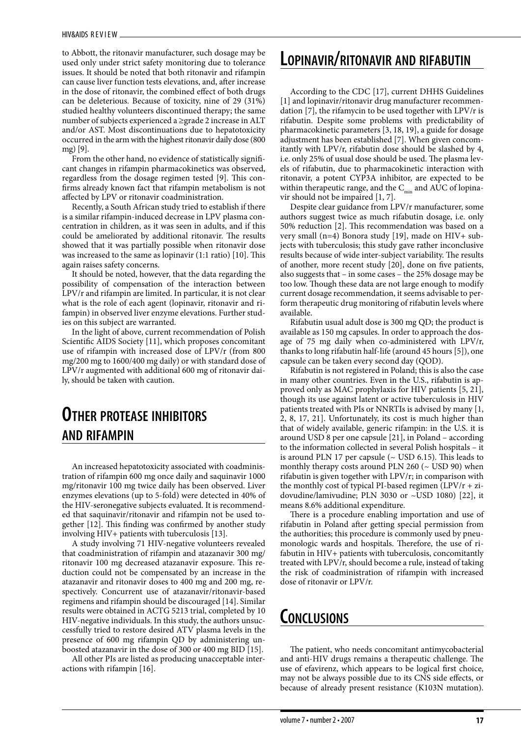to Abbott, the ritonavir manufacturer, such dosage may be used only under strict safety monitoring due to tolerance issues. It should be noted that both ritonavir and rifampin can cause liver function tests elevations, and, after increase in the dose of ritonavir, the combined effect of both drugs can be deleterious. Because of toxicity, nine of 29 (31%) studied healthy volunteers discontinued therapy; the same number of subjects experienced a ≥grade 2 increase in ALT and/or AST. Most discontinuations due to hepatotoxicity occurred in the arm with the highest ritonavir daily dose (800 mg) [9].

From the other hand, no evidence of statistically significant changes in rifampin pharmacokinetics was observed, regardless from the dosage regimen tested [9]. This confirms already known fact that rifampin metabolism is not affected by LPV or ritonavir coadministration.

Recently, a South African study tried to establish if there is a similar rifampin-induced decrease in LPV plasma concentration in children, as it was seen in adults, and if this could be ameliorated by additional ritonavir. The results showed that it was partially possible when ritonavir dose was increased to the same as lopinavir (1:1 ratio) [10]. This again raises safety concerns.

It should be noted, however, that the data regarding the possibility of compensation of the interaction between LPV/r and rifampin are limited. In particular, it is not clear what is the role of each agent (lopinavir, ritonavir and rifampin) in observed liver enzyme elevations. Further studies on this subject are warranted.

In the light of above, current recommendation of Polish Scientific AIDS Society [11], which proposes concomitant use of rifampin with increased dose of LPV/r (from 800 mg/200 mg to 1600/400 mg daily) or with standard dose of LPV/r augmented with additional 600 mg of ritonavir daily, should be taken with caution.

# Other protease inhibitors and rifampin

An increased hepatotoxicity associated with coadministration of rifampin 600 mg once daily and saquinavir 1000 mg/ritonavir 100 mg twice daily has been observed. Liver enzymes elevations (up to 5-fold) were detected in 40% of the HIV-seronegative subjects evaluated. It is recommended that saquinavir/ritonavir and rifampin not be used together [12]. This finding was confirmed by another study involving HIV+ patients with tuberculosis [13].

A study involving 71 HIV-negative volunteers revealed that coadministration of rifampin and atazanavir 300 mg/ritonavir 100 mg decreased atazanavir exposure. This reduction could not be compensated by an increase in the atazanavir and ritonavir doses to 400 mg and 200 mg, respectively. Concurrent use of atazanavir/ritonavir-based regimens and rifampin should be discouraged [14]. Similar results were obtained in ACTG 5213 trial, completed by 10 HIV-negative individuals. In this study, the authors unsuccessfully tried to restore desired ATV plasma levels in the presence of 600 mg rifampin QD by administering unboosted atazanavir in the dose of 300 or 400 mg BID [15].

All other PIs are listed as producing unacceptable interactions with rifampin [16].

# Lopinavir/ritonavir and rifabutin

According to the CDC [17], current DHHS Guidelines [1] and lopinavir/ritonavir drug manufacturer recommendation [7], the rifamycin to be used together with LPV/r is rifabutin. Despite some problems with predictability of pharmacokinetic parameters [3, 18, 19], a guide for dosage adjustment has been established [7]. When given concomitantly with LPV/r, rifabutin dose should be slashed by 4, i.e. only 25% of usual dose should be used. The plasma levels of rifabutin, due to pharmacokinetic interaction with ritonavir, a potent CYP3A inhibitor, are expected to be within therapeutic range, and the $C_{min}$ and AUC of lopinavir should not be impaired [1, 7].

Despite clear guidance from LPV/r manufacturer, some authors suggest twice as much rifabutin dosage, i.e. only 50% reduction [2]. This recommendation was based on a very small (n=4) Bonora study [19], made on HIV+ subjects with tuberculosis; this study gave rather inconclusive results because of wide inter-subject variability. The results of another, more recent study [20], done on five patients, also suggests that – in some cases – the 25% dosage may be too low. Though these data are not large enough to modify current dosage recommendation, it seems advisable to perform therapeutic drug monitoring of rifabutin levels where available.

Rifabutin usual adult dose is 300 mg QD; the product is available as 150 mg capsules. In order to approach the dosage of 75 mg daily when co-administered with LPV/r, thanks to long rifabutin half-life (around 45 hours [5]), one capsule can be taken every second day (QOD).

Rifabutin is not registered in Poland; this is also the case in many other countries. Even in the U.S., rifabutin is approved only as MAC prophylaxis for HIV patients [5, 21], though its use against latent or active tuberculosis in HIV patients treated with PIs or NNRTIs is advised by many [1, 2, 8, 17, 21]. Unfortunately, its cost is much higher than that of widely available, generic rifampin: in the U.S. it is around USD 8 per one capsule [21], in Poland – according to the information collected in several Polish hospitals – it is around PLN 17 per capsule (~ USD 6.15). This leads to monthly therapy costs around PLN 260 (~ USD 90) when rifabutin is given together with LPV/r; in comparison with the monthly cost of typical PI-based regimen (LPV/r + zidovudine/lamivudine; PLN 3030 or ~USD 1080) [22], it means 8.6% additional expenditure.

There is a procedure enabling importation and use of rifabutin in Poland after getting special permission from the authorities; this procedure is commonly used by pneumonologic wards and hospitals. Therefore, the use of rifabutin in HIV+ patients with tuberculosis, concomitantly treated with LPV/r, should become a rule, instead of taking the risk of coadministration of rifampin with increased dose of ritonavir or LPV/r.

# Conclusions

The patient, who needs concomitant antimycobacterial and anti-HIV drugs remains a therapeutic challenge. The use of efavirenz, which appears to be logical first choice, may not be always possible due to its CNS side effects, or because of already present resistance (K103N mutation).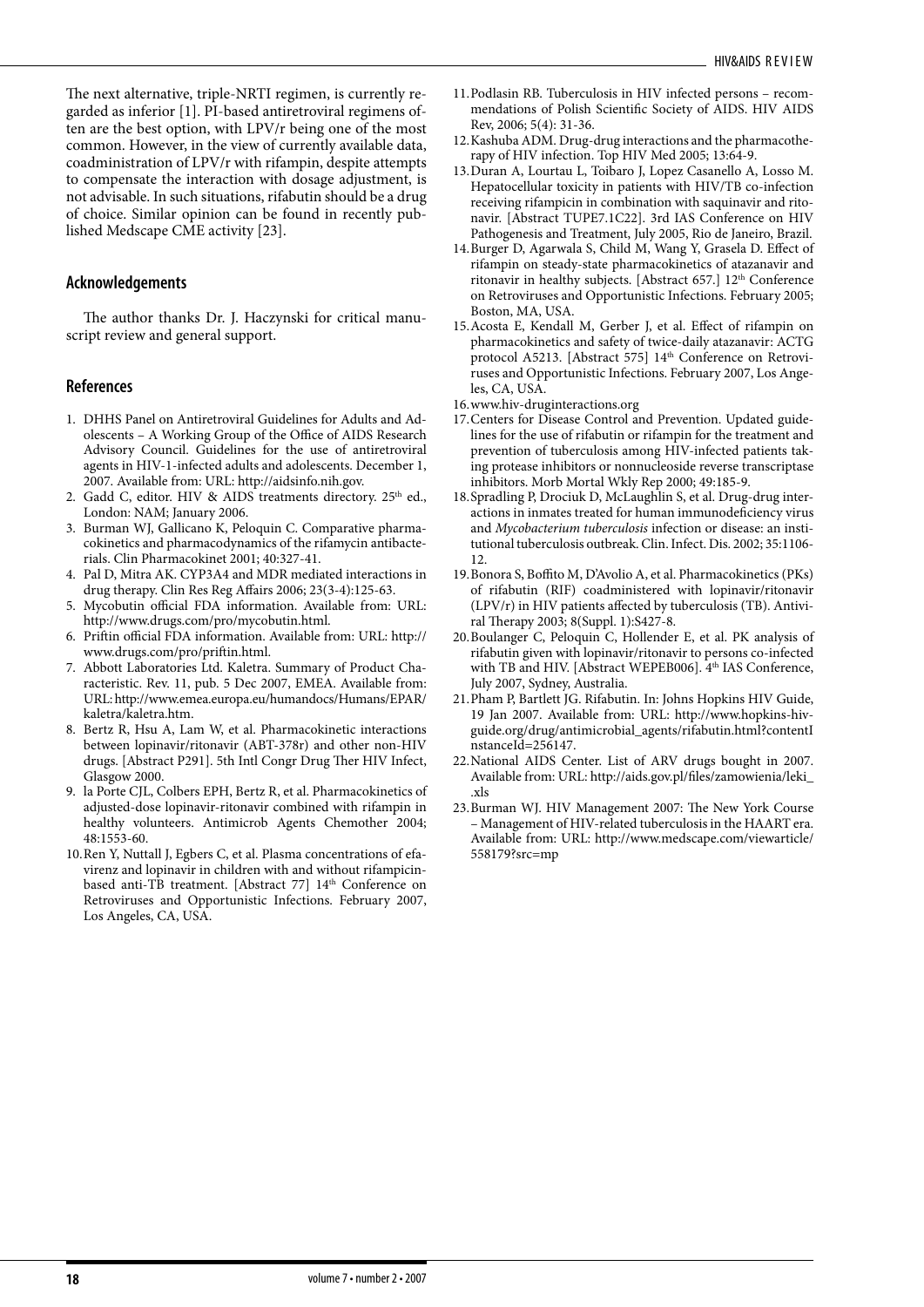The next alternative, triple-NRTI regimen, is currently regarded as inferior [1]. PI-based antiretroviral regimens often are the best option, with LPV/r being one of the most common. However, in the view of currently available data, coadministration of LPV/r with rifampin, despite attempts to compensate the interaction with dosage adjustment, is not advisable. In such situations, rifabutin should be a drug of choice. Similar opinion can be found in recently published Medscape CME activity [23].

## Acknowledgements

The author thanks Dr. J. Haczynski for critical manuscript review and general support.

## References

1. DHHS Panel on Antiretroviral Guidelines for Adults and Adolescents – A Working Group of the Office of AIDS Research Advisory Council. Guidelines for the use of antiretroviral agents in HIV-1-infected adults and adolescents. December 1, 2007. Available from: URL: http://aidsinfo.nih.gov.
2. Gadd C, editor. HIV & AIDS treatments directory. 25th ed., London: NAM; January 2006.
3. Burman WJ, Gallicano K, Peloquin C. Comparative pharmacokinetics and pharmacodynamics of the rifamycin antibacterials. Clin Pharmacokinet 2001; 40:327-41.
4. Pal D, Mitra AK. CYP3A4 and MDR mediated interactions in drug therapy. Clin Res Reg Affairs 2006; 23(3-4):125-63.
5. Mycobutin official FDA information. Available from: URL: http://www.drugs.com/pro/mycobutin.html.
6. Priftin official FDA information. Available from: URL: http://www.drugs.com/pro/priftin.html.
7. Abbott Laboratories Ltd. Kaletra. Summary of Product Characteristic. Rev. 11, pub. 5 Dec 2007, EMEA. Available from: URL: http://www.emea.europa.eu/humandocs/Humans/EPAR/kaletra/kaletra.htm.
8. Bertz R, Hsu A, Lam W, et al. Pharmacokinetic interactions between lopinavir/ritonavir (ABT-378r) and other non-HIV drugs. [Abstract P291]. 5th Intl Congr Drug Ther HIV Infect, Glasgow 2000.
9. la Porte CJL, Colbers EPH, Bertz R, et al. Pharmacokinetics of adjusted-dose lopinavir-ritonavir combined with rifampin in healthy volunteers. Antimicrob Agents Chemother 2004; 48:1553-60.
10. Ren Y, Nuttall J, Egbers C, et al. Plasma concentrations of efavirenz and lopinavir in children with and without rifampicin-based anti-TB treatment. [Abstract 77] 14th Conference on Retroviruses and Opportunistic Infections. February 2007, Los Angeles, CA, USA.
11. Podlasin RB. Tuberculosis in HIV infected persons – recommendations of Polish Scientific Society of AIDS. HIV AIDS Rev, 2006; 5(4): 31-36.
12. Kashuba ADM. Drug-drug interactions and the pharmacotherapy of HIV infection. Top HIV Med 2005; 13:64-9.
13. Duran A, Lourtau L, Toibaro J, Lopez Casanello A, Losso M. Hepatocellular toxicity in patients with HIV/TB co-infection receiving rifampicin in combination with saquinavir and ritonavir. [Abstract TUPE7.1C22]. 3rd IAS Conference on HIV Pathogenesis and Treatment, July 2005, Rio de Janeiro, Brazil.
14. Burger D, Agarwala S, Child M, Wang Y, Grasela D. Effect of rifampin on steady-state pharmacokinetics of atazanavir and ritonavir in healthy subjects. [Abstract 657.] 12th Conference on Retroviruses and Opportunistic Infections. February 2005; Boston, MA, USA.
15. Acosta E, Kendall M, Gerber J, et al. Effect of rifampin on pharmacokinetics and safety of twice-daily atazanavir: ACTG protocol A5213. [Abstract 575] 14th Conference on Retroviruses and Opportunistic Infections. February 2007, Los Angeles, CA, USA.
16. www.hiv-druginteractions.org
17. Centers for Disease Control and Prevention. Updated guidelines for the use of rifabutin or rifampin for the treatment and prevention of tuberculosis among HIV-infected patients taking protease inhibitors or nonnucleoside reverse transcriptase inhibitors. Morb Mortal Wkly Rep 2000; 49:185-9.
18. Spradling P, Drociuk D, McLaughlin S, et al. Drug-drug interactions in inmates treated for human immunodeficiency virus and *Mycobacterium tuberculosis* infection or disease: an institutional tuberculosis outbreak. Clin. Infect. Dis. 2002; 35:1106-12.
19. Bonora S, Boffito M, D'Avolio A, et al. Pharmacokinetics (PKs) of rifabutin (RIF) coadministered with lopinavir/ritonavir (LPV/r) in HIV patients affected by tuberculosis (TB). Antiviral Therapy 2003; 8(Suppl. 1):S427-8.
20. Boulanger C, Peloquin C, Hollender E, et al. PK analysis of rifabutin given with lopinavir/ritonavir to persons co-infected with TB and HIV. [Abstract WEPEB006]. 4th IAS Conference, July 2007, Sydney, Australia.
21. Pham P, Bartlett JG. Rifabutin. In: Johns Hopkins HIV Guide, 19 Jan 2007. Available from: URL: http://www.hopkins-hivguide.org/drug/antimicrobial_agents/rifabutin.html?contentInstanceId=256147.
22. National AIDS Center. List of ARV drugs bought in 2007. Available from: URL: http://aids.gov.pl/files/zamowienia/leki_.xls
23. Burman WJ. HIV Management 2007: The New York Course – Management of HIV-related tuberculosis in the HAART era. Available from: URL: http://www.medscape.com/viewarticle/558179?src=mp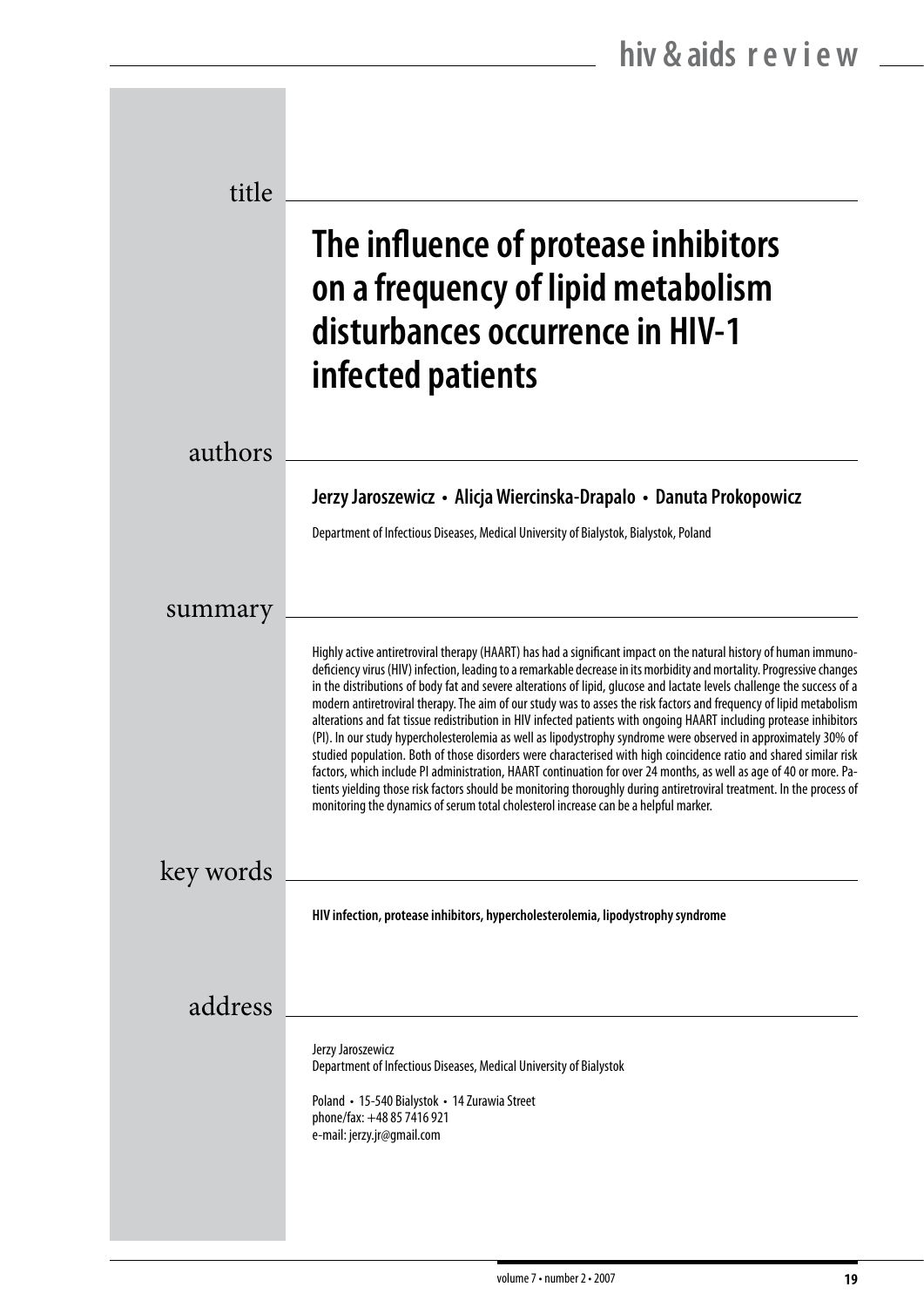title

# The influence of protease inhibitors on a frequency of lipid metabolism disturbances occurrence in HIV-1 infected patients

authors

**Jerzy Jaroszewicz • Alicja Wiercinska-Drapalo • Danuta Prokopowicz**

Department of Infectious Diseases, Medical University of Bialystok, Bialystok, Poland

summary

Highly active antiretroviral therapy (HAART) has had a significant impact on the natural history of human immunodeficiency virus (HIV) infection, leading to a remarkable decrease in its morbidity and mortality. Progressive changes in the distributions of body fat and severe alterations of lipid, glucose and lactate levels challenge the success of a modern antiretroviral therapy. The aim of our study was to asses the risk factors and frequency of lipid metabolism alterations and fat tissue redistribution in HIV infected patients with ongoing HAART including protease inhibitors (PI). In our study hypercholesterolemia as well as lipodystrophy syndrome were observed in approximately 30% of studied population. Both of those disorders were characterised with high coincidence ratio and shared similar risk factors, which include PI administration, HAART continuation for over 24 months, as well as age of 40 or more. Patients yielding those risk factors should be monitoring thoroughly during antiretroviral treatment. In the process of monitoring the dynamics of serum total cholesterol increase can be a helpful marker.

key words

**HIV infection, protease inhibitors, hypercholesterolemia, lipodystrophy syndrome**

address

Jerzy Jaroszewicz
Department of Infectious Diseases, Medical University of Bialystok

Poland • 15-540 Bialystok • 14 Zurawia Street
phone/fax: +48 85 7416 921
e-mail: jerzy.jr@gmail.com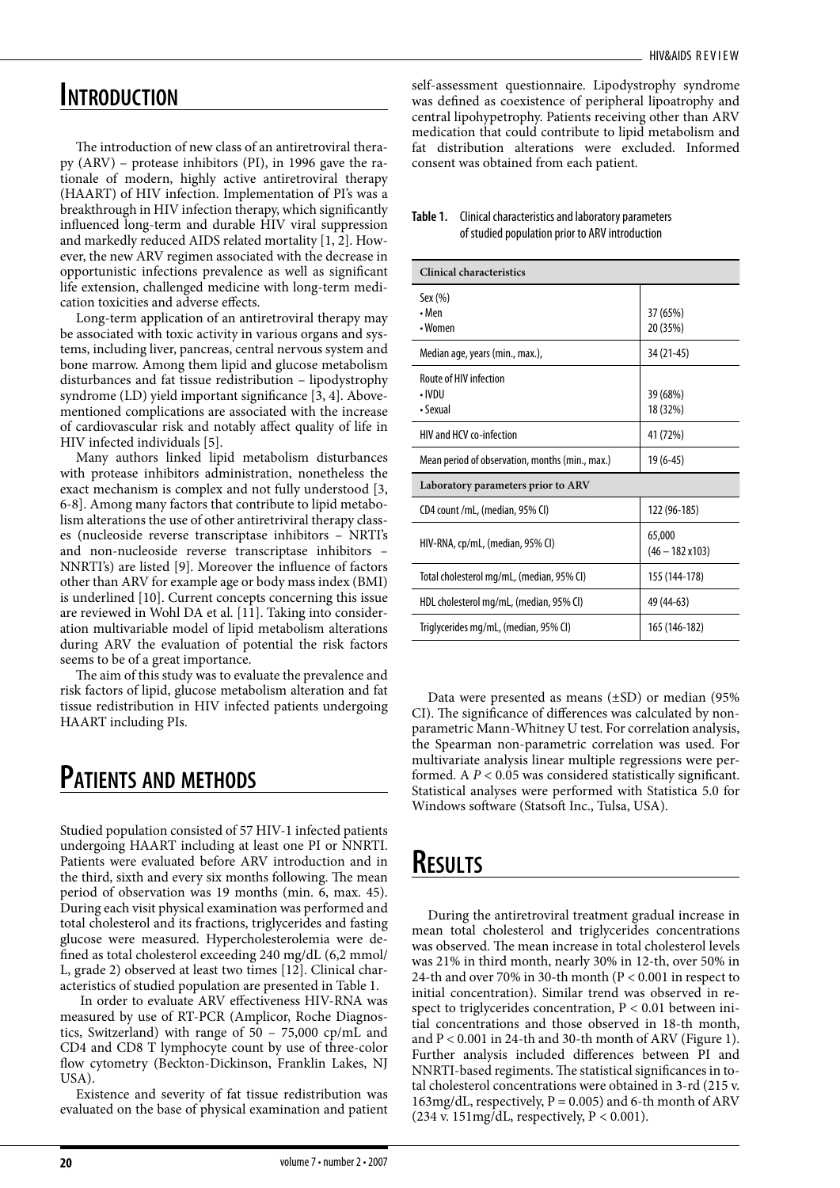## Introduction

The introduction of new class of an antiretroviral therapy (ARV) – protease inhibitors (PI), in 1996 gave the rationale of modern, highly active antiretroviral therapy (HAART) of HIV infection. Implementation of PI's was a breakthrough in HIV infection therapy, which significantly influenced long-term and durable HIV viral suppression and markedly reduced AIDS related mortality [1, 2]. However, the new ARV regimen associated with the decrease in opportunistic infections prevalence as well as significant life extension, challenged medicine with long-term medication toxicities and adverse effects.

Long-term application of an antiretroviral therapy may be associated with toxic activity in various organs and systems, including liver, pancreas, central nervous system and bone marrow. Among them lipid and glucose metabolism disturbances and fat tissue redistribution – lipodystrophy syndrome (LD) yield important significance [3, 4]. Abovementioned complications are associated with the increase of cardiovascular risk and notably affect quality of life in HIV infected individuals [5].

Many authors linked lipid metabolism disturbances with protease inhibitors administration, nonetheless the exact mechanism is complex and not fully understood [3, 6-8]. Among many factors that contribute to lipid metabolism alterations the use of other antiretriviral therapy classes (nucleoside reverse transcriptase inhibitors – NRTI's and non-nucleoside reverse transcriptase inhibitors – NNRTI's) are listed [9]. Moreover the influence of factors other than ARV for example age or body mass index (BMI) is underlined [10]. Current concepts concerning this issue are reviewed in Wohl DA et al. [11]. Taking into consideration multivariable model of lipid metabolism alterations during ARV the evaluation of potential the risk factors seems to be of a great importance.

The aim of this study was to evaluate the prevalence and risk factors of lipid, glucose metabolism alteration and fat tissue redistribution in HIV infected patients undergoing HAART including PIs.

## Patients and methods

Studied population consisted of 57 HIV-1 infected patients undergoing HAART including at least one PI or NNRTI. Patients were evaluated before ARV introduction and in the third, sixth and every six months following. The mean period of observation was 19 months (min. 6, max. 45). During each visit physical examination was performed and total cholesterol and its fractions, triglycerides and fasting glucose were measured. Hypercholesterolemia were defined as total cholesterol exceeding 240 mg/dL (6,2 mmol/L, grade 2) observed at least two times [12]. Clinical characteristics of studied population are presented in Table 1.

In order to evaluate ARV effectiveness HIV-RNA was measured by use of RT-PCR (Amplicor, Roche Diagnostics, Switzerland) with range of 50 – 75,000 cp/mL and CD4 and CD8 T lymphocyte count by use of three-color flow cytometry (Beckton-Dickinson, Franklin Lakes, NJ USA).

Existence and severity of fat tissue redistribution was evaluated on the base of physical examination and patient self-assessment questionnaire. Lipodystrophy syndrome was defined as coexistence of peripheral lipoatrophy and central lipohypetrophy. Patients receiving other than ARV medication that could contribute to lipid metabolism and fat distribution alterations were excluded. Informed consent was obtained from each patient.

**Table 1.** Clinical characteristics and laboratory parameters of studied population prior to ARV introduction

| **Clinical characteristics** | |
|---|---|
| Sex (%)<br>• Men<br>• Women | <br>37 (65%)<br>20 (35%) |
| Median age, years (min., max.), | 34 (21-45) |
| Route of HIV infection<br>• IVDU<br>• Sexual | <br>39 (68%)<br>18 (32%) |
| HIV and HCV co-infection | 41 (72%) |
| Mean period of observation, months (min., max.) | 19 (6-45) |
| **Laboratory parameters prior to ARV** | |
| CD4 count /mL, (median, 95% CI) | 122 (96-185) |
| HIV-RNA, cp/mL, (median, 95% CI) | 65,000<br>(46 – 182 x103) |
| Total cholesterol mg/mL, (median, 95% CI) | 155 (144-178) |
| HDL cholesterol mg/mL, (median, 95% CI) | 49 (44-63) |
| Triglycerides mg/mL, (median, 95% CI) | 165 (146-182) |

Data were presented as means (±SD) or median (95% CI). The significance of differences was calculated by nonparametric Mann-Whitney U test. For correlation analysis, the Spearman non-parametric correlation was used. For multivariate analysis linear multiple regressions were performed. A $P < 0.05$ was considered statistically significant. Statistical analyses were performed with Statistica 5.0 for Windows software (Statsoft Inc., Tulsa, USA).

## Results

During the antiretroviral treatment gradual increase in mean total cholesterol and triglycerides concentrations was observed. The mean increase in total cholesterol levels was 21% in third month, nearly 30% in 12-th, over 50% in 24-th and over 70% in 30-th month ($P < 0.001$ in respect to initial concentration). Similar trend was observed in respect to triglycerides concentration, $P < 0.01$ between initial concentrations and those observed in 18-th month, and $P < 0.001$ in 24-th and 30-th month of ARV (Figure 1). Further analysis included differences between PI and NNRTI-based regiments. The statistical significances in total cholesterol concentrations were obtained in 3-rd (215 v. 163mg/dL, respectively, $P = 0.005$) and 6-th month of ARV (234 v. 151mg/dL, respectively, $P < 0.001$).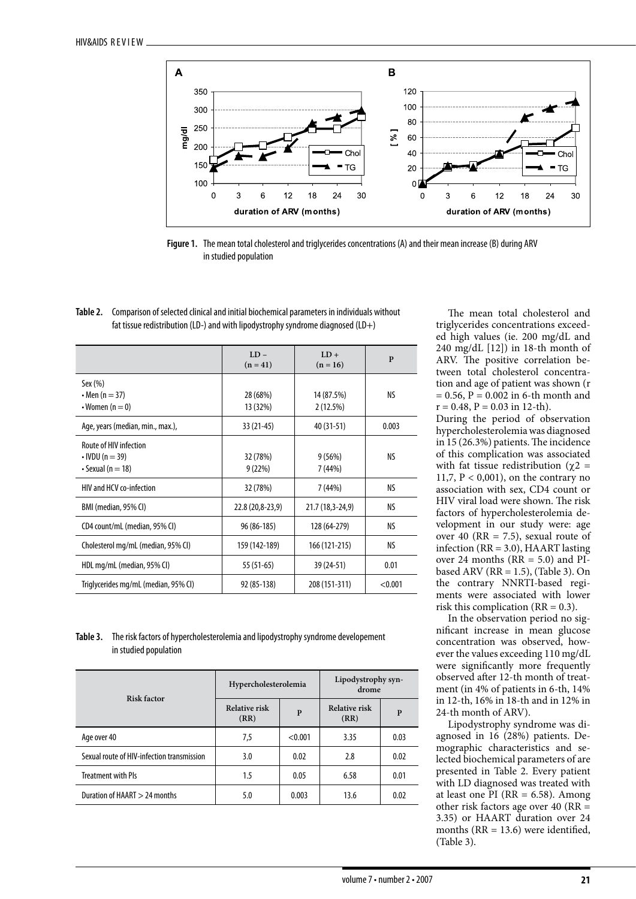Figure 1. The mean total cholesterol and triglycerides concentrations (A) and their mean increase (B) during ARV in studied population

**Table 2.** Comparison of selected clinical and initial biochemical parameters in individuals without fat tissue redistribution (LD-) and with lipodystrophy syndrome diagnosed (LD+)

| | LD – (n = 41) | LD + (n = 16) | P |
|---|---|---|---|
| Sex (%)<br>• Men (n = 37)<br>• Women (n = 0) | 28 (68%)<br>13 (32%) | 14 (87.5%)<br>2 (12.5%) | NS |
| Age, years (median, min., max.), | 33 (21-45) | 40 (31-51) | 0.003 |
| Route of HIV infection<br>• IVDU (n = 39)<br>• Sexual (n = 18) | 32 (78%)<br>9 (22%) | 9 (56%)<br>7 (44%) | NS |
| HIV and HCV co-infection | 32 (78%) | 7 (44%) | NS |
| BMI (median, 95% CI) | 22.8 (20,8-23,9) | 21.7 (18,3-24,9) | NS |
| CD4 count/mL (median, 95% CI) | 96 (86-185) | 128 (64-279) | NS |
| Cholesterol mg/mL (median, 95% CI) | 159 (142-189) | 166 (121-215) | NS |
| HDL mg/mL (median, 95% CI) | 55 (51-65) | 39 (24-51) | 0.01 |
| Triglycerides mg/mL (median, 95% CI) | 92 (85-138) | 208 (151-311) | <0.001 |

**Table 3.** The risk factors of hypercholesterolemia and lipodystrophy syndrome developement in studied population

| Risk factor | Hypercholesterolemia | | Lipodystrophy syndrome | |
|---|---|---|---|---|
| | Relative risk (RR) | P | Relative risk (RR) | P |
| Age over 40 | 7,5 | <0.001 | 3.35 | 0.03 |
| Sexual route of HIV-infection transmission | 3.0 | 0.02 | 2.8 | 0.02 |
| Treatment with PIs | 1.5 | 0.05 | 6.58 | 0.01 |
| Duration of HAART > 24 months | 5.0 | 0.003 | 13.6 | 0.02 |

The mean total cholesterol and triglycerides concentrations exceeded high values (ie. 200 mg/dL and 240 mg/dL [12]) in 18-th month of ARV. The positive correlation between total cholesterol concentration and age of patient was shown ($r = 0.56$, $P = 0.002$ in 6-th month and $r = 0.48$, $P = 0.03$ in 12-th).
During the period of observation hypercholesterolemia was diagnosed in 15 (26.3%) patients. The incidence of this complication was associated with fat tissue redistribution ($\chi 2 = 11,7$, $P < 0,001$), on the contrary no association with sex, CD4 count or HIV viral load were shown. The risk factors of hypercholesterolemia development in our study were: age over 40 (RR = 7.5), sexual route of infection (RR = 3.0), HAART lasting over 24 months (RR = 5.0) and PI-based ARV (RR = 1.5), (Table 3). On the contrary NNRTI-based regiments were associated with lower risk this complication (RR = 0.3).

In the observation period no significant increase in mean glucose concentration was observed, however the values exceeding 110 mg/dL were significantly more frequently observed after 12-th month of treatment (in 4% of patients in 6-th, 14% in 12-th, 16% in 18-th and in 12% in 24-th month of ARV).

Lipodystrophy syndrome was diagnosed in 16 (28%) patients. Demographic characteristics and selected biochemical parameters of are presented in Table 2. Every patient with LD diagnosed was treated with at least one PI (RR = 6.58). Among other risk factors age over 40 (RR = 3.35) or HAART duration over 24 months (RR = 13.6) were identified, (Table 3).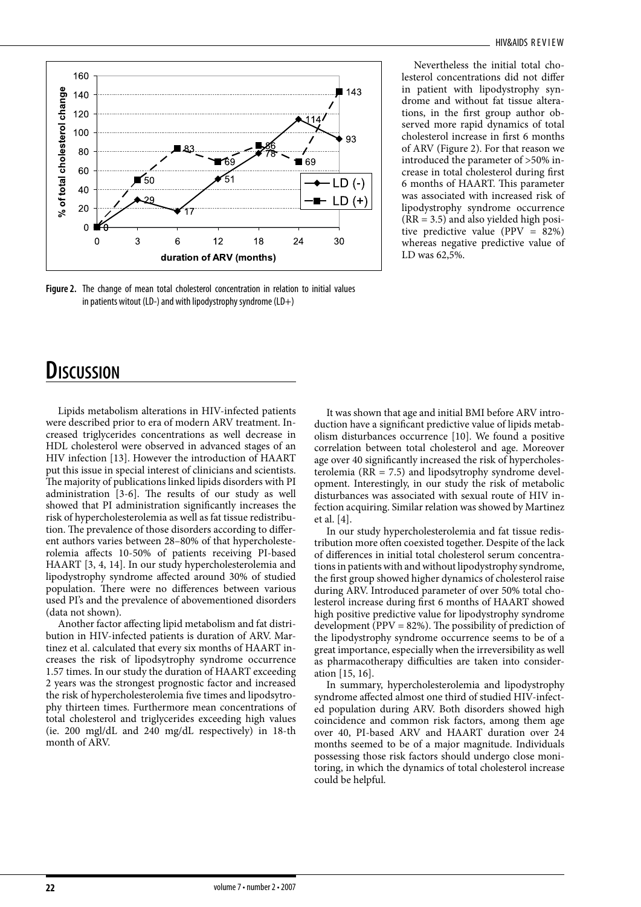Figure 2. The change of mean total cholesterol concentration in relation to initial values in patients witout (LD-) and with lipodystrophy syndrome (LD+)

Nevertheless the initial total cholesterol concentrations did not differ in patient with lipodystrophy syndrome and without fat tissue alterations, in the first group author observed more rapid dynamics of total cholesterol increase in first 6 months of ARV (Figure 2). For that reason we introduced the parameter of >50% increase in total cholesterol during first 6 months of HAART. This parameter was associated with increased risk of lipodystrophy syndrome occurrence (RR = 3.5) and also yielded high positive predictive value (PPV = 82%) whereas negative predictive value of LD was 62,5%.

# Discussion

Lipids metabolism alterations in HIV-infected patients were described prior to era of modern ARV treatment. Increased triglycerides concentrations as well decrease in HDL cholesterol were observed in advanced stages of an HIV infection [13]. However the introduction of HAART put this issue in special interest of clinicians and scientists. The majority of publications linked lipids disorders with PI administration [3-6]. The results of our study as well showed that PI administration significantly increases the risk of hypercholesterolemia as well as fat tissue redistribution. The prevalence of those disorders according to different authors varies between 28–80% of that hypercholesterolemia affects 10-50% of patients receiving PI-based HAART [3, 4, 14]. In our study hypercholesterolemia and lipodystrophy syndrome affected around 30% of studied population. There were no differences between various used PI's and the prevalence of abovementioned disorders (data not shown).

Another factor affecting lipid metabolism and fat distribution in HIV-infected patients is duration of ARV. Martinez et al. calculated that every six months of HAART increases the risk of lipodsytrophy syndrome occurrence 1.57 times. In our study the duration of HAART exceeding 2 years was the strongest prognostic factor and increased the risk of hypercholesterolemia five times and lipodsytrophy thirteen times. Furthermore mean concentrations of total cholesterol and triglycerides exceeding high values (ie. 200 mgl/dL and 240 mg/dL respectively) in 18-th month of ARV.

It was shown that age and initial BMI before ARV introduction have a significant predictive value of lipids metabolism disturbances occurrence [10]. We found a positive correlation between total cholesterol and age. Moreover age over 40 significantly increased the risk of hypercholesterolemia (RR = 7.5) and lipodsytrophy syndrome development. Interestingly, in our study the risk of metabolic disturbances was associated with sexual route of HIV infection acquiring. Similar relation was showed by Martinez et al. [4].

In our study hypercholesterolemia and fat tissue redistribution more often coexisted together. Despite of the lack of differences in initial total cholesterol serum concentrations in patients with and without lipodystrophy syndrome, the first group showed higher dynamics of cholesterol raise during ARV. Introduced parameter of over 50% total cholesterol increase during first 6 months of HAART showed high positive predictive value for lipodystrophy syndrome development (PPV = 82%). The possibility of prediction of the lipodystrophy syndrome occurrence seems to be of a great importance, especially when the irreversibility as well as pharmacotherapy difficulties are taken into consideration [15, 16].

In summary, hypercholesterolemia and lipodystrophy syndrome affected almost one third of studied HIV-infected population during ARV. Both disorders showed high coincidence and common risk factors, among them age over 40, PI-based ARV and HAART duration over 24 months seemed to be of a major magnitude. Individuals possessing those risk factors should undergo close monitoring, in which the dynamics of total cholesterol increase could be helpful.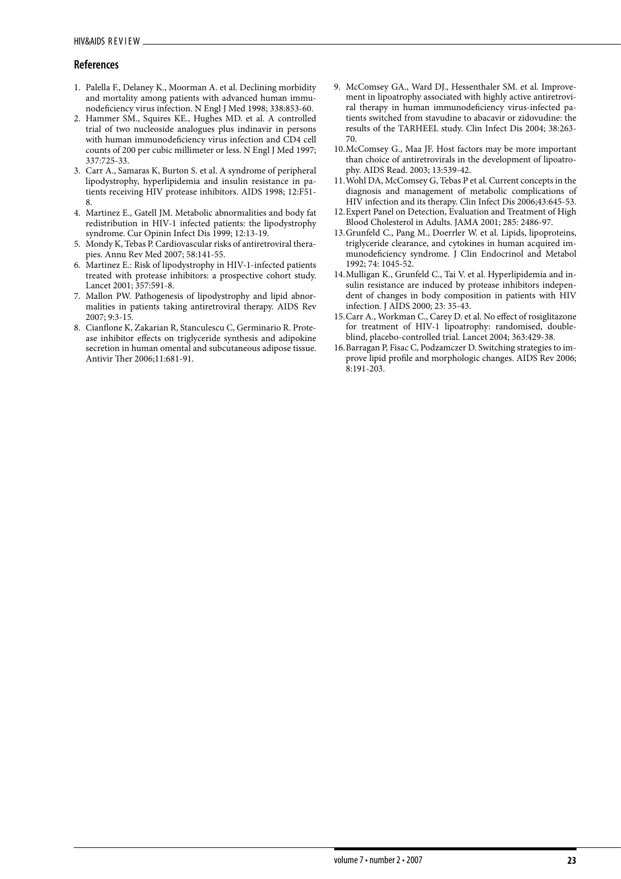## References

1. Palella F., Delaney K., Moorman A. et al. Declining morbidity and mortality among patients with advanced human immunodeficiency virus infection. N Engl J Med 1998; 338:853-60.
2. Hammer SM., Squires KE., Hughes MD. et al. A controlled trial of two nucleoside analogues plus indinavir in persons with human immunodeficiency virus infection and CD4 cell counts of 200 per cubic millimeter or less. N Engl J Med 1997; 337:725-33.
3. Carr A., Samaras K, Burton S. et al. A syndrome of peripheral lipodystrophy, hyperlipidemia and insulin resistance in patients receiving HIV protease inhibitors. AIDS 1998; 12:F51-8.
4. Martinez E., Gatell JM. Metabolic abnormalities and body fat redistribution in HIV-1 infected patients: the lipodystrophy syndrome. Cur Opinin Infect Dis 1999; 12:13-19.
5. Mondy K, Tebas P. Cardiovascular risks of antiretroviral therapies. Annu Rev Med 2007; 58:141-55.
6. Martinez E.: Risk of lipodystrophy in HIV-1-infected patients treated with protease inhibitors: a prospective cohort study. Lancet 2001; 357:591-8.
7. Mallon PW. Pathogenesis of lipodystrophy and lipid abnormalities in patients taking antiretroviral therapy. AIDS Rev 2007; 9:3-15.
8. Cianflone K, Zakarian R, Stanculescu C, Germinario R. Protease inhibitor effects on triglyceride synthesis and adipokine secretion in human omental and subcutaneous adipose tissue. Antivir Ther 2006;11:681-91.
9. McComsey GA., Ward DJ., Hessenthaler SM. et al. Improvement in lipoatrophy associated with highly active antiretroviral therapy in human immunodeficiency virus-infected patients switched from stavudine to abacavir or zidovudine: the results of the TARHEEL study. Clin Infect Dis 2004; 38:263-70.
10. McComsey G., Maa JF. Host factors may be more important than choice of antiretrovirals in the development of lipoatrophy. AIDS Read. 2003; 13:539-42.
11. Wohl DA, McComsey G, Tebas P et al. Current concepts in the diagnosis and management of metabolic complications of HIV infection and its therapy. Clin Infect Dis 2006;43:645-53.
12. Expert Panel on Detection, Evaluation and Treatment of High Blood Cholesterol in Adults. JAMA 2001; 285: 2486-97.
13. Grunfeld C., Pang M., Doerrler W. et al. Lipids, lipoproteins, triglyceride clearance, and cytokines in human acquired immunodeficiency syndrome. J Clin Endocrinol and Metabol 1992; 74: 1045-52.
14. Mulligan K., Grunfeld C., Tai V. et al. Hyperlipidemia and insulin resistance are induced by protease inhibitors independent of changes in body composition in patients with HIV infection. J AIDS 2000; 23: 35-43.
15. Carr A., Workman C., Carey D. et al. No effect of rosiglitazone for treatment of HIV-1 lipoatrophy: randomised, double-blind, placebo-controlled trial. Lancet 2004; 363:429-38.
16. Barragan P, Fisac C, Podzamczer D. Switching strategies to improve lipid profile and morphologic changes. AIDS Rev 2006; 8:191-203.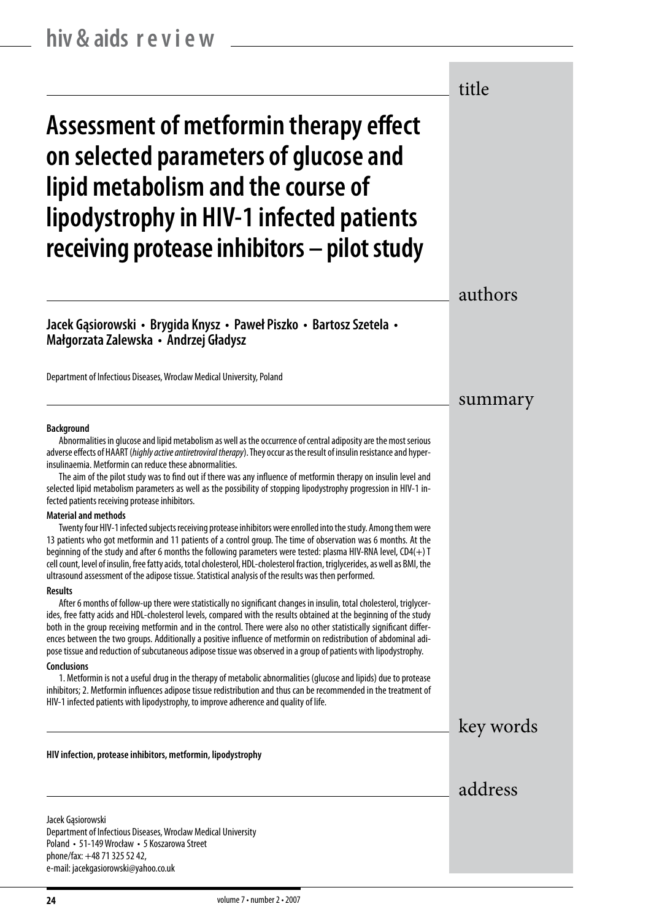# Assessment of metformin therapy effect on selected parameters of glucose and lipid metabolism and the course of lipodystrophy in HIV-1 infected patients receiving protease inhibitors – pilot study

## authors

**Jacek Gąsiorowski • Brygida Knysz • Paweł Piszko • Bartosz Szetela • Małgorzata Zalewska • Andrzej Gładysz**

Department of Infectious Diseases, Wroclaw Medical University, Poland

## summary

**Background**

Abnormalities in glucose and lipid metabolism as well as the occurrence of central adiposity are the most serious adverse effects of HAART (*highly active antiretroviral therapy*). They occur as the result of insulin resistance and hyperinsulinaemia. Metformin can reduce these abnormalities.

The aim of the pilot study was to find out if there was any influence of metformin therapy on insulin level and selected lipid metabolism parameters as well as the possibility of stopping lipodystrophy progression in HIV-1 infected patients receiving protease inhibitors.

**Material and methods**

Twenty four HIV-1 infected subjects receiving protease inhibitors were enrolled into the study. Among them were 13 patients who got metformin and 11 patients of a control group. The time of observation was 6 months. At the beginning of the study and after 6 months the following parameters were tested: plasma HIV-RNA level, CD4(+) T cell count, level of insulin, free fatty acids, total cholesterol, HDL-cholesterol fraction, triglycerides, as well as BMI, the ultrasound assessment of the adipose tissue. Statistical analysis of the results was then performed.

**Results**

After 6 months of follow-up there were statistically no significant changes in insulin, total cholesterol, triglycerides, free fatty acids and HDL-cholesterol levels, compared with the results obtained at the beginning of the study both in the group receiving metformin and in the control. There were also no other statistically significant differences between the two groups. Additionally a positive influence of metformin on redistribution of abdominal adipose tissue and reduction of subcutaneous adipose tissue was observed in a group of patients with lipodystrophy.

**Conclusions**

1. Metformin is not a useful drug in the therapy of metabolic abnormalities (glucose and lipids) due to protease inhibitors; 2. Metformin influences adipose tissue redistribution and thus can be recommended in the treatment of HIV-1 infected patients with lipodystrophy, to improve adherence and quality of life.

## key words

**HIV infection, protease inhibitors, metformin, lipodystrophy**

## address

Jacek Gąsiorowski
Department of Infectious Diseases, Wroclaw Medical University
Poland • 51-149 Wrocław • 5 Koszarowa Street
phone/fax: +48 71 325 52 42,
e-mail: jacekgasiorowski@yahoo.co.uk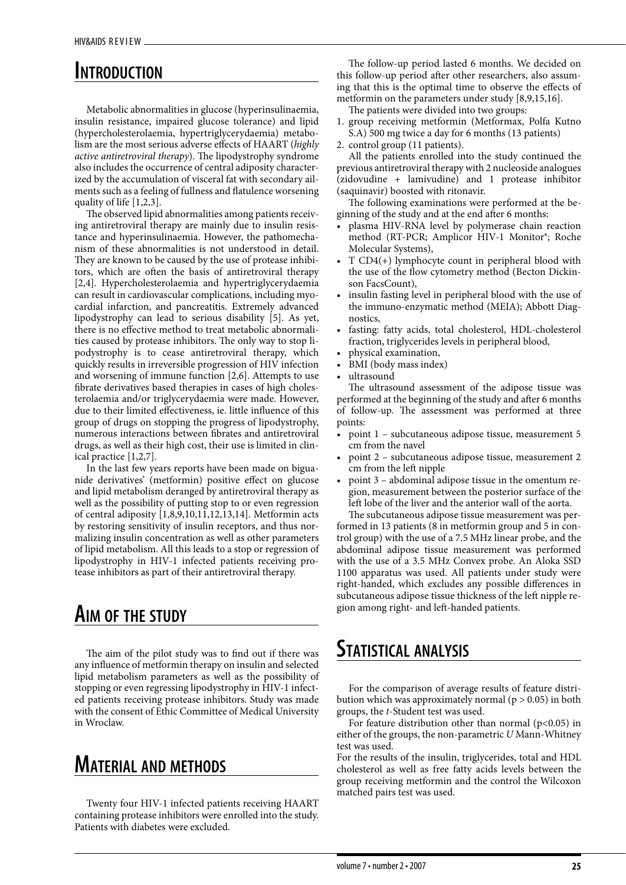# Introduction

Metabolic abnormalities in glucose (hyperinsulinaemia, insulin resistance, impaired glucose tolerance) and lipid (hypercholesterolaemia, hypertriglycerydaemia) metabolism are the most serious adverse effects of HAART (*highly active antiretroviral therapy*). The lipodystrophy syndrome also includes the occurrence of central adiposity characterized by the accumulation of visceral fat with secondary ailments such as a feeling of fullness and flatulence worsening quality of life [1,2,3].

The observed lipid abnormalities among patients receiving antiretroviral therapy are mainly due to insulin resistance and hyperinsulinaemia. However, the pathomechanism of these abnormalities is not understood in detail. They are known to be caused by the use of protease inhibitors, which are often the basis of antiretroviral therapy [2,4]. Hypercholesterolaemia and hypertriglycerydaemia can result in cardiovascular complications, including myocardial infarction, and pancreatitis. Extremely advanced lipodystrophy can lead to serious disability [5]. As yet, there is no effective method to treat metabolic abnormalities caused by protease inhibitors. The only way to stop lipodystrophy is to cease antiretroviral therapy, which quickly results in irreversible progression of HIV infection and worsening of immune function [2,6]. Attempts to use fibrate derivatives based therapies in cases of high cholesterolaemia and/or triglycerydaemia were made. However, due to their limited effectiveness, ie. little influence of this group of drugs on stopping the progress of lipodystrophy, numerous interactions between fibrates and antiretroviral drugs, as well as their high cost, their use is limited in clinical practice [1,2,7].

In the last few years reports have been made on biguanide derivatives' (metformin) positive effect on glucose and lipid metabolism deranged by antiretroviral therapy as well as the possibility of putting stop to or even regression of central adiposity [1,8,9,10,11,12,13,14]. Metformin acts by restoring sensitivity of insulin receptors, and thus normalizing insulin concentration as well as other parameters of lipid metabolism. All this leads to a stop or regression of lipodystrophy in HIV-1 infected patients receiving protease inhibitors as part of their antiretroviral therapy.

# Aim of the study

The aim of the pilot study was to find out if there was any influence of metformin therapy on insulin and selected lipid metabolism parameters as well as the possibility of stopping or even regressing lipodystrophy in HIV-1 infected patients receiving protease inhibitors. Study was made with the consent of Ethic Committee of Medical University in Wroclaw.

# Material and methods

Twenty four HIV-1 infected patients receiving HAART containing protease inhibitors were enrolled into the study. Patients with diabetes were excluded.

The follow-up period lasted 6 months. We decided on this follow-up period after other researchers, also assuming that this is the optimal time to observe the effects of metformin on the parameters under study [8,9,15,16].

The patients were divided into two groups:

1. group receiving metformin (Metformax, Polfa Kutno S.A) 500 mg twice a day for 6 months (13 patients)
2. control group (11 patients).

All the patients enrolled into the study continued the previous antiretroviral therapy with 2 nucleoside analogues (zidovudine + lamivudine) and 1 protease inhibitor (saquinavir) boosted with ritonavir.

The following examinations were performed at the beginning of the study and at the end after 6 months:

- plasma HIV-RNA level by polymerase chain reaction method (RT-PCR; Amplicor HIV-1 Monitor®; Roche Molecular Systems),
- T CD4(+) lymphocyte count in peripheral blood with the use of the flow cytometry method (Becton Dickinson FacsCount),
- insulin fasting level in peripheral blood with the use of the immuno-enzymatic method (MEIA); Abbott Diagnostics,
- fasting: fatty acids, total cholesterol, HDL-cholesterol fraction, triglycerides levels in peripheral blood,
- physical examination,
- BMI (body mass index)
- ultrasound

The ultrasound assessment of the adipose tissue was performed at the beginning of the study and after 6 months of follow-up. The assessment was performed at three points:

- point 1 – subcutaneous adipose tissue, measurement 5 cm from the navel
- point 2 – subcutaneous adipose tissue, measurement 2 cm from the left nipple
- point 3 – abdominal adipose tissue in the omentum region, measurement between the posterior surface of the left lobe of the liver and the anterior wall of the aorta.

The subcutaneous adipose tissue measurement was performed in 13 patients (8 in metformin group and 5 in control group) with the use of a 7.5 MHz linear probe, and the abdominal adipose tissue measurement was performed with the use of a 3.5 MHz Convex probe. An Aloka SSD 1100 apparatus was used. All patients under study were right-handed, which excludes any possible differences in subcutaneous adipose tissue thickness of the left nipple region among right- and left-handed patients.

# Statistical analysis

For the comparison of average results of feature distribution which was approximately normal ($p > 0.05$) in both groups, the *t*-Student test was used.

For feature distribution other than normal ($p<0.05$) in either of the groups, the non-parametric *U* Mann-Whitney test was used.

For the results of the insulin, triglycerides, total and HDL cholesterol as well as free fatty acids levels between the group receiving metformin and the control the Wilcoxon matched pairs test was used.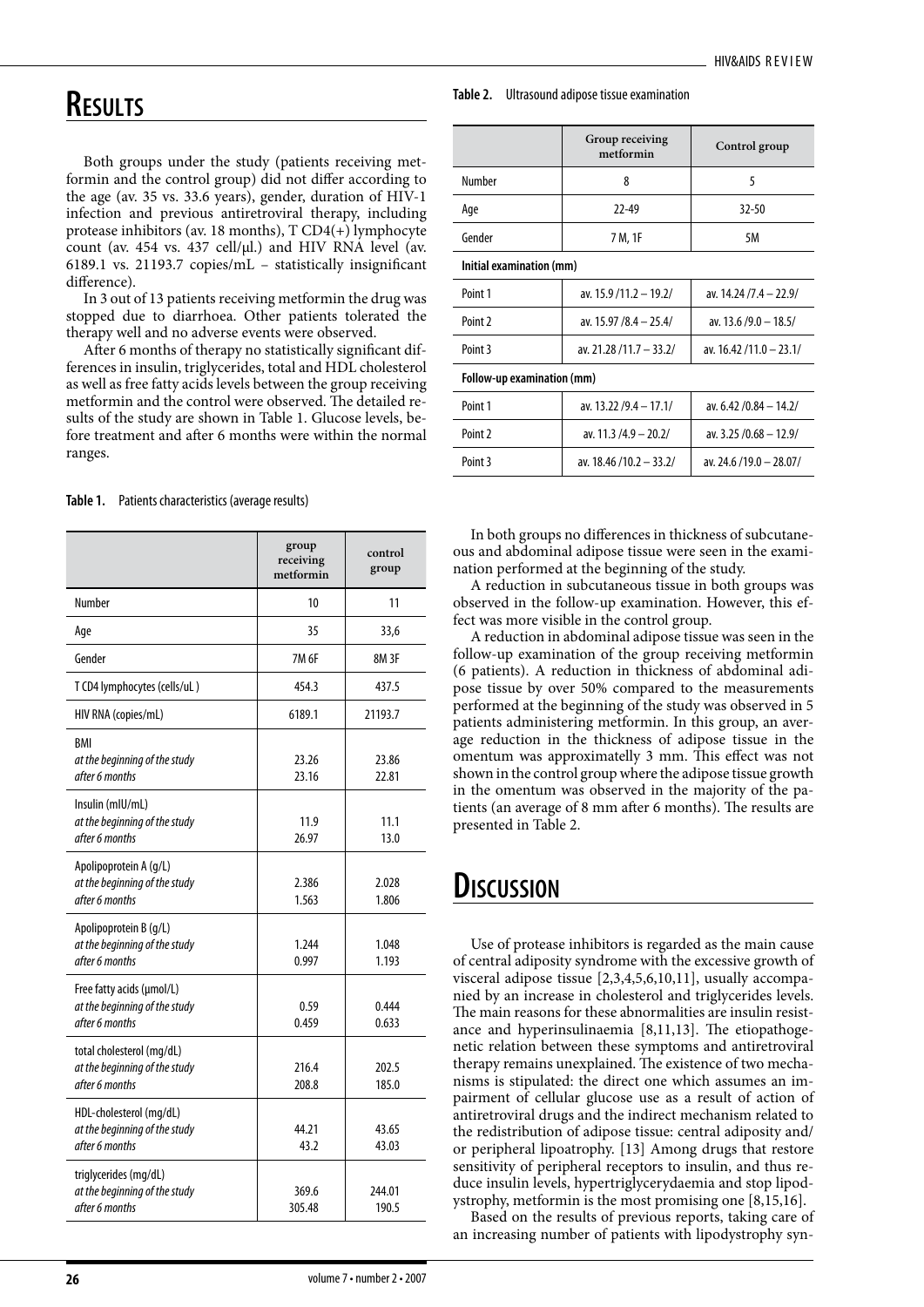## Results

Both groups under the study (patients receiving metformin and the control group) did not differ according to the age (av. 35 vs. 33.6 years), gender, duration of HIV-1 infection and previous antiretroviral therapy, including protease inhibitors (av. 18 months), T CD4(+) lymphocyte count (av. 454 vs. 437 cell/μl.) and HIV RNA level (av. 6189.1 vs. 21193.7 copies/mL – statistically insignificant difference).

In 3 out of 13 patients receiving metformin the drug was stopped due to diarrhoea. Other patients tolerated the therapy well and no adverse events were observed.

After 6 months of therapy no statistically significant differences in insulin, triglycerides, total and HDL cholesterol as well as free fatty acids levels between the group receiving metformin and the control were observed. The detailed results of the study are shown in Table 1. Glucose levels, before treatment and after 6 months were within the normal ranges.

**Table 1.** Patients characteristics (average results)

| | group receiving metformin | control group |
|---|---|---|
| Number | 10 | 11 |
| Age | 35 | 33,6 |
| Gender | 7M 6F | 8M 3F |
| T CD4 lymphocytes (cells/uL ) | 454.3 | 437.5 |
| HIV RNA (copies/mL) | 6189.1 | 21193.7 |
| BMI | | |
| *at the beginning of the study* | 23.26 | 23.86 |
| *after 6 months* | 23.16 | 22.81 |
| Insulin (mIU/mL) | | |
| *at the beginning of the study* | 11.9 | 11.1 |
| *after 6 months* | 26.97 | 13.0 |
| Apolipoprotein A (g/L) | | |
| *at the beginning of the study* | 2.386 | 2.028 |
| *after 6 months* | 1.563 | 1.806 |
| Apolipoprotein B (g/L) | | |
| *at the beginning of the study* | 1.244 | 1.048 |
| *after 6 months* | 0.997 | 1.193 |
| Free fatty acids (μmol/L) | | |
| *at the beginning of the study* | 0.59 | 0.444 |
| *after 6 months* | 0.459 | 0.633 |
| total cholesterol (mg/dL) | | |
| *at the beginning of the study* | 216.4 | 202.5 |
| *after 6 months* | 208.8 | 185.0 |
| HDL-cholesterol (mg/dL) | | |
| *at the beginning of the study* | 44.21 | 43.65 |
| *after 6 months* | 43.2 | 43.03 |
| triglycerides (mg/dL) | | |
| *at the beginning of the study* | 369.6 | 244.01 |
| *after 6 months* | 305.48 | 190.5 |

**Table 2.** Ultrasound adipose tissue examination

| | Group receiving metformin | Control group |
|---|---|---|
| Number | 8 | 5 |
| Age | 22-49 | 32-50 |
| Gender | 7 M, 1F | 5M |
| **Initial examination (mm)** | | |
| Point 1 | av. 15.9 /11.2 – 19.2/ | av. 14.24 /7.4 – 22.9/ |
| Point 2 | av. 15.97 /8.4 – 25.4/ | av. 13.6 /9.0 – 18.5/ |
| Point 3 | av. 21.28 /11.7 – 33.2/ | av. 16.42 /11.0 – 23.1/ |
| **Follow-up examination (mm)** | | |
| Point 1 | av. 13.22 /9.4 – 17.1/ | av. 6.42 /0.84 – 14.2/ |
| Point 2 | av. 11.3 /4.9 – 20.2/ | av. 3.25 /0.68 – 12.9/ |
| Point 3 | av. 18.46 /10.2 – 33.2/ | av. 24.6 /19.0 – 28.07/ |

In both groups no differences in thickness of subcutaneous and abdominal adipose tissue were seen in the examination performed at the beginning of the study.

A reduction in subcutaneous tissue in both groups was observed in the follow-up examination. However, this effect was more visible in the control group.

A reduction in abdominal adipose tissue was seen in the follow-up examination of the group receiving metformin (6 patients). A reduction in thickness of abdominal adipose tissue by over 50% compared to the measurements performed at the beginning of the study was observed in 5 patients administering metformin. In this group, an average reduction in the thickness of adipose tissue in the omentum was approximatelly 3 mm. This effect was not shown in the control group where the adipose tissue growth in the omentum was observed in the majority of the patients (an average of 8 mm after 6 months). The results are presented in Table 2.

## Discussion

Use of protease inhibitors is regarded as the main cause of central adiposity syndrome with the excessive growth of visceral adipose tissue [2,3,4,5,6,10,11], usually accompanied by an increase in cholesterol and triglycerides levels. The main reasons for these abnormalities are insulin resistance and hyperinsulinaemia [8,11,13]. The etiopathogenetic relation between these symptoms and antiretroviral therapy remains unexplained. The existence of two mechanisms is stipulated: the direct one which assumes an impairment of cellular glucose use as a result of action of antiretroviral drugs and the indirect mechanism related to the redistribution of adipose tissue: central adiposity and/or peripheral lipoatrophy. [13] Among drugs that restore sensitivity of peripheral receptors to insulin, and thus reduce insulin levels, hypertriglycerydaemia and stop lipodystrophy, metformin is the most promising one [8,15,16].

Based on the results of previous reports, taking care of an increasing number of patients with lipodystrophy syn-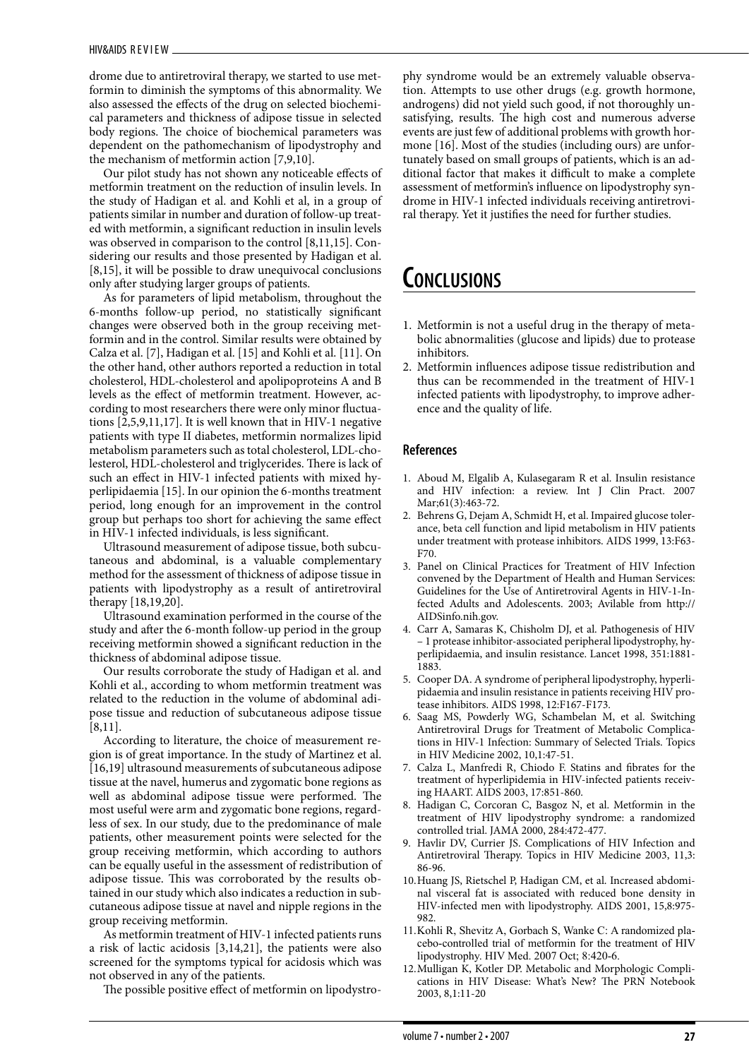drome due to antiretroviral therapy, we started to use metformin to diminish the symptoms of this abnormality. We also assessed the effects of the drug on selected biochemical parameters and thickness of adipose tissue in selected body regions. The choice of biochemical parameters was dependent on the pathomechanism of lipodystrophy and the mechanism of metformin action [7,9,10].

Our pilot study has not shown any noticeable effects of metformin treatment on the reduction of insulin levels. In the study of Hadigan et al. and Kohli et al, in a group of patients similar in number and duration of follow-up treated with metformin, a significant reduction in insulin levels was observed in comparison to the control [8,11,15]. Considering our results and those presented by Hadigan et al. [8,15], it will be possible to draw unequivocal conclusions only after studying larger groups of patients.

As for parameters of lipid metabolism, throughout the 6-months follow-up period, no statistically significant changes were observed both in the group receiving metformin and in the control. Similar results were obtained by Calza et al. [7], Hadigan et al. [15] and Kohli et al. [11]. On the other hand, other authors reported a reduction in total cholesterol, HDL-cholesterol and apolipoproteins A and B levels as the effect of metformin treatment. However, according to most researchers there were only minor fluctuations [2,5,9,11,17]. It is well known that in HIV-1 negative patients with type II diabetes, metformin normalizes lipid metabolism parameters such as total cholesterol, LDL-cholesterol, HDL-cholesterol and triglycerides. There is lack of such an effect in HIV-1 infected patients with mixed hyperlipidaemia [15]. In our opinion the 6-months treatment period, long enough for an improvement in the control group but perhaps too short for achieving the same effect in HIV-1 infected individuals, is less significant.

Ultrasound measurement of adipose tissue, both subcutaneous and abdominal, is a valuable complementary method for the assessment of thickness of adipose tissue in patients with lipodystrophy as a result of antiretroviral therapy [18,19,20].

Ultrasound examination performed in the course of the study and after the 6-month follow-up period in the group receiving metformin showed a significant reduction in the thickness of abdominal adipose tissue.

Our results corroborate the study of Hadigan et al. and Kohli et al., according to whom metformin treatment was related to the reduction in the volume of abdominal adipose tissue and reduction of subcutaneous adipose tissue [8,11].

According to literature, the choice of measurement region is of great importance. In the study of Martinez et al. [16,19] ultrasound measurements of subcutaneous adipose tissue at the navel, humerus and zygomatic bone regions as well as abdominal adipose tissue were performed. The most useful were arm and zygomatic bone regions, regardless of sex. In our study, due to the predominance of male patients, other measurement points were selected for the group receiving metformin, which according to authors can be equally useful in the assessment of redistribution of adipose tissue. This was corroborated by the results obtained in our study which also indicates a reduction in subcutaneous adipose tissue at navel and nipple regions in the group receiving metformin.

As metformin treatment of HIV-1 infected patients runs a risk of lactic acidosis [3,14,21], the patients were also screened for the symptoms typical for acidosis which was not observed in any of the patients.

The possible positive effect of metformin on lipodystrophy syndrome would be an extremely valuable observation. Attempts to use other drugs (e.g. growth hormone, androgens) did not yield such good, if not thoroughly unsatisfying, results. The high cost and numerous adverse events are just few of additional problems with growth hormone [16]. Most of the studies (including ours) are unfortunately based on small groups of patients, which is an additional factor that makes it difficult to make a complete assessment of metformin's influence on lipodystrophy syndrome in HIV-1 infected individuals receiving antiretroviral therapy. Yet it justifies the need for further studies.

# Conclusions

1. Metformin is not a useful drug in the therapy of metabolic abnormalities (glucose and lipids) due to protease inhibitors.
2. Metformin influences adipose tissue redistribution and thus can be recommended in the treatment of HIV-1 infected patients with lipodystrophy, to improve adherence and the quality of life.

## References

1. Aboud M, Elgalib A, Kulasegaram R et al. Insulin resistance and HIV infection: a review. Int J Clin Pract. 2007 Mar;61(3):463-72.
2. Behrens G, Dejam A, Schmidt H, et al. Impaired glucose tolerance, beta cell function and lipid metabolism in HIV patients under treatment with protease inhibitors. AIDS 1999, 13:F63-F70.
3. Panel on Clinical Practices for Treatment of HIV Infection convened by the Department of Health and Human Services: Guidelines for the Use of Antiretroviral Agents in HIV-1-Infected Adults and Adolescents. 2003; Avilable from http://AIDSinfo.nih.gov.
4. Carr A, Samaras K, Chisholm DJ, et al. Pathogenesis of HIV – 1 protease inhibitor-associated peripheral lipodystrophy, hyperlipidaemia, and insulin resistance. Lancet 1998, 351:1881-1883.
5. Cooper DA. A syndrome of peripheral lipodystrophy, hyperlipidaemia and insulin resistance in patients receiving HIV protease inhibitors. AIDS 1998, 12:F167-F173.
6. Saag MS, Powderly WG, Schambelan M, et al. Switching Antiretroviral Drugs for Treatment of Metabolic Complications in HIV-1 Infection: Summary of Selected Trials. Topics in HIV Medicine 2002, 10,1:47-51.
7. Calza L, Manfredi R, Chiodo F. Statins and fibrates for the treatment of hyperlipidemia in HIV-infected patients receiving HAART. AIDS 2003, 17:851-860.
8. Hadigan C, Corcoran C, Basgoz N, et al. Metformin in the treatment of HIV lipodystrophy syndrome: a randomized controlled trial. JAMA 2000, 284:472-477.
9. Havlir DV, Currier JS. Complications of HIV Infection and Antiretroviral Therapy. Topics in HIV Medicine 2003, 11,3: 86-96.
10. Huang JS, Rietschel P, Hadigan CM, et al. Increased abdominal visceral fat is associated with reduced bone density in HIV-infected men with lipodystrophy. AIDS 2001, 15,8:975-982.
11. Kohli R, Shevitz A, Gorbach S, Wanke C: A randomized placebo-controlled trial of metformin for the treatment of HIV lipodystrophy. HIV Med. 2007 Oct; 8:420-6.
12. Mulligan K, Kotler DP. Metabolic and Morphologic Complications in HIV Disease: What's New? The PRN Notebook 2003, 8,1:11-20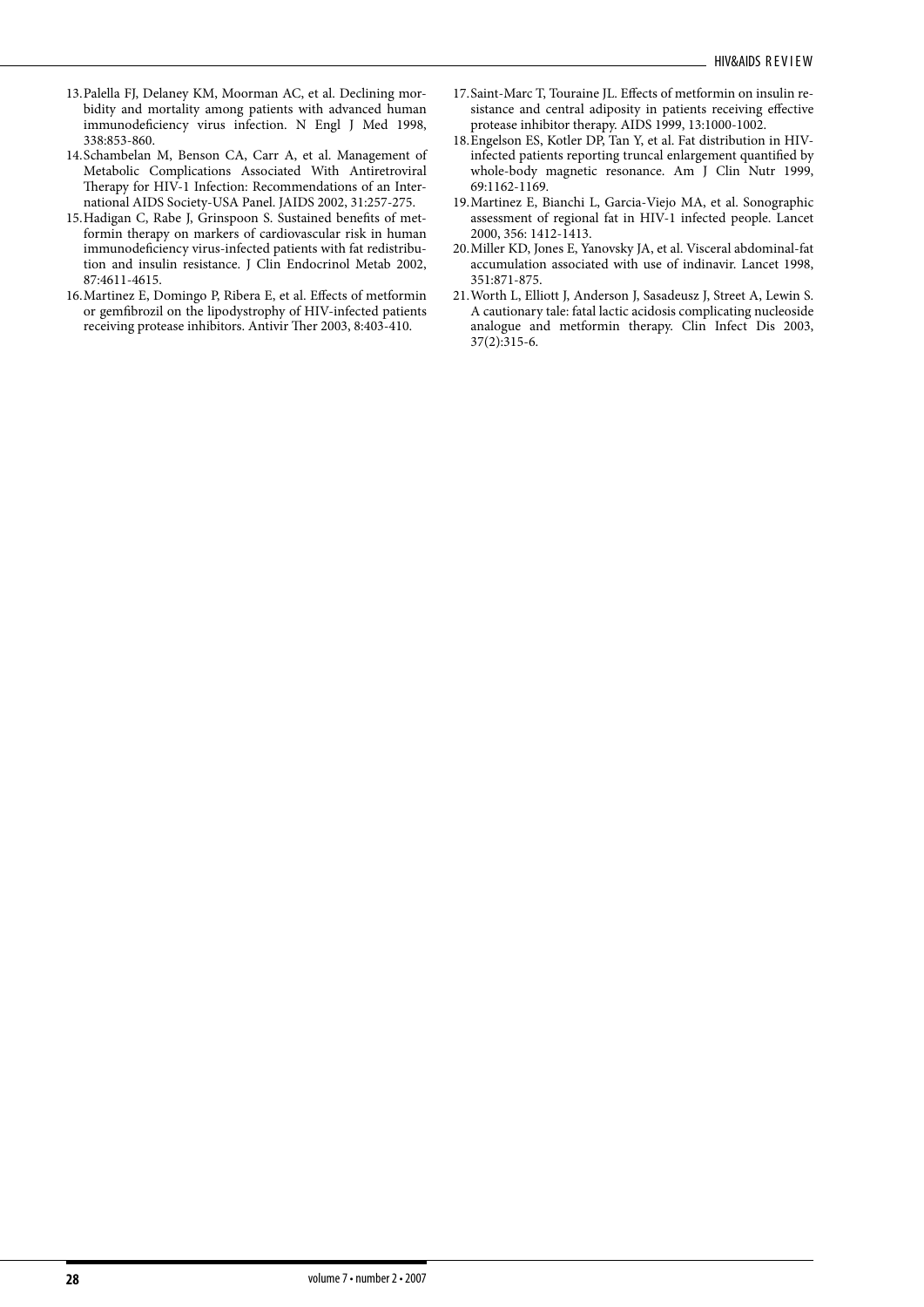13. Palella FJ, Delaney KM, Moorman AC, et al. Declining morbidity and mortality among patients with advanced human immunodeficiency virus infection. N Engl J Med 1998, 338:853-860.
14. Schambelan M, Benson CA, Carr A, et al. Management of Metabolic Complications Associated With Antiretroviral Therapy for HIV-1 Infection: Recommendations of an International AIDS Society-USA Panel. JAIDS 2002, 31:257-275.
15. Hadigan C, Rabe J, Grinspoon S. Sustained benefits of metformin therapy on markers of cardiovascular risk in human immunodeficiency virus-infected patients with fat redistribution and insulin resistance. J Clin Endocrinol Metab 2002, 87:4611-4615.
16. Martinez E, Domingo P, Ribera E, et al. Effects of metformin or gemfibrozil on the lipodystrophy of HIV-infected patients receiving protease inhibitors. Antivir Ther 2003, 8:403-410.
17. Saint-Marc T, Touraine JL. Effects of metformin on insulin resistance and central adiposity in patients receiving effective protease inhibitor therapy. AIDS 1999, 13:1000-1002.
18. Engelson ES, Kotler DP, Tan Y, et al. Fat distribution in HIV-infected patients reporting truncal enlargement quantified by whole-body magnetic resonance. Am J Clin Nutr 1999, 69:1162-1169.
19. Martinez E, Bianchi L, Garcia-Viejo MA, et al. Sonographic assessment of regional fat in HIV-1 infected people. Lancet 2000, 356: 1412-1413.
20. Miller KD, Jones E, Yanovsky JA, et al. Visceral abdominal-fat accumulation associated with use of indinavir. Lancet 1998, 351:871-875.
21. Worth L, Elliott J, Anderson J, Sasadeusz J, Street A, Lewin S. A cautionary tale: fatal lactic acidosis complicating nucleoside analogue and metformin therapy. Clin Infect Dis 2003, 37(2):315-6.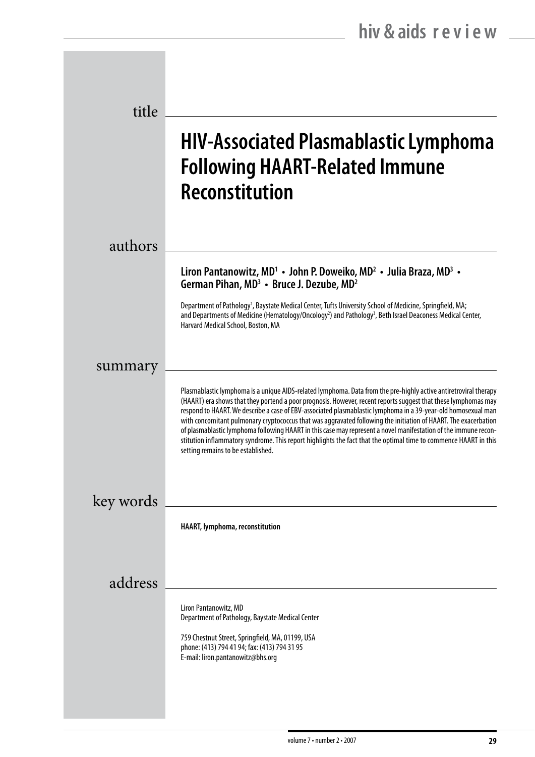## title

# HIV-Associated Plasmablastic Lymphoma Following HAART-Related Immune Reconstitution

## authors

**Liron Pantanowitz, MD[1] • John P. Doweiko, MD[2] • Julia Braza, MD[3] • German Pihan, MD[3] • Bruce J. Dezube, MD[2]**

Department of Pathology[1], Baystate Medical Center, Tufts University School of Medicine, Springfield, MA; and Departments of Medicine (Hematology/Oncology[2]) and Pathology[3], Beth Israel Deaconess Medical Center, Harvard Medical School, Boston, MA

## summary

Plasmablastic lymphoma is a unique AIDS-related lymphoma. Data from the pre-highly active antiretroviral therapy (HAART) era shows that they portend a poor prognosis. However, recent reports suggest that these lymphomas may respond to HAART. We describe a case of EBV-associated plasmablastic lymphoma in a 39-year-old homosexual man with concomitant pulmonary cryptococcus that was aggravated following the initiation of HAART. The exacerbation of plasmablastic lymphoma following HAART in this case may represent a novel manifestation of the immune reconstitution inflammatory syndrome. This report highlights the fact that the optimal time to commence HAART in this setting remains to be established.

## key words

**HAART, lymphoma, reconstitution**

## address

Liron Pantanowitz, MD
Department of Pathology, Baystate Medical Center

759 Chestnut Street, Springfield, MA, 01199, USA
phone: (413) 794 41 94; fax: (413) 794 31 95
E-mail: liron.pantanowitz@bhs.org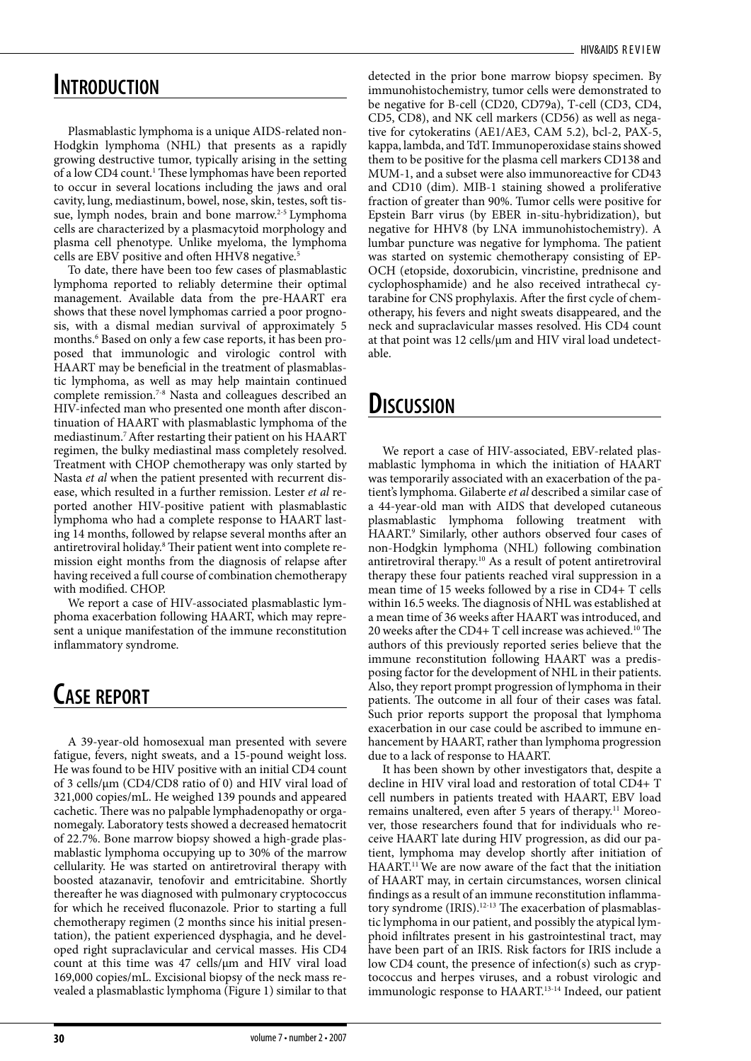## Introduction

Plasmablastic lymphoma is a unique AIDS-related non-Hodgkin lymphoma (NHL) that presents as a rapidly growing destructive tumor, typically arising in the setting of a low CD4 count.[1] These lymphomas have been reported to occur in several locations including the jaws and oral cavity, lung, mediastinum, bowel, nose, skin, testes, soft tissue, lymph nodes, brain and bone marrow.[2-5] Lymphoma cells are characterized by a plasmacytoid morphology and plasma cell phenotype. Unlike myeloma, the lymphoma cells are EBV positive and often HHV8 negative.[5]

To date, there have been too few cases of plasmablastic lymphoma reported to reliably determine their optimal management. Available data from the pre-HAART era shows that these novel lymphomas carried a poor prognosis, with a dismal median survival of approximately 5 months.[6] Based on only a few case reports, it has been proposed that immunologic and virologic control with HAART may be beneficial in the treatment of plasmablastic lymphoma, as well as may help maintain continued complete remission.[7-8] Nasta and colleagues described an HIV-infected man who presented one month after discontinuation of HAART with plasmablastic lymphoma of the mediastinum.[7] After restarting their patient on his HAART regimen, the bulky mediastinal mass completely resolved. Treatment with CHOP chemotherapy was only started by Nasta *et al* when the patient presented with recurrent disease, which resulted in a further remission. Lester *et al* reported another HIV-positive patient with plasmablastic lymphoma who had a complete response to HAART lasting 14 months, followed by relapse several months after an antiretroviral holiday.[8] Their patient went into complete remission eight months from the diagnosis of relapse after having received a full course of combination chemotherapy with modified. CHOP.

We report a case of HIV-associated plasmablastic lymphoma exacerbation following HAART, which may represent a unique manifestation of the immune reconstitution inflammatory syndrome.

## Case report

A 39-year-old homosexual man presented with severe fatigue, fevers, night sweats, and a 15-pound weight loss. He was found to be HIV positive with an initial CD4 count of 3 cells/µm (CD4/CD8 ratio of 0) and HIV viral load of 321,000 copies/mL. He weighed 139 pounds and appeared cachetic. There was no palpable lymphadenopathy or organomegaly. Laboratory tests showed a decreased hematocrit of 22.7%. Bone marrow biopsy showed a high-grade plasmablastic lymphoma occupying up to 30% of the marrow cellularity. He was started on antiretroviral therapy with boosted atazanavir, tenofovir and emtricitabine. Shortly thereafter he was diagnosed with pulmonary cryptococcus for which he received fluconazole. Prior to starting a full chemotherapy regimen (2 months since his initial presentation), the patient experienced dysphagia, and he developed right supraclavicular and cervical masses. His CD4 count at this time was 47 cells/µm and HIV viral load 169,000 copies/mL. Excisional biopsy of the neck mass revealed a plasmablastic lymphoma (Figure 1) similar to that detected in the prior bone marrow biopsy specimen. By immunohistochemistry, tumor cells were demonstrated to be negative for B-cell (CD20, CD79a), T-cell (CD3, CD4, CD5, CD8), and NK cell markers (CD56) as well as negative for cytokeratins (AE1/AE3, CAM 5.2), bcl-2, PAX-5, kappa, lambda, and TdT. Immunoperoxidase stains showed them to be positive for the plasma cell markers CD138 and MUM-1, and a subset were also immunoreactive for CD43 and CD10 (dim). MIB-1 staining showed a proliferative fraction of greater than 90%. Tumor cells were positive for Epstein Barr virus (by EBER in-situ-hybridization), but negative for HHV8 (by LNA immunohistochemistry). A lumbar puncture was negative for lymphoma. The patient was started on systemic chemotherapy consisting of EP-OCH (etoposide, doxorubicin, vincristine, prednisone and cyclophosphamide) and he also received intrathecal cytarabine for CNS prophylaxis. After the first cycle of chemotherapy, his fevers and night sweats disappeared, and the neck and supraclavicular masses resolved. His CD4 count at that point was 12 cells/µm and HIV viral load undetectable.

## Discussion

We report a case of HIV-associated, EBV-related plasmablastic lymphoma in which the initiation of HAART was temporarily associated with an exacerbation of the patient's lymphoma. Gilaberte *et al* described a similar case of a 44-year-old man with AIDS that developed cutaneous plasmablastic lymphoma following treatment with HAART.[9] Similarly, other authors observed four cases of non-Hodgkin lymphoma (NHL) following combination antiretroviral therapy.[10] As a result of potent antiretroviral therapy these four patients reached viral suppression in a mean time of 15 weeks followed by a rise in CD4+ T cells within 16.5 weeks. The diagnosis of NHL was established at a mean time of 36 weeks after HAART was introduced, and 20 weeks after the CD4+ T cell increase was achieved.[10] The authors of this previously reported series believe that the immune reconstitution following HAART was a predisposing factor for the development of NHL in their patients. Also, they report prompt progression of lymphoma in their patients. The outcome in all four of their cases was fatal. Such prior reports support the proposal that lymphoma exacerbation in our case could be ascribed to immune enhancement by HAART, rather than lymphoma progression due to a lack of response to HAART.

It has been shown by other investigators that, despite a decline in HIV viral load and restoration of total CD4+ T cell numbers in patients treated with HAART, EBV load remains unaltered, even after 5 years of therapy.[11] Moreover, those researchers found that for individuals who receive HAART late during HIV progression, as did our patient, lymphoma may develop shortly after initiation of HAART.[11] We are now aware of the fact that the initiation of HAART may, in certain circumstances, worsen clinical findings as a result of an immune reconstitution inflammatory syndrome (IRIS).[12-13] The exacerbation of plasmablastic lymphoma in our patient, and possibly the atypical lymphoid infiltrates present in his gastrointestinal tract, may have been part of an IRIS. Risk factors for IRIS include a low CD4 count, the presence of infection(s) such as cryptococcus and herpes viruses, and a robust virologic and immunologic response to HAART.[13-14] Indeed, our patient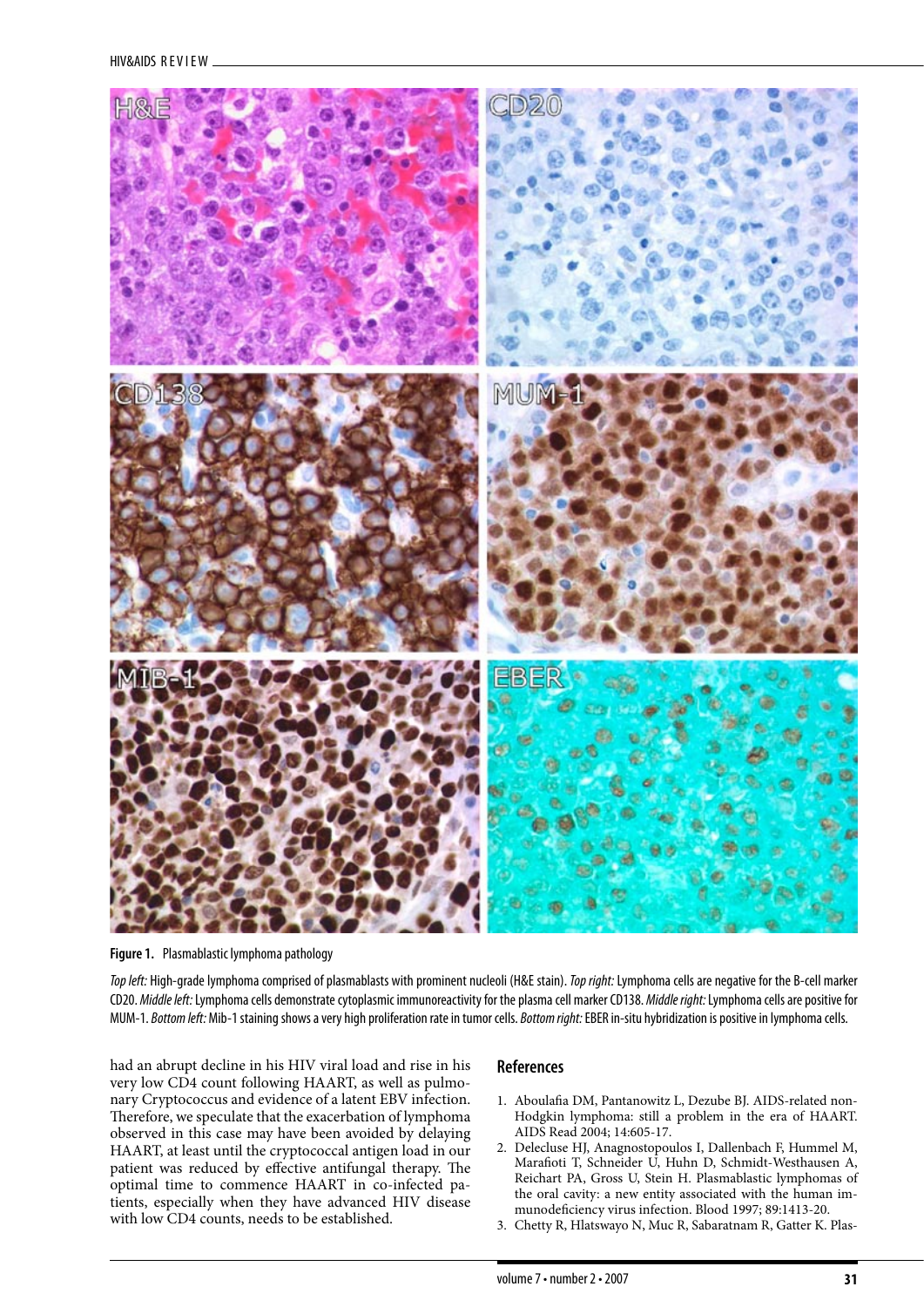**Figure 1.** Plasmablastic lymphoma pathology

*Top left:* High-grade lymphoma comprised of plasmablasts with prominent nucleoli (H&E stain). *Top right:* Lymphoma cells are negative for the B-cell marker CD20. *Middle left:* Lymphoma cells demonstrate cytoplasmic immunoreactivity for the plasma cell marker CD138. *Middle right:* Lymphoma cells are positive for MUM-1. *Bottom left:* Mib-1 staining shows a very high proliferation rate in tumor cells. *Bottom right:* EBER in-situ hybridization is positive in lymphoma cells.

had an abrupt decline in his HIV viral load and rise in his very low CD4 count following HAART, as well as pulmonary Cryptococcus and evidence of a latent EBV infection. Therefore, we speculate that the exacerbation of lymphoma observed in this case may have been avoided by delaying HAART, at least until the cryptococcal antigen load in our patient was reduced by effective antifungal therapy. The optimal time to commence HAART in co-infected patients, especially when they have advanced HIV disease with low CD4 counts, needs to be established.

## References

1. Aboulafia DM, Pantanowitz L, Dezube BJ. AIDS-related non-Hodgkin lymphoma: still a problem in the era of HAART. AIDS Read 2004; 14:605-17.
2. Delecluse HJ, Anagnostopoulos I, Dallenbach F, Hummel M, Marafioti T, Schneider U, Huhn D, Schmidt-Westhausen A, Reichart PA, Gross U, Stein H. Plasmablastic lymphomas of the oral cavity: a new entity associated with the human immunodeficiency virus infection. Blood 1997; 89:1413-20.
3. Chetty R, Hlatswayo N, Muc R, Sabaratnam R, Gatter K. Plas-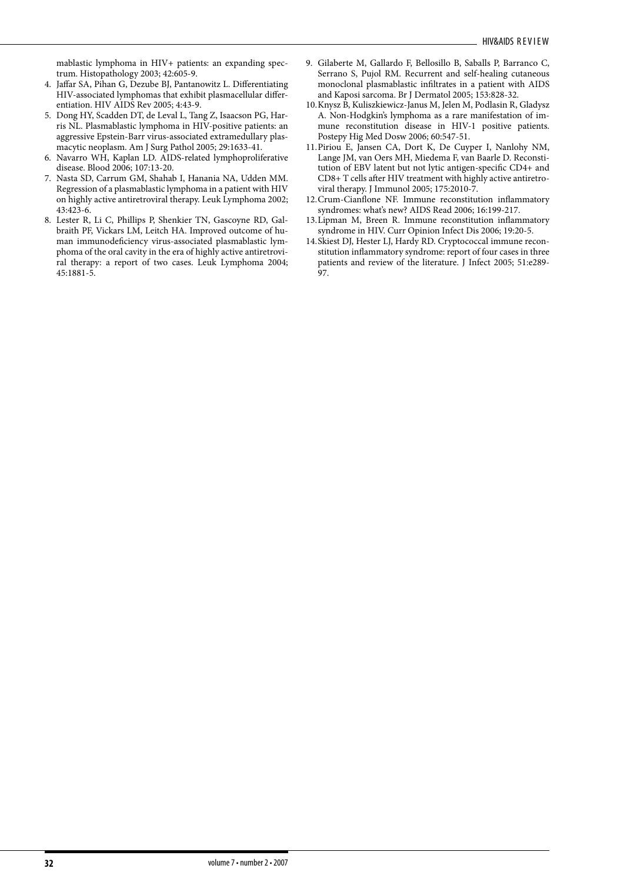mablastic lymphoma in HIV+ patients: an expanding spectrum. Histopathology 2003; 42:605-9.

4. Jaffar SA, Pihan G, Dezube BJ, Pantanowitz L. Differentiating HIV-associated lymphomas that exhibit plasmacellular differentiation. HIV AIDS Rev 2005; 4:43-9.
5. Dong HY, Scadden DT, de Leval L, Tang Z, Isaacson PG, Harris NL. Plasmablastic lymphoma in HIV-positive patients: an aggressive Epstein-Barr virus-associated extramedullary plasmacytic neoplasm. Am J Surg Pathol 2005; 29:1633-41.
6. Navarro WH, Kaplan LD. AIDS-related lymphoproliferative disease. Blood 2006; 107:13-20.
7. Nasta SD, Carrum GM, Shahab I, Hanania NA, Udden MM. Regression of a plasmablastic lymphoma in a patient with HIV on highly active antiretroviral therapy. Leuk Lymphoma 2002; 43:423-6.
8. Lester R, Li C, Phillips P, Shenkier TN, Gascoyne RD, Galbraith PF, Vickars LM, Leitch HA. Improved outcome of human immunodeficiency virus-associated plasmablastic lymphoma of the oral cavity in the era of highly active antiretroviral therapy: a report of two cases. Leuk Lymphoma 2004; 45:1881-5.
9. Gilaberte M, Gallardo F, Bellosillo B, Saballs P, Barranco C, Serrano S, Pujol RM. Recurrent and self-healing cutaneous monoclonal plasmablastic infiltrates in a patient with AIDS and Kaposi sarcoma. Br J Dermatol 2005; 153:828-32.
10. Knysz B, Kuliszkiewicz-Janus M, Jelen M, Podlasin R, Gladysz A. Non-Hodgkin's lymphoma as a rare manifestation of immune reconstitution disease in HIV-1 positive patients. Postepy Hig Med Dosw 2006; 60:547-51.
11. Piriou E, Jansen CA, Dort K, De Cuyper I, Nanlohy NM, Lange JM, van Oers MH, Miedema F, van Baarle D. Reconstitution of EBV latent but not lytic antigen-specific CD4+ and CD8+ T cells after HIV treatment with highly active antiretroviral therapy. J Immunol 2005; 175:2010-7.
12. Crum-Cianflone NF. Immune reconstitution inflammatory syndromes: what's new? AIDS Read 2006; 16:199-217.
13. Lipman M, Breen R. Immune reconstitution inflammatory syndrome in HIV. Curr Opinion Infect Dis 2006; 19:20-5.
14. Skiest DJ, Hester LJ, Hardy RD. Cryptococcal immune reconstitution inflammatory syndrome: report of four cases in three patients and review of the literature. J Infect 2005; 51:e289-97.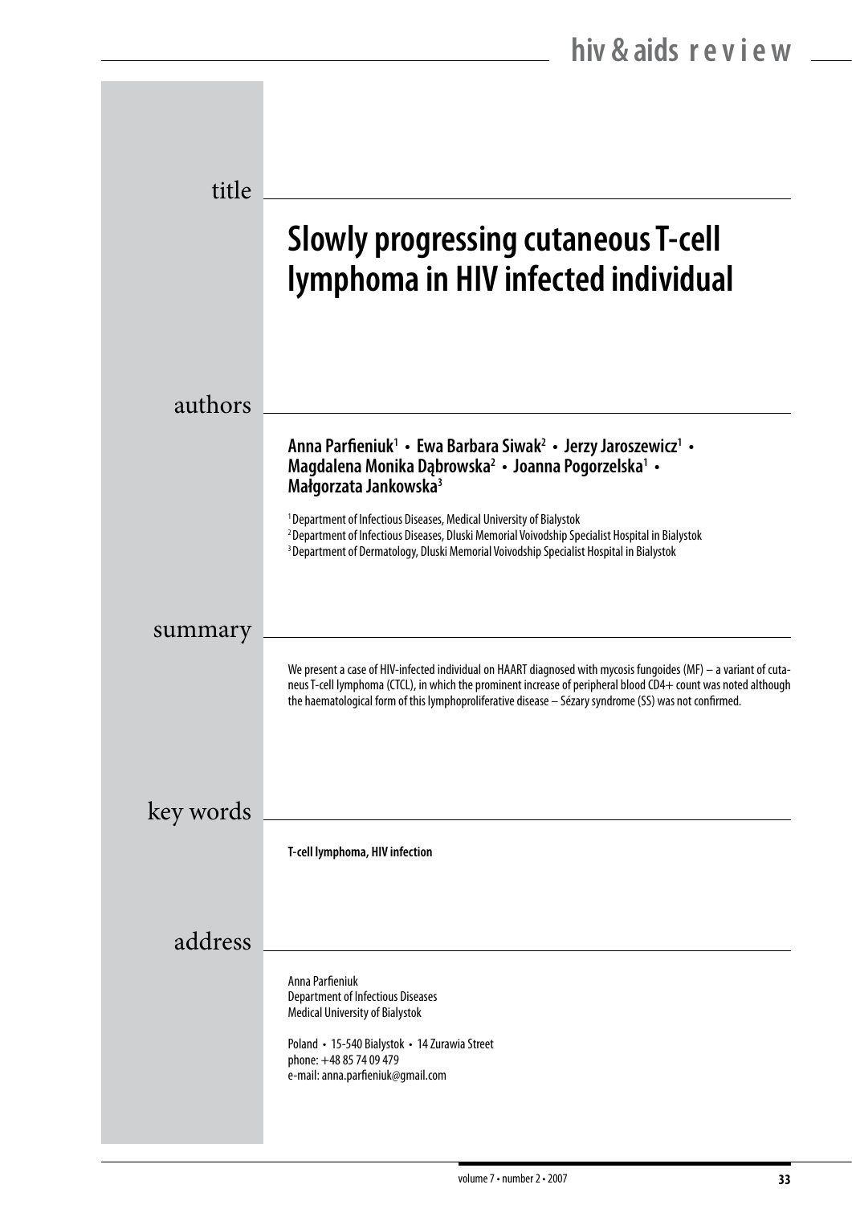## title

# Slowly progressing cutaneous T-cell lymphoma in HIV infected individual

## authors

**Anna Parfieniuk[1] • Ewa Barbara Siwak[2] • Jerzy Jaroszewicz[1] • Magdalena Monika Dąbrowska[2] • Joanna Pogorzelska[1] • Małgorzata Jankowska[3]**

[1] Department of Infectious Diseases, Medical University of Bialystok
[2] Department of Infectious Diseases, Dluski Memorial Voivodship Specialist Hospital in Bialystok
[3] Department of Dermatology, Dluski Memorial Voivodship Specialist Hospital in Bialystok

## summary

We present a case of HIV-infected individual on HAART diagnosed with mycosis fungoides (MF) – a variant of cutaneus T-cell lymphoma (CTCL), in which the prominent increase of peripheral blood CD4+ count was noted although the haematological form of this lymphoproliferative disease – Sézary syndrome (SS) was not confirmed.

## key words

**T-cell lymphoma, HIV infection**

## address

Anna Parfieniuk
Department of Infectious Diseases
Medical University of Bialystok

Poland • 15-540 Bialystok • 14 Zurawia Street
phone: +48 85 74 09 479
e-mail: anna.parfieniuk@gmail.com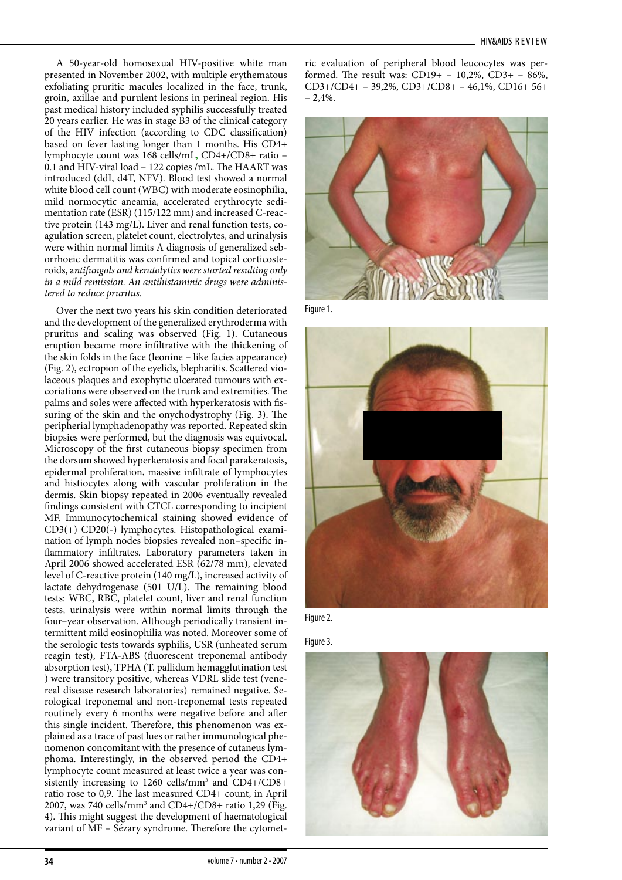A 50-year-old homosexual HIV-positive white man presented in November 2002, with multiple erythematous exfoliating pruritic macules localized in the face, trunk, groin, axillae and purulent lesions in perineal region. His past medical history included syphilis successfully treated 20 years earlier. He was in stage B3 of the clinical category of the HIV infection (according to CDC classification) based on fever lasting longer than 1 months. His CD4+ lymphocyte count was 168 cells/mL, CD4+/CD8+ ratio – 0.1 and HIV-viral load – 122 copies /mL. The HAART was introduced (ddI, d4T, NFV). Blood test showed a normal white blood cell count (WBC) with moderate eosinophilia, mild normocytic aneamia, accelerated erythrocyte sedimentation rate (ESR) (115/122 mm) and increased C-reactive protein (143 mg/L). Liver and renal function tests, coagulation screen, platelet count, electrolytes, and urinalysis were within normal limits A diagnosis of generalized seborrhoeic dermatitis was confirmed and topical corticosteroids, a*ntifungals and keratolytics were started resulting only in a mild remission. An antihistaminic drugs were administered to reduce pruritus.*

Over the next two years his skin condition deteriorated and the development of the generalized erythroderma with pruritus and scaling was observed (Fig. 1). Cutaneous eruption became more infiltrative with the thickening of the skin folds in the face (leonine – like facies appearance) (Fig. 2), ectropion of the eyelids, blepharitis. Scattered violaceous plaques and exophytic ulcerated tumours with excoriations were observed on the trunk and extremities. The palms and soles were affected with hyperkeratosis with fissuring of the skin and the onychodystrophy (Fig. 3). The peripherial lymphadenopathy was reported. Repeated skin biopsies were performed, but the diagnosis was equivocal. Microscopy of the first cutaneous biopsy specimen from the dorsum showed hyperkeratosis and focal parakeratosis, epidermal proliferation, massive infiltrate of lymphocytes and histiocytes along with vascular proliferation in the dermis. Skin biopsy repeated in 2006 eventually revealed findings consistent with CTCL corresponding to incipient MF. Immunocytochemical staining showed evidence of CD3(+) CD20(-) lymphocytes. Histopathological examination of lymph nodes biopsies revealed non–specific inflammatory infiltrates. Laboratory parameters taken in April 2006 showed accelerated ESR (62/78 mm), elevated level of C-reactive protein (140 mg/L), increased activity of lactate dehydrogenase (501 U/L). The remaining blood tests: WBC, RBC, platelet count, liver and renal function tests, urinalysis were within normal limits through the four–year observation. Although periodically transient intermittent mild eosinophilia was noted. Moreover some of the serologic tests towards syphilis, USR (unheated serum reagin test), FTA-ABS (fluorescent treponemal antibody absorption test), TPHA (T. pallidum hemagglutination test ) were transitory positive, whereas VDRL slide test (venereal disease research laboratories) remained negative. Serological treponemal and non-treponemal tests repeated routinely every 6 months were negative before and after this single incident. Therefore, this phenomenon was explained as a trace of past lues or rather immunological phenomenon concomitant with the presence of cutaneus lymphoma. Interestingly, in the observed period the CD4+ lymphocyte count measured at least twice a year was consistently increasing to 1260 cells/mm$^3$ and CD4+/CD8+ ratio rose to 0,9. The last measured CD4+ count, in April 2007, was 740 cells/mm$^3$ and CD4+/CD8+ ratio 1,29 (Fig. 4). This might suggest the development of haematological variant of MF – Sézary syndrome. Therefore the cytometric evaluation of peripheral blood leucocytes was performed. The result was: CD19+ – 10,2%, CD3+ – 86%, CD3+/CD4+ – 39,2%, CD3+/CD8+ – 46,1%, CD16+ 56+ – 2,4%.

Figure 1.

Figure 2.

Figure 3.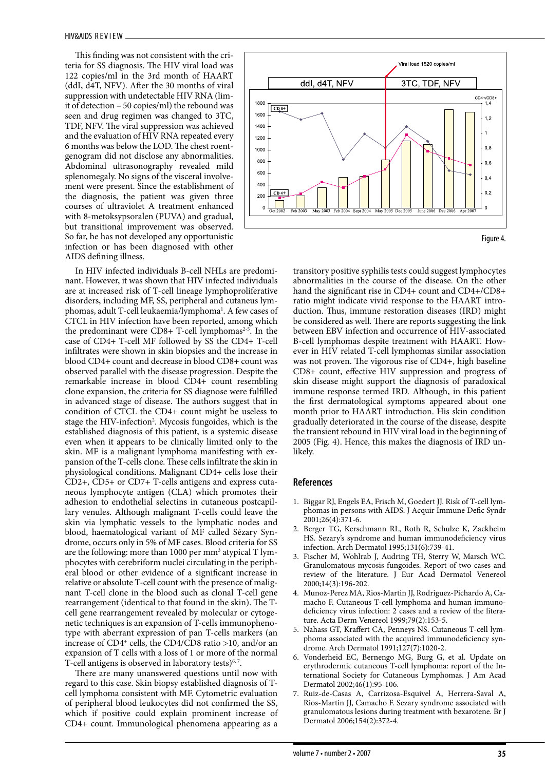This finding was not consistent with the criteria for SS diagnosis. The HIV viral load was 122 copies/ml in the 3rd month of HAART (ddI, d4T, NFV). After the 30 months of viral suppression with undetectable HIV RNA (limit of detection – 50 copies/ml) the rebound was seen and drug regimen was changed to 3TC, TDF, NFV. The viral suppression was achieved and the evaluation of HIV RNA repeated every 6 months was below the LOD. The chest roentgenogram did not disclose any abnormalities. Abdominal ultrasonography revealed mild splenomegaly. No signs of the visceral involvement were present. Since the establishment of the diagnosis, the patient was given three courses of ultraviolet A treatment enhanced with 8-metoksypsoralen (PUVA) and gradual, but transitional improvement was observed. So far, he has not developed any opportunistic infection or has been diagnosed with other AIDS defining illness.

Figure 4.

In HIV infected individuals B-cell NHLs are predominant. However, it was shown that HIV infected individuals are at increased risk of T-cell lineage lymphoproliferative disorders, including MF, SS, peripheral and cutaneus lymphomas, adult T-cell leukaemia/lymphoma[1]. A few cases of CTCL in HIV infection have been reported, among which the predominant were CD8+ T-cell lymphomas[2-5]. In the case of CD4+ T-cell MF followed by SS the CD4+ T-cell infiltrates were shown in skin biopsies and the increase in blood CD4+ count and decrease in blood CD8+ count was observed parallel with the disease progression. Despite the remarkable increase in blood CD4+ count resembling clone expansion, the criteria for SS diagnose were fulfilled in advanced stage of disease. The authors suggest that in condition of CTCL the CD4+ count might be useless to stage the HIV-infection[2]. Mycosis fungoides, which is the established diagnosis of this patient, is a systemic disease even when it appears to be clinically limited only to the skin. MF is a malignant lymphoma manifesting with expansion of the T-cells clone. These cells infiltrate the skin in physiological conditions. Malignant CD4+ cells lose their CD2+, CD5+ or CD7+ T-cells antigens and express cutaneous lymphocyte antigen (CLA) which promotes their adhesion to endothelial selectins in cutaneous postcapillary venules. Although malignant T-cells could leave the skin via lymphatic vessels to the lymphatic nodes and blood, haematological variant of MF called Sézary Syndrome, occurs only in 5% of MF cases. Blood criteria for SS are the following: more than 1000 per mm$^3$ atypical T lymphocytes with cerebriform nuclei circulating in the peripheral blood or other evidence of a significant increase in relative or absolute T-cell count with the presence of malignant T-cell clone in the blood such as clonal T-cell gene rearrangement (identical to that found in the skin). The T-cell gene rearrangement revealed by molecular or cytogenetic techniques is an expansion of T-cells immunophenotype with aberrant expression of pan T-cells markers (an increase of CD4$^+$ cells, the CD4/CD8 ratio >10, and/or an expansion of T cells with a loss of 1 or more of the normal T-cell antigens is observed in laboratory tests)[6, 7].

There are many unanswered questions until now with regard to this case. Skin biopsy established diagnosis of T-cell lymphoma consistent with MF. Cytometric evaluation of peripheral blood leukocytes did not confirmed the SS, which if positive could explain prominent increase of CD4+ count. Immunological phenomena appearing as a transitory positive syphilis tests could suggest lymphocytes abnormalities in the course of the disease. On the other hand the significant rise in CD4+ count and CD4+/CD8+ ratio might indicate vivid response to the HAART introduction. Thus, immune restoration diseases (IRD) might be considered as well. There are reports suggesting the link between EBV infection and occurrence of HIV-associated B-cell lymphomas despite treatment with HAART. However in HIV related T-cell lymphomas similar association was not proven. The vigorous rise of CD4+, high baseline CD8+ count, effective HIV suppression and progress of skin disease might support the diagnosis of paradoxical immune response termed IRD. Although, in this patient the first dermatological symptoms appeared about one month prior to HAART introduction. His skin condition gradually deteriorated in the course of the disease, despite the transient rebound in HIV viral load in the beginning of 2005 (Fig. 4). Hence, this makes the diagnosis of IRD unlikely.

## References

1. Biggar RJ, Engels EA, Frisch M, Goedert JJ. Risk of T-cell lymphomas in persons with AIDS. J Acquir Immune Defic Syndr 2001;26(4):371-6.
2. Berger TG, Kerschmann RL, Roth R, Schulze K, Zackheim HS. Sezary's syndrome and human immunodeficiency virus infection. Arch Dermatol 1995;131(6):739-41.
3. Fischer M, Wohlrab J, Audring TH, Sterry W, Marsch WC. Granulomatous mycosis fungoides. Report of two cases and review of the literature. J Eur Acad Dermatol Venereol 2000;14(3):196-202.
4. Munoz-Perez MA, Rios-Martin JJ, Rodriguez-Pichardo A, Camacho F. Cutaneous T-cell lymphoma and human immunodeficiency virus infection: 2 cases and a review of the literature. Acta Derm Venereol 1999;79(2):153-5.
5. Nahass GT, Kraffert CA, Penneys NS. Cutaneous T-cell lymphoma associated with the acquired immunodeficiency syndrome. Arch Dermatol 1991;127(7):1020-2.
6. Vonderheid EC, Bernengo MG, Burg G, et al. Update on erythrodermic cutaneous T-cell lymphoma: report of the International Society for Cutaneous Lymphomas. J Am Acad Dermatol 2002;46(1):95-106.
7. Ruiz-de-Casas A, Carrizosa-Esquivel A, Herrera-Saval A, Rios-Martin JJ, Camacho F. Sezary syndrome associated with granulomatous lesions during treatment with bexarotene. Br J Dermatol 2006;154(2):372-4.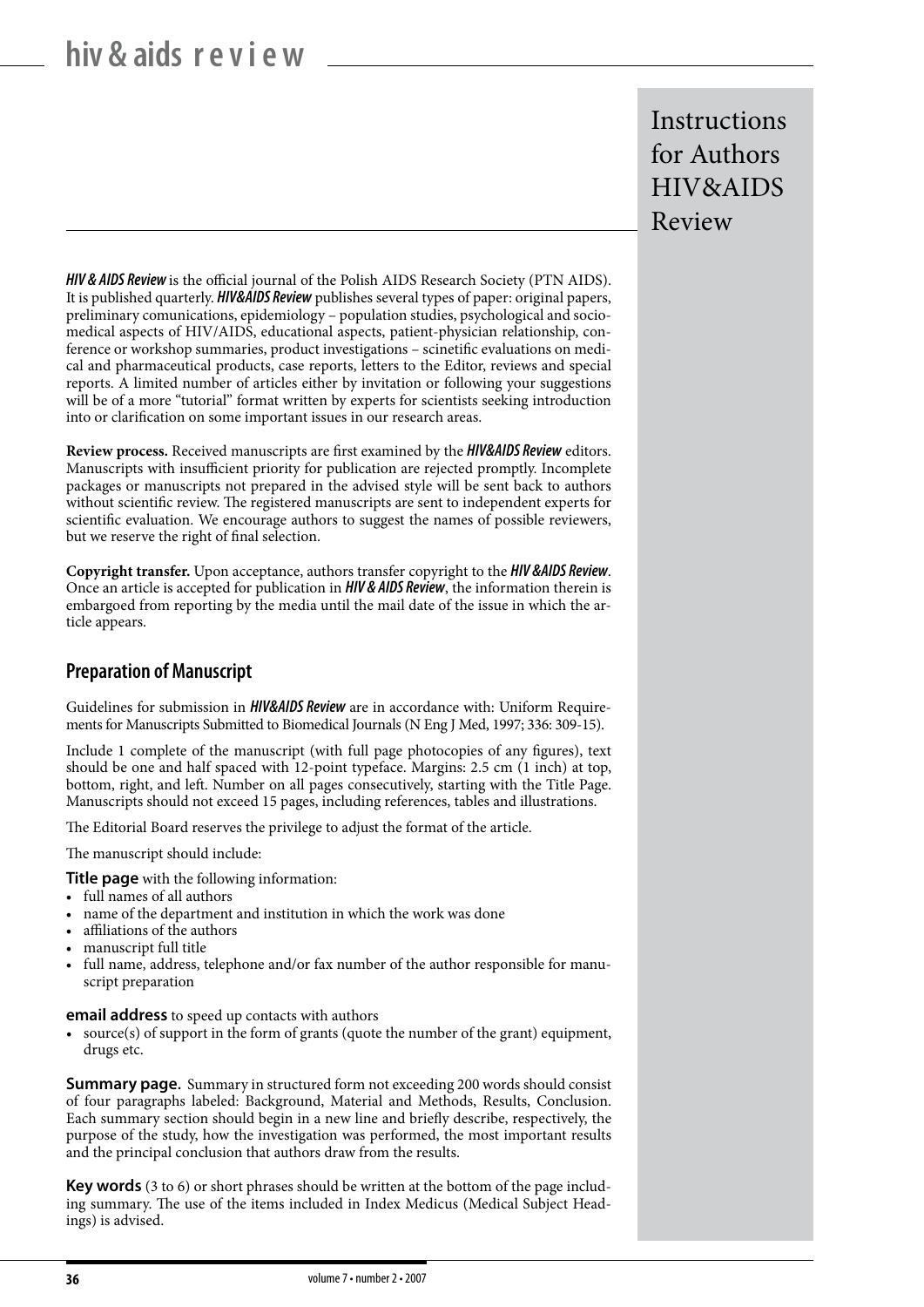# Instructions for Authors HIV&AIDS Review

***HIV & AIDS Review*** is the official journal of the Polish AIDS Research Society (PTN AIDS). It is published quarterly. ***HIV&AIDS Review*** publishes several types of paper: original papers, preliminary comunications, epidemiology – population studies, psychological and sociomedical aspects of HIV/AIDS, educational aspects, patient-physician relationship, conference or workshop summaries, product investigations – scinetific evaluations on medical and pharmaceutical products, case reports, letters to the Editor, reviews and special reports. A limited number of articles either by invitation or following your suggestions will be of a more "tutorial" format written by experts for scientists seeking introduction into or clarification on some important issues in our research areas.

**Review process.** Received manuscripts are first examined by the ***HIV&AIDS Review*** editors. Manuscripts with insufficient priority for publication are rejected promptly. Incomplete packages or manuscripts not prepared in the advised style will be sent back to authors without scientific review. The registered manuscripts are sent to independent experts for scientific evaluation. We encourage authors to suggest the names of possible reviewers, but we reserve the right of final selection.

**Copyright transfer.** Upon acceptance, authors transfer copyright to the ***HIV &AIDS Review***. Once an article is accepted for publication in ***HIV & AIDS Review***, the information therein is embargoed from reporting by the media until the mail date of the issue in which the article appears.

## Preparation of Manuscript

Guidelines for submission in ***HIV&AIDS Review*** are in accordance with: Uniform Requirements for Manuscripts Submitted to Biomedical Journals (N Eng J Med, 1997; 336: 309-15).

Include 1 complete of the manuscript (with full page photocopies of any figures), text should be one and half spaced with 12-point typeface. Margins: 2.5 cm (1 inch) at top, bottom, right, and left. Number on all pages consecutively, starting with the Title Page. Manuscripts should not exceed 15 pages, including references, tables and illustrations.

The Editorial Board reserves the privilege to adjust the format of the article.

The manuscript should include:

**Title page** with the following information:

- full names of all authors
- name of the department and institution in which the work was done
- affiliations of the authors
- manuscript full title
- full name, address, telephone and/or fax number of the author responsible for manuscript preparation

**email address** to speed up contacts with authors

- source(s) of support in the form of grants (quote the number of the grant) equipment, drugs etc.

**Summary page.** Summary in structured form not exceeding 200 words should consist of four paragraphs labeled: Background, Material and Methods, Results, Conclusion. Each summary section should begin in a new line and briefly describe, respectively, the purpose of the study, how the investigation was performed, the most important results and the principal conclusion that authors draw from the results.

**Key words** (3 to 6) or short phrases should be written at the bottom of the page including summary. The use of the items included in Index Medicus (Medical Subject Headings) is advised.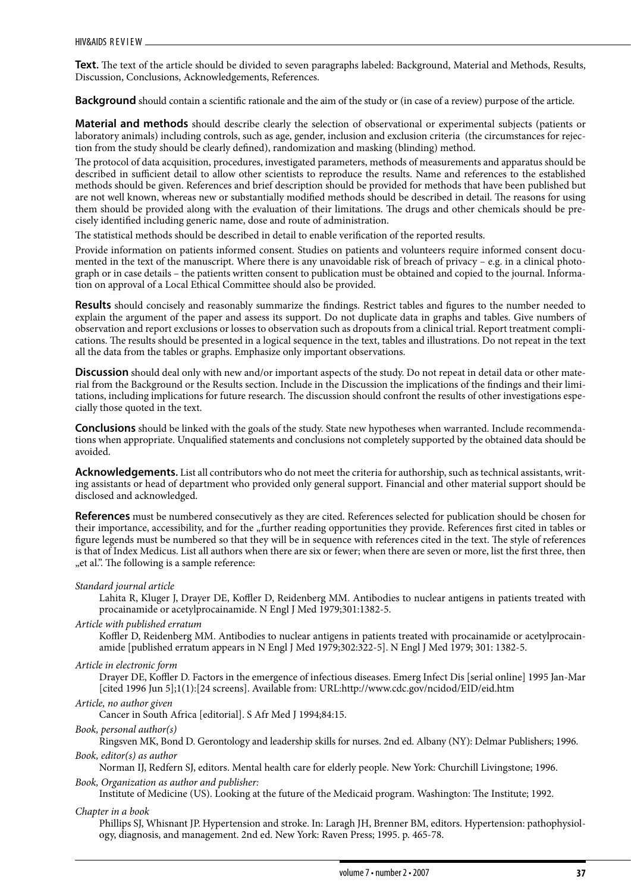**Text.** The text of the article should be divided to seven paragraphs labeled: Background, Material and Methods, Results, Discussion, Conclusions, Acknowledgements, References.

**Background** should contain a scientific rationale and the aim of the study or (in case of a review) purpose of the article.

**Material and methods** should describe clearly the selection of observational or experimental subjects (patients or laboratory animals) including controls, such as age, gender, inclusion and exclusion criteria (the circumstances for rejection from the study should be clearly defined), randomization and masking (blinding) method.

The protocol of data acquisition, procedures, investigated parameters, methods of measurements and apparatus should be described in sufficient detail to allow other scientists to reproduce the results. Name and references to the established methods should be given. References and brief description should be provided for methods that have been published but are not well known, whereas new or substantially modified methods should be described in detail. The reasons for using them should be provided along with the evaluation of their limitations. The drugs and other chemicals should be precisely identified including generic name, dose and route of administration.

The statistical methods should be described in detail to enable verification of the reported results.

Provide information on patients informed consent. Studies on patients and volunteers require informed consent documented in the text of the manuscript. Where there is any unavoidable risk of breach of privacy – e.g. in a clinical photograph or in case details – the patients written consent to publication must be obtained and copied to the journal. Information on approval of a Local Ethical Committee should also be provided.

**Results** should concisely and reasonably summarize the findings. Restrict tables and figures to the number needed to explain the argument of the paper and assess its support. Do not duplicate data in graphs and tables. Give numbers of observation and report exclusions or losses to observation such as dropouts from a clinical trial. Report treatment complications. The results should be presented in a logical sequence in the text, tables and illustrations. Do not repeat in the text all the data from the tables or graphs. Emphasize only important observations.

**Discussion** should deal only with new and/or important aspects of the study. Do not repeat in detail data or other material from the Background or the Results section. Include in the Discussion the implications of the findings and their limitations, including implications for future research. The discussion should confront the results of other investigations especially those quoted in the text.

**Conclusions** should be linked with the goals of the study. State new hypotheses when warranted. Include recommendations when appropriate. Unqualified statements and conclusions not completely supported by the obtained data should be avoided.

**Acknowledgements.** List all contributors who do not meet the criteria for authorship, such as technical assistants, writing assistants or head of department who provided only general support. Financial and other material support should be disclosed and acknowledged.

**References** must be numbered consecutively as they are cited. References selected for publication should be chosen for their importance, accessibility, and for the „further reading opportunities they provide. References first cited in tables or figure legends must be numbered so that they will be in sequence with references cited in the text. The style of references is that of Index Medicus. List all authors when there are six or fewer; when there are seven or more, list the first three, then „et al.". The following is a sample reference:

*Standard journal article*

Lahita R, Kluger J, Drayer DE, Koffler D, Reidenberg MM. Antibodies to nuclear antigens in patients treated with procainamide or acetylprocainamide. N Engl J Med 1979;301:1382-5.

*Article with published erratum*

Koffler D, Reidenberg MM. Antibodies to nuclear antigens in patients treated with procainamide or acetylprocainamide [published erratum appears in N Engl J Med 1979;302:322-5]. N Engl J Med 1979; 301: 1382-5.

*Article in electronic form*

Drayer DE, Koffler D. Factors in the emergence of infectious diseases. Emerg Infect Dis [serial online] 1995 Jan-Mar [cited 1996 Jun 5];1(1):[24 screens]. Available from: URL:http://www.cdc.gov/ncidod/EID/eid.htm

*Article, no author given*

Cancer in South Africa [editorial]. S Afr Med J 1994;84:15.

*Book, personal author(s)*

Ringsven MK, Bond D. Gerontology and leadership skills for nurses. 2nd ed. Albany (NY): Delmar Publishers; 1996.

*Book, editor(s) as author*

Norman IJ, Redfern SJ, editors. Mental health care for elderly people. New York: Churchill Livingstone; 1996.

*Book, Organization as author and publisher:*

Institute of Medicine (US). Looking at the future of the Medicaid program. Washington: The Institute; 1992.

*Chapter in a book*

Phillips SJ, Whisnant JP. Hypertension and stroke. In: Laragh JH, Brenner BM, editors. Hypertension: pathophysiology, diagnosis, and management. 2nd ed. New York: Raven Press; 1995. p. 465-78.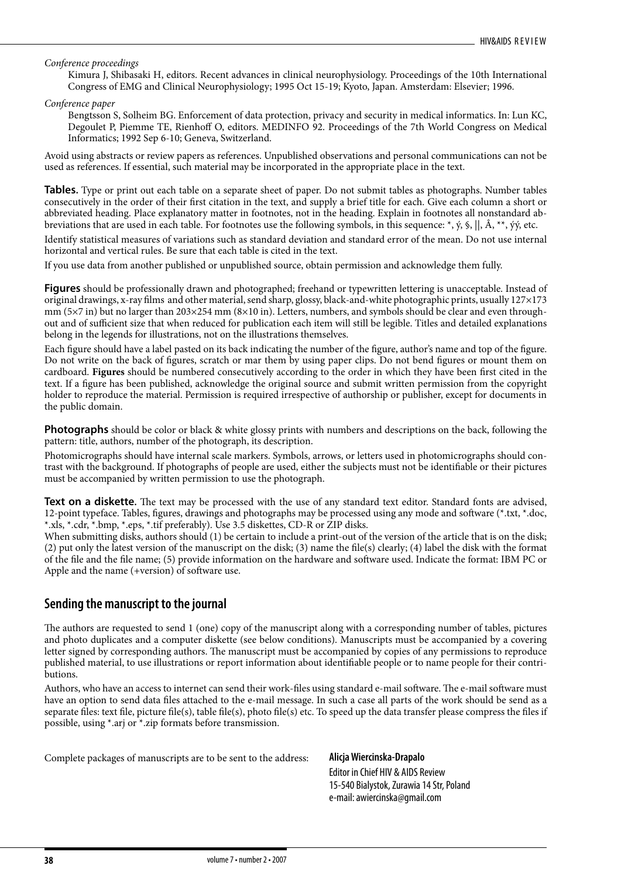*Conference proceedings*

Kimura J, Shibasaki H, editors. Recent advances in clinical neurophysiology. Proceedings of the 10th International Congress of EMG and Clinical Neurophysiology; 1995 Oct 15-19; Kyoto, Japan. Amsterdam: Elsevier; 1996.

*Conference paper*

Bengtsson S, Solheim BG. Enforcement of data protection, privacy and security in medical informatics. In: Lun KC, Degoulet P, Piemme TE, Rienhoff O, editors. MEDINFO 92. Proceedings of the 7th World Congress on Medical Informatics; 1992 Sep 6-10; Geneva, Switzerland.

Avoid using abstracts or review papers as references. Unpublished observations and personal communications can not be used as references. If essential, such material may be incorporated in the appropriate place in the text.

**Tables.** Type or print out each table on a separate sheet of paper. Do not submit tables as photographs. Number tables consecutively in the order of their first citation in the text, and supply a brief title for each. Give each column a short or abbreviated heading. Place explanatory matter in footnotes, not in the heading. Explain in footnotes all nonstandard abbreviations that are used in each table. For footnotes use the following symbols, in this sequence: *, ý, §, ||, Â, **, ýý, etc.

Identify statistical measures of variations such as standard deviation and standard error of the mean. Do not use internal horizontal and vertical rules. Be sure that each table is cited in the text.

If you use data from another published or unpublished source, obtain permission and acknowledge them fully.

**Figures** should be professionally drawn and photographed; freehand or typewritten lettering is unacceptable. Instead of original drawings, x-ray films and other material, send sharp, glossy, black-and-white photographic prints, usually 127×173 mm (5×7 in) but no larger than 203×254 mm (8×10 in). Letters, numbers, and symbols should be clear and even throughout and of sufficient size that when reduced for publication each item will still be legible. Titles and detailed explanations belong in the legends for illustrations, not on the illustrations themselves.

Each figure should have a label pasted on its back indicating the number of the figure, author's name and top of the figure. Do not write on the back of figures, scratch or mar them by using paper clips. Do not bend figures or mount them on cardboard. **Figures** should be numbered consecutively according to the order in which they have been first cited in the text. If a figure has been published, acknowledge the original source and submit written permission from the copyright holder to reproduce the material. Permission is required irrespective of authorship or publisher, except for documents in the public domain.

**Photographs** should be color or black & white glossy prints with numbers and descriptions on the back, following the pattern: title, authors, number of the photograph, its description.

Photomicrographs should have internal scale markers. Symbols, arrows, or letters used in photomicrographs should contrast with the background. If photographs of people are used, either the subjects must not be identifiable or their pictures must be accompanied by written permission to use the photograph.

**Text on a diskette.** The text may be processed with the use of any standard text editor. Standard fonts are advised, 12-point typeface. Tables, figures, drawings and photographs may be processed using any mode and software (*.txt, *.doc, *.xls, *.cdr, *.bmp, *.eps, *.tif preferably). Use 3.5 diskettes, CD-R or ZIP disks.

When submitting disks, authors should (1) be certain to include a print-out of the version of the article that is on the disk; (2) put only the latest version of the manuscript on the disk; (3) name the file(s) clearly; (4) label the disk with the format of the file and the file name; (5) provide information on the hardware and software used. Indicate the format: IBM PC or Apple and the name (+version) of software use.

## Sending the manuscript to the journal

The authors are requested to send 1 (one) copy of the manuscript along with a corresponding number of tables, pictures and photo duplicates and a computer diskette (see below conditions). Manuscripts must be accompanied by a covering letter signed by corresponding authors. The manuscript must be accompanied by copies of any permissions to reproduce published material, to use illustrations or report information about identifiable people or to name people for their contributions.

Authors, who have an access to internet can send their work-files using standard e-mail software. The e-mail software must have an option to send data files attached to the e-mail message. In such a case all parts of the work should be send as a separate files: text file, picture file(s), table file(s), photo file(s) etc. To speed up the data transfer please compress the files if possible, using *.arj or *.zip formats before transmission.

Complete packages of manuscripts are to be sent to the address:

**Alicja Wiercinska-Drapalo**
Editor in Chief HIV & AIDS Review
15-540 Bialystok, Zurawia 14 Str, Poland
e-mail: awiercinska@gmail.com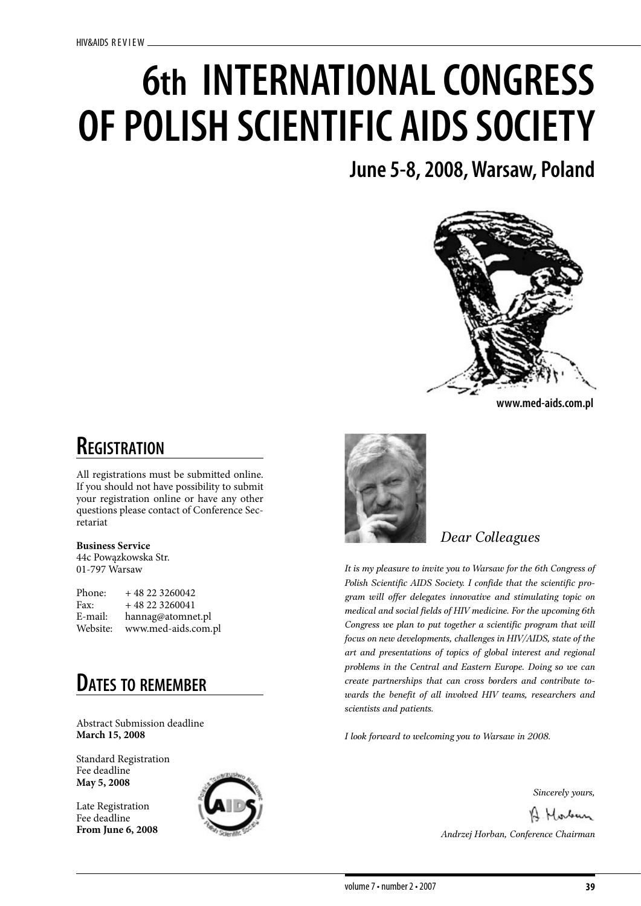# 6th INTERNATIONAL CONGRESS OF POLISH SCIENTIFIC AIDS SOCIETY

## June 5-8, 2008, Warsaw, Poland

www.med-aids.com.pl

## Registration

All registrations must be submitted online. If you should not have possibility to submit your registration online or have any other questions please contact of Conference Secretariat

**Business Service**
44c Powązkowska Str.
01-797 Warsaw

Phone: + 48 22 3260042
Fax: + 48 22 3260041
E-mail: hannag@atomnet.pl
Website: www.med-aids.com.pl

## Dates to remember

Abstract Submission deadline
**March 15, 2008**

Standard Registration
Fee deadline
**May 5, 2008**

Late Registration
Fee deadline
**From June 6, 2008**

*Dear Colleagues*

*It is my pleasure to invite you to Warsaw for the 6th Congress of Polish Scientific AIDS Society. I confide that the scientific program will offer delegates innovative and stimulating topic on medical and social fields of HIV medicine. For the upcoming 6th Congress we plan to put together a scientific program that will focus on new developments, challenges in HIV/AIDS, state of the art and presentations of topics of global interest and regional problems in the Central and Eastern Europe. Doing so we can create partnerships that can cross borders and contribute towards the benefit of all involved HIV teams, researchers and scientists and patients.*

*I look forward to welcoming you to Warsaw in 2008.*

*Sincerely yours,*

*Andrzej Horban, Conference Chairman*